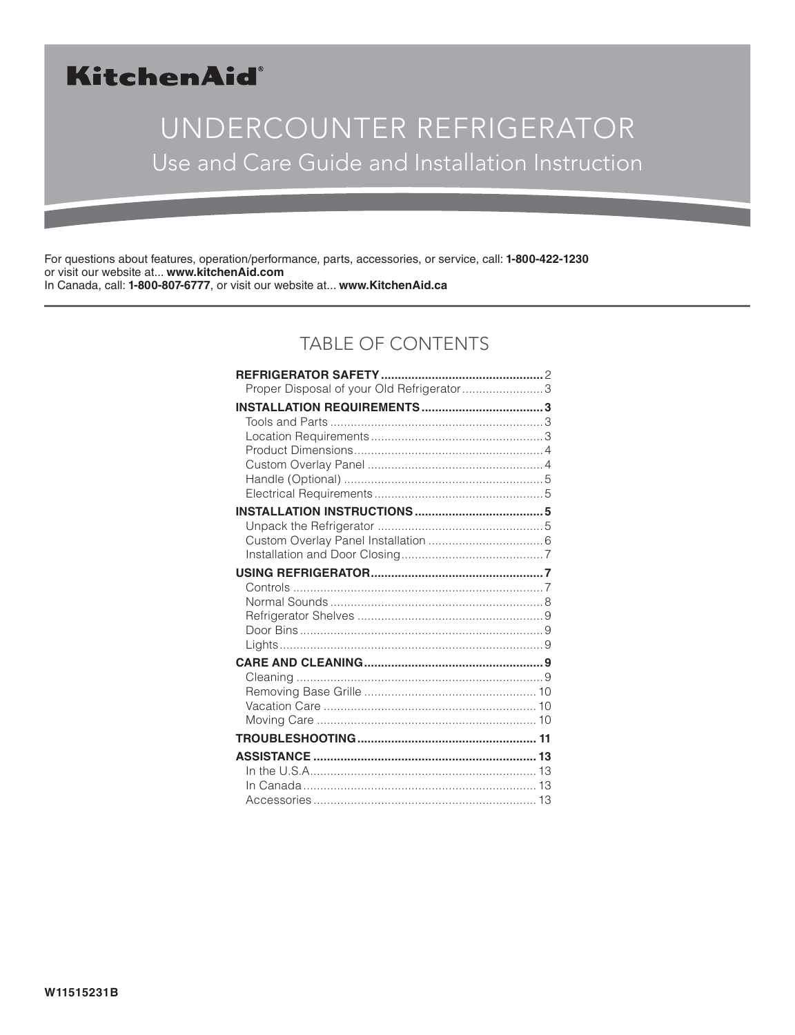**KitchenAid®**

# UNDERCOUNTER REFRIGERATOR

## Use and Care Guide and Installation Instruction

For questions about features, operation/performance, parts, accessories, or service, call: **1-800-422-1230**
or visit our website at... **www.kitchenAid.com**
In Canada, call: **1-800-807-6777**, or visit our website at... **www.KitchenAid.ca**

## TABLE OF CONTENTS

| | |
|---|---|
| **REFRIGERATOR SAFETY** | 2 |
| Proper Disposal of your Old Refrigerator | 3 |
| **INSTALLATION REQUIREMENTS** | **3** |
| Tools and Parts | 3 |
| Location Requirements | 3 |
| Product Dimensions | 4 |
| Custom Overlay Panel | 4 |
| Handle (Optional) | 5 |
| Electrical Requirements | 5 |
| **INSTALLATION INSTRUCTIONS** | **5** |
| Unpack the Refrigerator | 5 |
| Custom Overlay Panel Installation | 6 |
| Installation and Door Closing | 7 |
| **USING REFRIGERATOR** | **7** |
| Controls | 7 |
| Normal Sounds | 8 |
| Refrigerator Shelves | 9 |
| Door Bins | 9 |
| Lights | 9 |
| **CARE AND CLEANING** | **9** |
| Cleaning | 9 |
| Removing Base Grille | 10 |
| Vacation Care | 10 |
| Moving Care | 10 |
| **TROUBLESHOOTING** | **11** |
| **ASSISTANCE** | **13** |
| In the U.S.A. | 13 |
| In Canada | 13 |
| Accessories | 13 |

W11515231B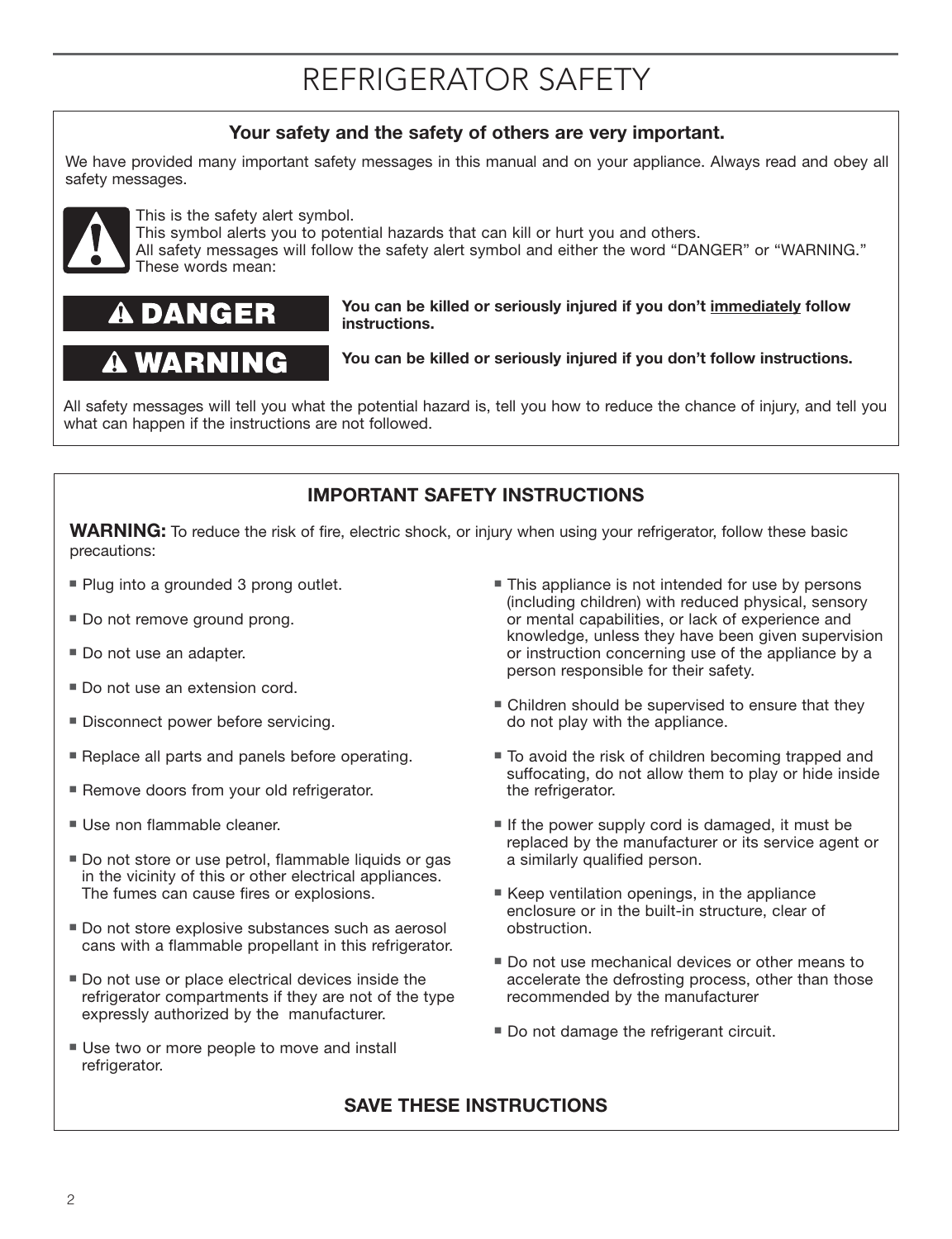# REFRIGERATOR SAFETY

**Your safety and the safety of others are very important.**

We have provided many important safety messages in this manual and on your appliance. Always read and obey all safety messages.

This is the safety alert symbol.
This symbol alerts you to potential hazards that can kill or hurt you and others.
All safety messages will follow the safety alert symbol and either the word “DANGER” or “WARNING.” These words mean:

**DANGER** — **You can be killed or seriously injured if you don’t immediately follow instructions.**

**WARNING** — **You can be killed or seriously injured if you don’t follow instructions.**

All safety messages will tell you what the potential hazard is, tell you how to reduce the chance of injury, and tell you what can happen if the instructions are not followed.

## IMPORTANT SAFETY INSTRUCTIONS

**WARNING:** To reduce the risk of fire, electric shock, or injury when using your refrigerator, follow these basic precautions:

- Plug into a grounded 3 prong outlet.
- Do not remove ground prong.
- Do not use an adapter.
- Do not use an extension cord.
- Disconnect power before servicing.
- Replace all parts and panels before operating.
- Remove doors from your old refrigerator.
- Use non flammable cleaner.
- Do not store or use petrol, flammable liquids or gas in the vicinity of this or other electrical appliances. The fumes can cause fires or explosions.
- Do not store explosive substances such as aerosol cans with a flammable propellant in this refrigerator.
- Do not use or place electrical devices inside the refrigerator compartments if they are not of the type expressly authorized by the manufacturer.
- Use two or more people to move and install refrigerator.
- This appliance is not intended for use by persons (including children) with reduced physical, sensory or mental capabilities, or lack of experience and knowledge, unless they have been given supervision or instruction concerning use of the appliance by a person responsible for their safety.
- Children should be supervised to ensure that they do not play with the appliance.
- To avoid the risk of children becoming trapped and suffocating, do not allow them to play or hide inside the refrigerator.
- If the power supply cord is damaged, it must be replaced by the manufacturer or its service agent or a similarly qualified person.
- Keep ventilation openings, in the appliance enclosure or in the built-in structure, clear of obstruction.
- Do not use mechanical devices or other means to accelerate the defrosting process, other than those recommended by the manufacturer
- Do not damage the refrigerant circuit.

**SAVE THESE INSTRUCTIONS**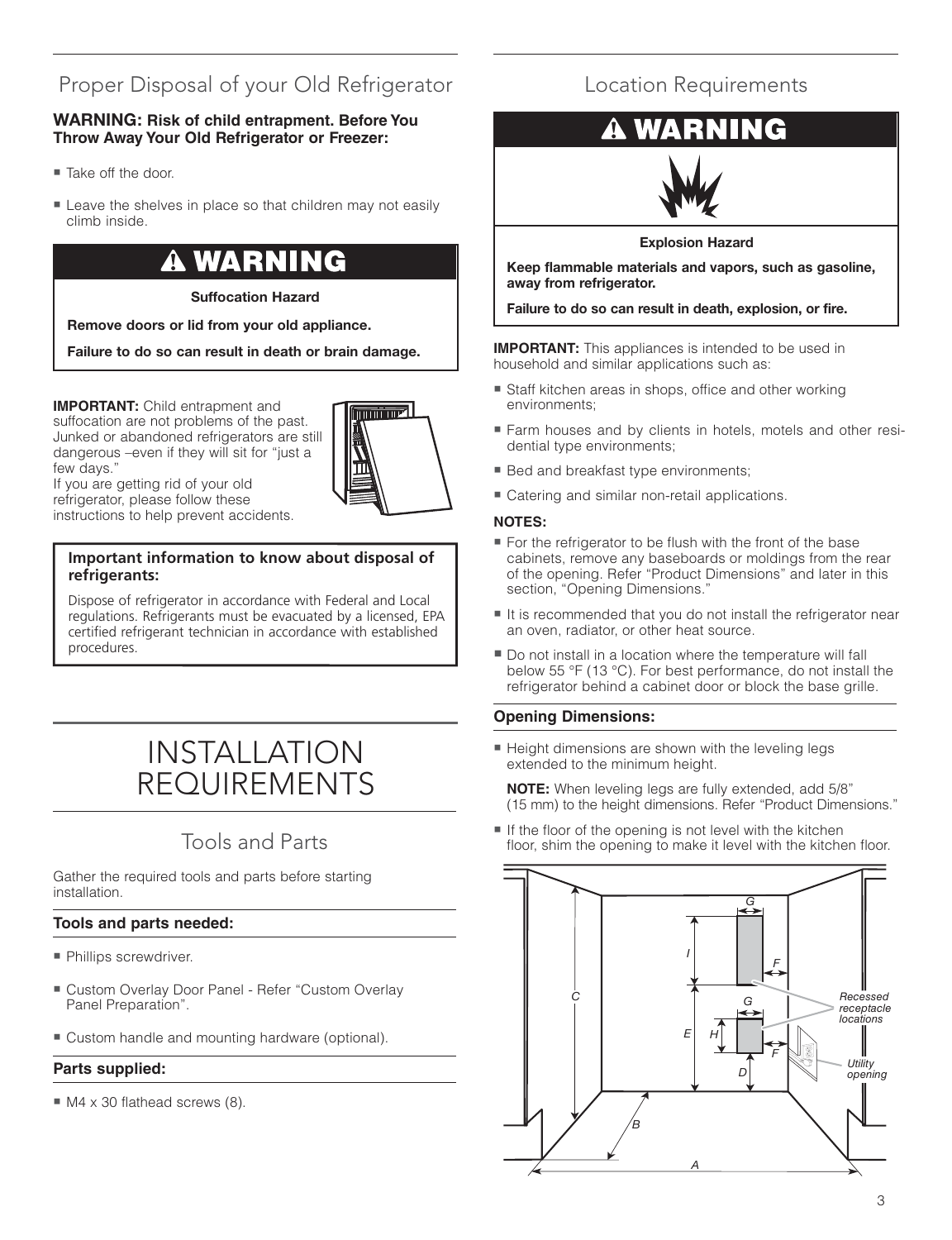## Proper Disposal of your Old Refrigerator

**WARNING: Risk of child entrapment. Before You Throw Away Your Old Refrigerator or Freezer:**

- Take off the door.
- Leave the shelves in place so that children may not easily climb inside.

> **⚠ WARNING**
>
> **Suffocation Hazard**
>
> **Remove doors or lid from your old appliance.**
>
> **Failure to do so can result in death or brain damage.**

**IMPORTANT:** Child entrapment and suffocation are not problems of the past. Junked or abandoned refrigerators are still dangerous –even if they will sit for "just a few days."
If you are getting rid of your old refrigerator, please follow these instructions to help prevent accidents.

**Important information to know about disposal of refrigerants:**

Dispose of refrigerator in accordance with Federal and Local regulations. Refrigerants must be evacuated by a licensed, EPA certified refrigerant technician in accordance with established procedures.

# INSTALLATION REQUIREMENTS

## Tools and Parts

Gather the required tools and parts before starting installation.

### Tools and parts needed:

- Phillips screwdriver.
- Custom Overlay Door Panel - Refer "Custom Overlay Panel Preparation".
- Custom handle and mounting hardware (optional).

### Parts supplied:

- M4 x 30 flathead screws (8).

## Location Requirements

> **⚠ WARNING**
>
> **Explosion Hazard**
>
> **Keep flammable materials and vapors, such as gasoline, away from refrigerator.**
>
> **Failure to do so can result in death, explosion, or fire.**

**IMPORTANT:** This appliances is intended to be used in household and similar applications such as:

- Staff kitchen areas in shops, office and other working environments;
- Farm houses and by clients in hotels, motels and other residential type environments;
- Bed and breakfast type environments;
- Catering and similar non-retail applications.

**NOTES:**

- For the refrigerator to be flush with the front of the base cabinets, remove any baseboards or moldings from the rear of the opening. Refer "Product Dimensions" and later in this section, "Opening Dimensions."
- It is recommended that you do not install the refrigerator near an oven, radiator, or other heat source.
- Do not install in a location where the temperature will fall below 55 °F (13 °C). For best performance, do not install the refrigerator behind a cabinet door or block the base grille.

### Opening Dimensions:

- Height dimensions are shown with the leveling legs extended to the minimum height.

  **NOTE:** When leveling legs are fully extended, add 5/8" (15 mm) to the height dimensions. Refer "Product Dimensions."

- If the floor of the opening is not level with the kitchen floor, shim the opening to make it level with the kitchen floor.

G, I, F, C, G, E, H, F, D, B, A

Recessed receptacle locations

Utility opening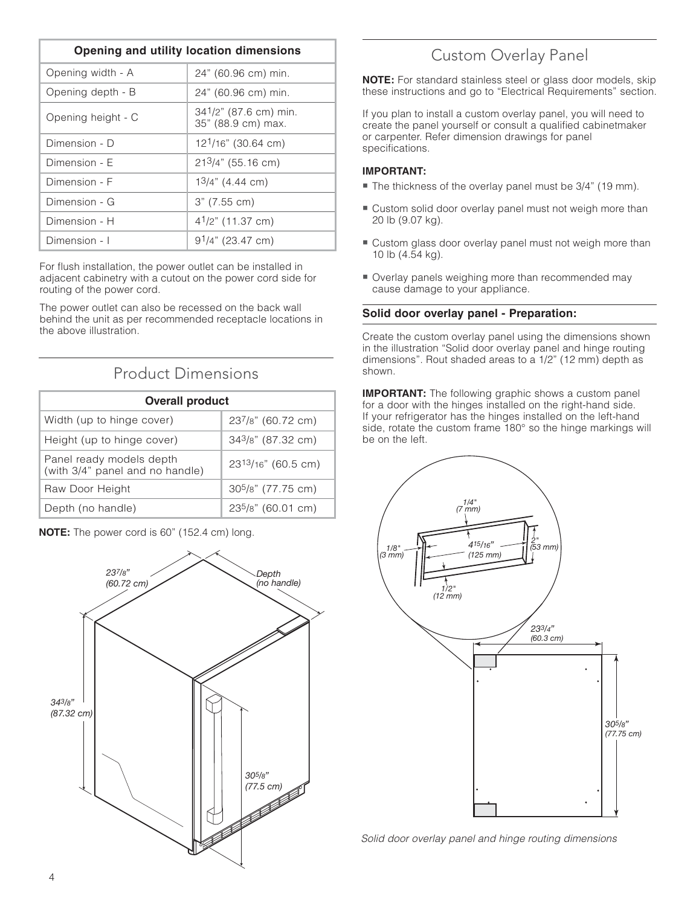| Opening and utility location dimensions | |
|---|---|
| Opening width - A | 24" (60.96 cm) min. |
| Opening depth - B | 24" (60.96 cm) min. |
| Opening height - C | 34 1/2" (87.6 cm) min.<br>35" (88.9 cm) max. |
| Dimension - D | 12 1/16" (30.64 cm) |
| Dimension - E | 21 3/4" (55.16 cm) |
| Dimension - F | 1 3/4" (4.44 cm) |
| Dimension - G | 3" (7.55 cm) |
| Dimension - H | 4 1/2" (11.37 cm) |
| Dimension - I | 9 1/4" (23.47 cm) |

For flush installation, the power outlet can be installed in adjacent cabinetry with a cutout on the power cord side for routing of the power cord.

The power outlet can also be recessed on the back wall behind the unit as per recommended receptacle locations in the above illustration.

## Product Dimensions

| Overall product | |
|---|---|
| Width (up to hinge cover) | 23 7/8" (60.72 cm) |
| Height (up to hinge cover) | 34 3/8" (87.32 cm) |
| Panel ready models depth (with 3/4" panel and no handle) | 23 13/16" (60.5 cm) |
| Raw Door Height | 30 5/8" (77.75 cm) |
| Depth (no handle) | 23 5/8" (60.01 cm) |

**NOTE:** The power cord is 60" (152.4 cm) long.

23 7/8" (60.72 cm)

Depth (no handle)

34 3/8" (87.32 cm)

30 5/8" (77.5 cm)

## Custom Overlay Panel

**NOTE:** For standard stainless steel or glass door models, skip these instructions and go to "Electrical Requirements" section.

If you plan to install a custom overlay panel, you will need to create the panel yourself or consult a qualified cabinetmaker or carpenter. Refer dimension drawings for panel specifications.

**IMPORTANT:**

- The thickness of the overlay panel must be 3/4" (19 mm).
- Custom solid door overlay panel must not weigh more than 20 lb (9.07 kg).
- Custom glass door overlay panel must not weigh more than 10 lb (4.54 kg).
- Overlay panels weighing more than recommended may cause damage to your appliance.

### Solid door overlay panel - Preparation:

Create the custom overlay panel using the dimensions shown in the illustration "Solid door overlay panel and hinge routing dimensions". Rout shaded areas to a 1/2" (12 mm) depth as shown.

**IMPORTANT:** The following graphic shows a custom panel for a door with the hinges installed on the right-hand side. If your refrigerator has the hinges installed on the left-hand side, rotate the custom frame 180° so the hinge markings will be on the left.

1/4" (7 mm)

1/8" (3 mm)

4 15/16" (125 mm)

2" (53 mm)

1/2" (12 mm)

23 3/4" (60.3 cm)

30 5/8" (77.75 cm)

*Solid door overlay panel and hinge routing dimensions*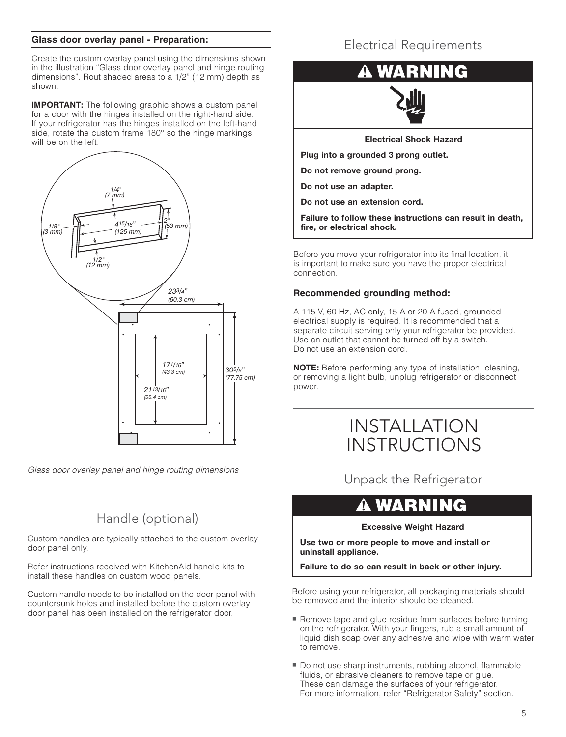**Glass door overlay panel - Preparation:**

Create the custom overlay panel using the dimensions shown in the illustration "Glass door overlay panel and hinge routing dimensions". Rout shaded areas to a 1/2" (12 mm) depth as shown.

**IMPORTANT:** The following graphic shows a custom panel for a door with the hinges installed on the right-hand side. If your refrigerator has the hinges installed on the left-hand side, rotate the custom frame 180° so the hinge markings will be on the left.

*Glass door overlay panel and hinge routing dimensions*

## Handle (optional)

Custom handles are typically attached to the custom overlay door panel only.

Refer instructions received with KitchenAid handle kits to install these handles on custom wood panels.

Custom handle needs to be installed on the door panel with countersunk holes and installed before the custom overlay door panel has been installed on the refrigerator door.

## Electrical Requirements

**⚠ WARNING**

**Electrical Shock Hazard**

**Plug into a grounded 3 prong outlet.**

**Do not remove ground prong.**

**Do not use an adapter.**

**Do not use an extension cord.**

**Failure to follow these instructions can result in death, fire, or electrical shock.**

Before you move your refrigerator into its final location, it is important to make sure you have the proper electrical connection.

**Recommended grounding method:**

A 115 V, 60 Hz, AC only, 15 A or 20 A fused, grounded electrical supply is required. It is recommended that a separate circuit serving only your refrigerator be provided. Use an outlet that cannot be turned off by a switch. Do not use an extension cord.

**NOTE:** Before performing any type of installation, cleaning, or removing a light bulb, unplug refrigerator or disconnect power.

# INSTALLATION INSTRUCTIONS

## Unpack the Refrigerator

**⚠ WARNING**

**Excessive Weight Hazard**

**Use two or more people to move and install or uninstall appliance.**

**Failure to do so can result in back or other injury.**

Before using your refrigerator, all packaging materials should be removed and the interior should be cleaned.

- Remove tape and glue residue from surfaces before turning on the refrigerator. With your fingers, rub a small amount of liquid dish soap over any adhesive and wipe with warm water to remove.
- Do not use sharp instruments, rubbing alcohol, flammable fluids, or abrasive cleaners to remove tape or glue. These can damage the surfaces of your refrigerator. For more information, refer "Refrigerator Safety" section.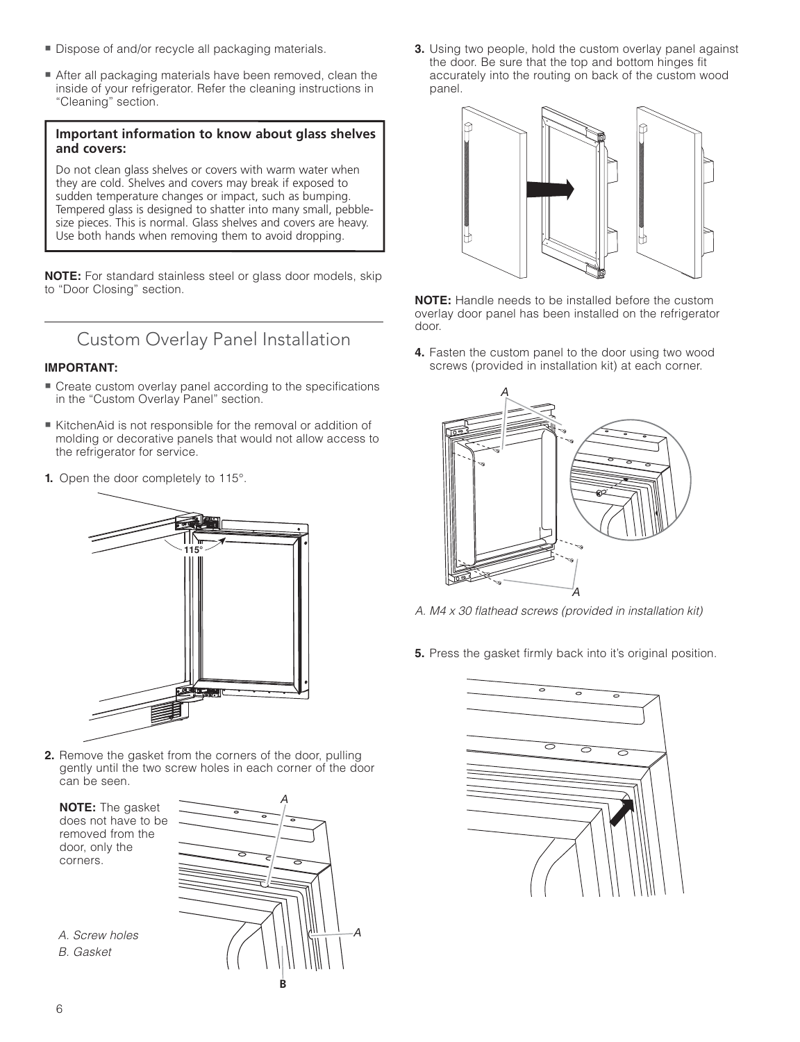- Dispose of and/or recycle all packaging materials.
- After all packaging materials have been removed, clean the inside of your refrigerator. Refer the cleaning instructions in “Cleaning” section.

**Important information to know about glass shelves and covers:**

Do not clean glass shelves or covers with warm water when they are cold. Shelves and covers may break if exposed to sudden temperature changes or impact, such as bumping. Tempered glass is designed to shatter into many small, pebble-size pieces. This is normal. Glass shelves and covers are heavy. Use both hands when removing them to avoid dropping.

**NOTE:** For standard stainless steel or glass door models, skip to “Door Closing” section.

## Custom Overlay Panel Installation

**IMPORTANT:**

- Create custom overlay panel according to the specifications in the “Custom Overlay Panel” section.
- KitchenAid is not responsible for the removal or addition of molding or decorative panels that would not allow access to the refrigerator for service.

**1.** Open the door completely to 115°.

**2.** Remove the gasket from the corners of the door, pulling gently until the two screw holes in each corner of the door can be seen.

**NOTE:** The gasket does not have to be removed from the door, only the corners.

*A. Screw holes*
*B. Gasket*

**3.** Using two people, hold the custom overlay panel against the door. Be sure that the top and bottom hinges fit accurately into the routing on back of the custom wood panel.

**NOTE:** Handle needs to be installed before the custom overlay door panel has been installed on the refrigerator door.

**4.** Fasten the custom panel to the door using two wood screws (provided in installation kit) at each corner.

*A. M4 x 30 flathead screws (provided in installation kit)*

**5.** Press the gasket firmly back into it’s original position.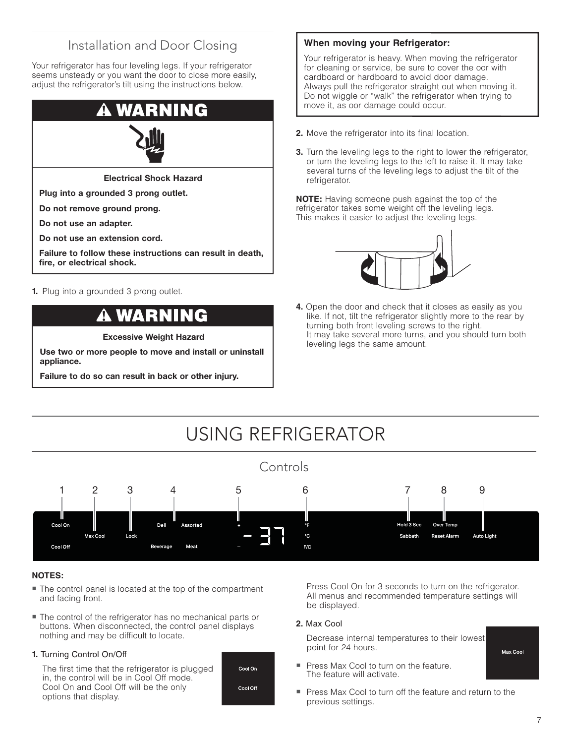## Installation and Door Closing

Your refrigerator has four leveling legs. If your refrigerator seems unsteady or you want the door to close more easily, adjust the refrigerator's tilt using the instructions below.

**⚠ WARNING**

**Electrical Shock Hazard**

**Plug into a grounded 3 prong outlet.**

**Do not remove ground prong.**

**Do not use an adapter.**

**Do not use an extension cord.**

**Failure to follow these instructions can result in death, fire, or electrical shock.**

**1.** Plug into a grounded 3 prong outlet.

**⚠ WARNING**

**Excessive Weight Hazard**

**Use two or more people to move and install or uninstall appliance.**

**Failure to do so can result in back or other injury.**

**When moving your Refrigerator:**

Your refrigerator is heavy. When moving the refrigerator for cleaning or service, be sure to cover the oor with cardboard or hardboard to avoid door damage. Always pull the refrigerator straight out when moving it. Do not wiggle or "walk" the refrigerator when trying to move it, as oor damage could occur.

**2.** Move the refrigerator into its final location.

**3.** Turn the leveling legs to the right to lower the refrigerator, or turn the leveling legs to the left to raise it. It may take several turns of the leveling legs to adjust the tilt of the refrigerator.

**NOTE:** Having someone push against the top of the refrigerator takes some weight off the leveling legs. This makes it easier to adjust the leveling legs.

**4.** Open the door and check that it closes as easily as you like. If not, tilt the refrigerator slightly more to the rear by turning both front leveling screws to the right. It may take several more turns, and you should turn both leveling legs the same amount.

# USING REFRIGERATOR

## Controls

| 1 | 2 | 3 | 4 | 5 | 6 | 7 | 8 | 9 |
|---|---|---|---|---|---|---|---|---|
| Cool On / Cool Off | Max Cool | Lock | Deli / Assorted / Beverage / Meat | + / – | °F / °C / F/C | Hold 3 Sec / Sabbath | Over Temp / Reset Alarm | Auto Light |

**NOTES:**

- The control panel is located at the top of the compartment and facing front.
- The control of the refrigerator has no mechanical parts or buttons. When disconnected, the control panel displays nothing and may be difficult to locate.

**1.** Turning Control On/Off

The first time that the refrigerator is plugged in, the control will be in Cool Off mode. Cool On and Cool Off will be the only options that display.

Press Cool On for 3 seconds to turn on the refrigerator. All menus and recommended temperature settings will be displayed.

**2.** Max Cool

Decrease internal temperatures to their lowest point for 24 hours.

- Press Max Cool to turn on the feature. The feature will activate.
- Press Max Cool to turn off the feature and return to the previous settings.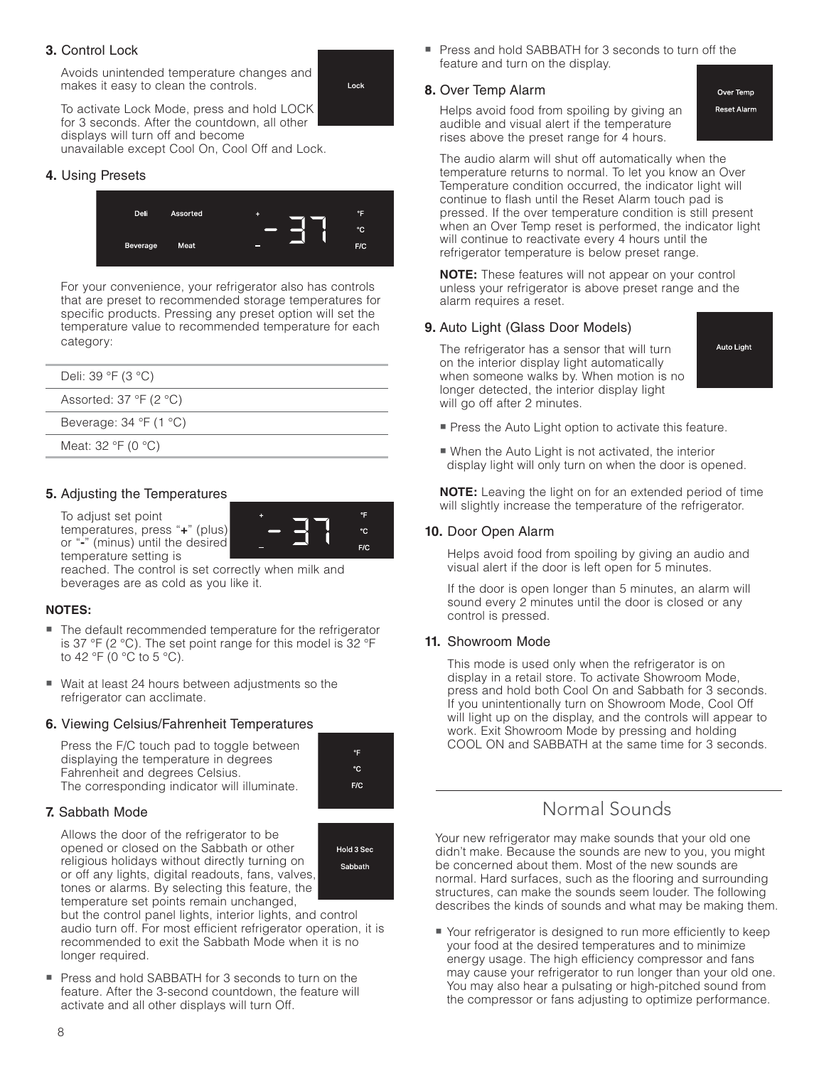### 3. Control Lock

Avoids unintended temperature changes and makes it easy to clean the controls.

Lock

To activate Lock Mode, press and hold LOCK for 3 seconds. After the countdown, all other displays will turn off and become unavailable except Cool On, Cool Off and Lock.

### 4. Using Presets

Deli Assorted + °F °C Beverage Meat – F/C

For your convenience, your refrigerator also has controls that are preset to recommended storage temperatures for specific products. Pressing any preset option will set the temperature value to recommended temperature for each category:

| |
|---|
| Deli: 39 °F (3 °C) |
| Assorted: 37 °F (2 °C) |
| Beverage: 34 °F (1 °C) |
| Meat: 32 °F (0 °C) |

### 5. Adjusting the Temperatures

To adjust set point temperatures, press "**+**" (plus) or "**-**" (minus) until the desired temperature setting is reached. The control is set correctly when milk and beverages are as cold as you like it.

**NOTES:**

- The default recommended temperature for the refrigerator is 37 °F (2 °C). The set point range for this model is 32 °F to 42 °F (0 °C to 5 °C).
- Wait at least 24 hours between adjustments so the refrigerator can acclimate.

### 6. Viewing Celsius/Fahrenheit Temperatures

Press the F/C touch pad to toggle between displaying the temperature in degrees Fahrenheit and degrees Celsius. The corresponding indicator will illuminate.

### 7. Sabbath Mode

Hold 3 Sec Sabbath

Allows the door of the refrigerator to be opened or closed on the Sabbath or other religious holidays without directly turning on or off any lights, digital readouts, fans, valves, tones or alarms. By selecting this feature, the temperature set points remain unchanged, but the control panel lights, interior lights, and control audio turn off. For most efficient refrigerator operation, it is recommended to exit the Sabbath Mode when it is no longer required.

- Press and hold SABBATH for 3 seconds to turn on the feature. After the 3-second countdown, the feature will activate and all other displays will turn Off.
- Press and hold SABBATH for 3 seconds to turn off the feature and turn on the display.

### 8. Over Temp Alarm

Over Temp Reset Alarm

Helps avoid food from spoiling by giving an audible and visual alert if the temperature rises above the preset range for 4 hours.

The audio alarm will shut off automatically when the temperature returns to normal. To let you know an Over Temperature condition occurred, the indicator light will continue to flash until the Reset Alarm touch pad is pressed. If the over temperature condition is still present when an Over Temp reset is performed, the indicator light will continue to reactivate every 4 hours until the refrigerator temperature is below preset range.

**NOTE:** These features will not appear on your control unless your refrigerator is above preset range and the alarm requires a reset.

### 9. Auto Light (Glass Door Models)

Auto Light

The refrigerator has a sensor that will turn on the interior display light automatically when someone walks by. When motion is no longer detected, the interior display light will go off after 2 minutes.

- Press the Auto Light option to activate this feature.
- When the Auto Light is not activated, the interior display light will only turn on when the door is opened.

**NOTE:** Leaving the light on for an extended period of time will slightly increase the temperature of the refrigerator.

### 10. Door Open Alarm

Helps avoid food from spoiling by giving an audio and visual alert if the door is left open for 5 minutes.

If the door is open longer than 5 minutes, an alarm will sound every 2 minutes until the door is closed or any control is pressed.

### 11. Showroom Mode

This mode is used only when the refrigerator is on display in a retail store. To activate Showroom Mode, press and hold both Cool On and Sabbath for 3 seconds. If you unintentionally turn on Showroom Mode, Cool Off will light up on the display, and the controls will appear to work. Exit Showroom Mode by pressing and holding COOL ON and SABBATH at the same time for 3 seconds.

## Normal Sounds

Your new refrigerator may make sounds that your old one didn't make. Because the sounds are new to you, you might be concerned about them. Most of the new sounds are normal. Hard surfaces, such as the flooring and surrounding structures, can make the sounds seem louder. The following describes the kinds of sounds and what may be making them.

- Your refrigerator is designed to run more efficiently to keep your food at the desired temperatures and to minimize energy usage. The high efficiency compressor and fans may cause your refrigerator to run longer than your old one. You may also hear a pulsating or high-pitched sound from the compressor or fans adjusting to optimize performance.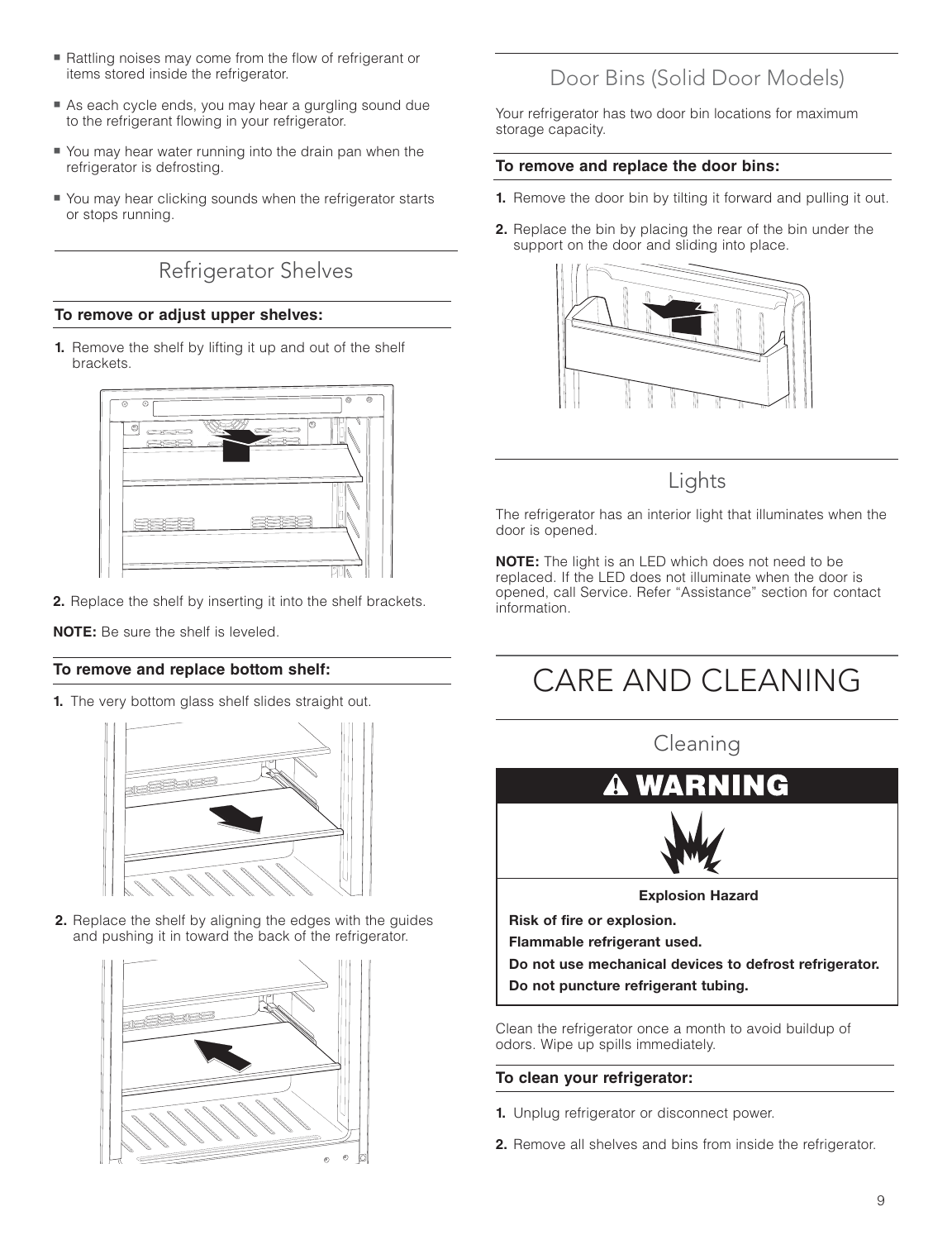- Rattling noises may come from the flow of refrigerant or items stored inside the refrigerator.
- As each cycle ends, you may hear a gurgling sound due to the refrigerant flowing in your refrigerator.
- You may hear water running into the drain pan when the refrigerator is defrosting.
- You may hear clicking sounds when the refrigerator starts or stops running.

## Refrigerator Shelves

**To remove or adjust upper shelves:**

1. Remove the shelf by lifting it up and out of the shelf brackets.
2. Replace the shelf by inserting it into the shelf brackets.

**NOTE:** Be sure the shelf is leveled.

**To remove and replace bottom shelf:**

1. The very bottom glass shelf slides straight out.
2. Replace the shelf by aligning the edges with the guides and pushing it in toward the back of the refrigerator.

## Door Bins (Solid Door Models)

Your refrigerator has two door bin locations for maximum storage capacity.

**To remove and replace the door bins:**

1. Remove the door bin by tilting it forward and pulling it out.
2. Replace the bin by placing the rear of the bin under the support on the door and sliding into place.

## Lights

The refrigerator has an interior light that illuminates when the door is opened.

**NOTE:** The light is an LED which does not need to be replaced. If the LED does not illuminate when the door is opened, call Service. Refer "Assistance" section for contact information.

# CARE AND CLEANING

## Cleaning

**⚠ WARNING**

**Explosion Hazard**

**Risk of fire or explosion.**

**Flammable refrigerant used.**

**Do not use mechanical devices to defrost refrigerator.**

**Do not puncture refrigerant tubing.**

Clean the refrigerator once a month to avoid buildup of odors. Wipe up spills immediately.

**To clean your refrigerator:**

1. Unplug refrigerator or disconnect power.
2. Remove all shelves and bins from inside the refrigerator.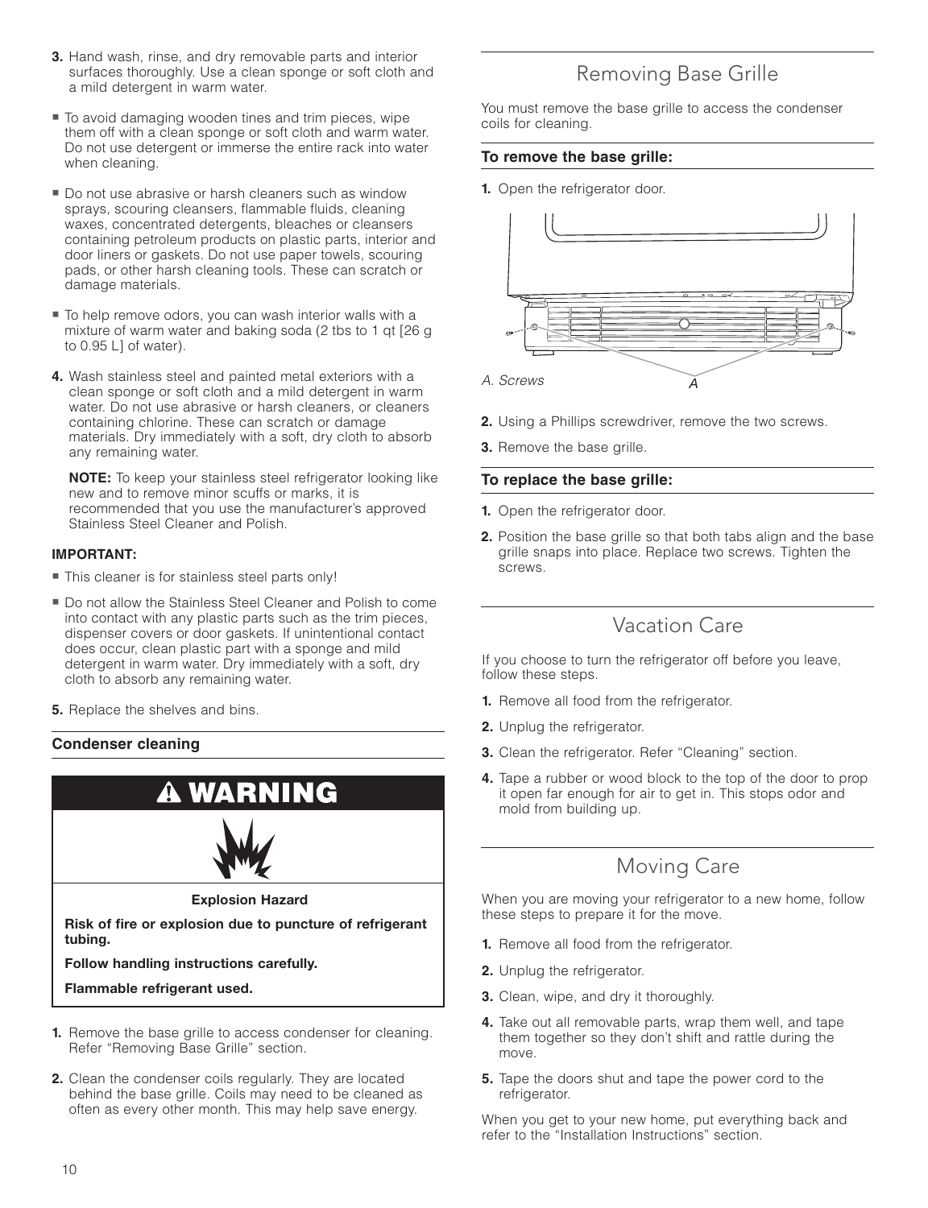3. Hand wash, rinse, and dry removable parts and interior surfaces thoroughly. Use a clean sponge or soft cloth and a mild detergent in warm water.

- To avoid damaging wooden tines and trim pieces, wipe them off with a clean sponge or soft cloth and warm water. Do not use detergent or immerse the entire rack into water when cleaning.
- Do not use abrasive or harsh cleaners such as window sprays, scouring cleansers, flammable fluids, cleaning waxes, concentrated detergents, bleaches or cleansers containing petroleum products on plastic parts, interior and door liners or gaskets. Do not use paper towels, scouring pads, or other harsh cleaning tools. These can scratch or damage materials.
- To help remove odors, you can wash interior walls with a mixture of warm water and baking soda (2 tbs to 1 qt [26 g to 0.95 L] of water).

4. Wash stainless steel and painted metal exteriors with a clean sponge or soft cloth and a mild detergent in warm water. Do not use abrasive or harsh cleaners, or cleaners containing chlorine. These can scratch or damage materials. Dry immediately with a soft, dry cloth to absorb any remaining water.

   **NOTE:** To keep your stainless steel refrigerator looking like new and to remove minor scuffs or marks, it is recommended that you use the manufacturer's approved Stainless Steel Cleaner and Polish.

**IMPORTANT:**

- This cleaner is for stainless steel parts only!
- Do not allow the Stainless Steel Cleaner and Polish to come into contact with any plastic parts such as the trim pieces, dispenser covers or door gaskets. If unintentional contact does occur, clean plastic part with a sponge and mild detergent in warm water. Dry immediately with a soft, dry cloth to absorb any remaining water.

5. Replace the shelves and bins.

### Condenser cleaning

**⚠ WARNING**

**Explosion Hazard**

**Risk of fire or explosion due to puncture of refrigerant tubing.**

**Follow handling instructions carefully.**

**Flammable refrigerant used.**

1. Remove the base grille to access condenser for cleaning. Refer "Removing Base Grille" section.
2. Clean the condenser coils regularly. They are located behind the base grille. Coils may need to be cleaned as often as every other month. This may help save energy.

## Removing Base Grille

You must remove the base grille to access the condenser coils for cleaning.

### To remove the base grille:

1. Open the refrigerator door.

*A. Screws*

2. Using a Phillips screwdriver, remove the two screws.
3. Remove the base grille.

### To replace the base grille:

1. Open the refrigerator door.
2. Position the base grille so that both tabs align and the base grille snaps into place. Replace two screws. Tighten the screws.

## Vacation Care

If you choose to turn the refrigerator off before you leave, follow these steps.

1. Remove all food from the refrigerator.
2. Unplug the refrigerator.
3. Clean the refrigerator. Refer "Cleaning" section.
4. Tape a rubber or wood block to the top of the door to prop it open far enough for air to get in. This stops odor and mold from building up.

## Moving Care

When you are moving your refrigerator to a new home, follow these steps to prepare it for the move.

1. Remove all food from the refrigerator.
2. Unplug the refrigerator.
3. Clean, wipe, and dry it thoroughly.
4. Take out all removable parts, wrap them well, and tape them together so they don't shift and rattle during the move.
5. Tape the doors shut and tape the power cord to the refrigerator.

When you get to your new home, put everything back and refer to the "Installation Instructions" section.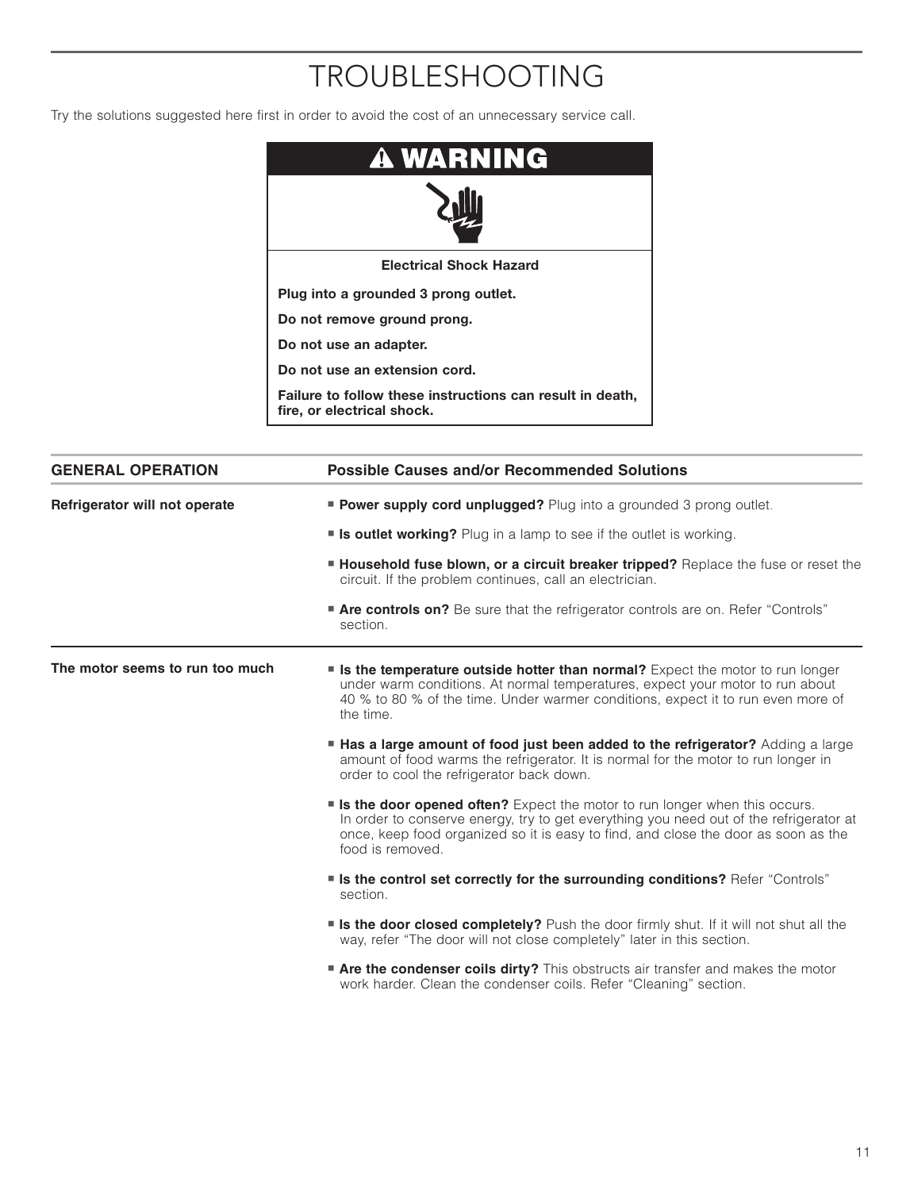# TROUBLESHOOTING

Try the solutions suggested here first in order to avoid the cost of an unnecessary service call.

**⚠ WARNING**

**Electrical Shock Hazard**

**Plug into a grounded 3 prong outlet.**

**Do not remove ground prong.**

**Do not use an adapter.**

**Do not use an extension cord.**

**Failure to follow these instructions can result in death, fire, or electrical shock.**

| GENERAL OPERATION | Possible Causes and/or Recommended Solutions |
|---|---|
| **Refrigerator will not operate** | ■ **Power supply cord unplugged?** Plug into a grounded 3 prong outlet.<br>■ **Is outlet working?** Plug in a lamp to see if the outlet is working.<br>■ **Household fuse blown, or a circuit breaker tripped?** Replace the fuse or reset the circuit. If the problem continues, call an electrician.<br>■ **Are controls on?** Be sure that the refrigerator controls are on. Refer "Controls" section. |
| **The motor seems to run too much** | ■ **Is the temperature outside hotter than normal?** Expect the motor to run longer under warm conditions. At normal temperatures, expect your motor to run about 40 % to 80 % of the time. Under warmer conditions, expect it to run even more of the time.<br>■ **Has a large amount of food just been added to the refrigerator?** Adding a large amount of food warms the refrigerator. It is normal for the motor to run longer in order to cool the refrigerator back down.<br>■ **Is the door opened often?** Expect the motor to run longer when this occurs. In order to conserve energy, try to get everything you need out of the refrigerator at once, keep food organized so it is easy to find, and close the door as soon as the food is removed.<br>■ **Is the control set correctly for the surrounding conditions?** Refer "Controls" section.<br>■ **Is the door closed completely?** Push the door firmly shut. If it will not shut all the way, refer "The door will not close completely" later in this section.<br>■ **Are the condenser coils dirty?** This obstructs air transfer and makes the motor work harder. Clean the condenser coils. Refer "Cleaning" section. |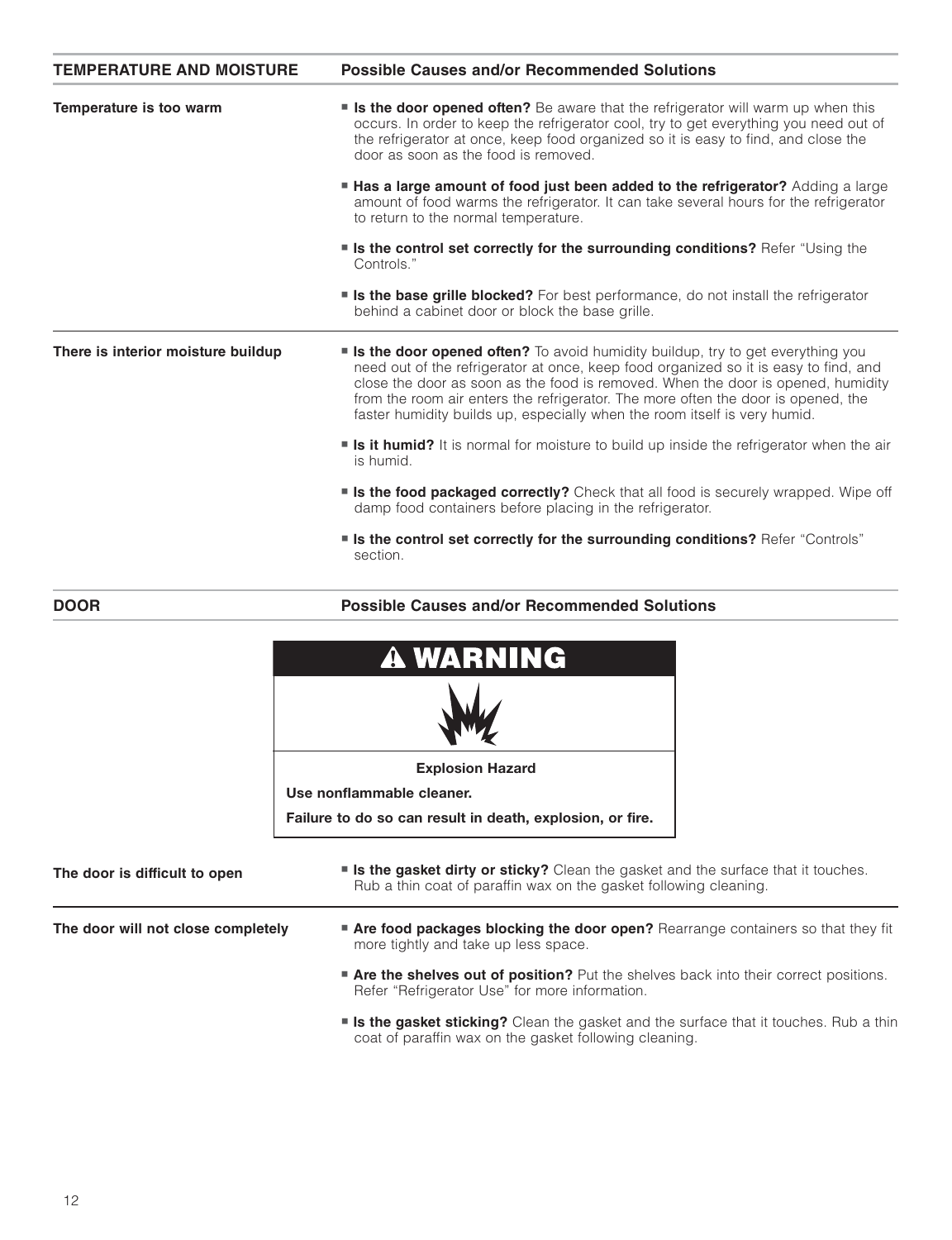| TEMPERATURE AND MOISTURE | Possible Causes and/or Recommended Solutions |
| --- | --- |
| **Temperature is too warm** | ■ **Is the door opened often?** Be aware that the refrigerator will warm up when this occurs. In order to keep the refrigerator cool, try to get everything you need out of the refrigerator at once, keep food organized so it is easy to find, and close the door as soon as the food is removed.<br><br>■ **Has a large amount of food just been added to the refrigerator?** Adding a large amount of food warms the refrigerator. It can take several hours for the refrigerator to return to the normal temperature.<br><br>■ **Is the control set correctly for the surrounding conditions?** Refer "Using the Controls."<br><br>■ **Is the base grille blocked?** For best performance, do not install the refrigerator behind a cabinet door or block the base grille. |
| **There is interior moisture buildup** | ■ **Is the door opened often?** To avoid humidity buildup, try to get everything you need out of the refrigerator at once, keep food organized so it is easy to find, and close the door as soon as the food is removed. When the door is opened, humidity from the room air enters the refrigerator. The more often the door is opened, the faster humidity builds up, especially when the room itself is very humid.<br><br>■ **Is it humid?** It is normal for moisture to build up inside the refrigerator when the air is humid.<br><br>■ **Is the food packaged correctly?** Check that all food is securely wrapped. Wipe off damp food containers before placing in the refrigerator.<br><br>■ **Is the control set correctly for the surrounding conditions?** Refer "Controls" section. |

| DOOR | Possible Causes and/or Recommended Solutions |
| --- | --- |

**⚠ WARNING**

**Explosion Hazard**

**Use nonflammable cleaner.**

**Failure to do so can result in death, explosion, or fire.**

| | |
| --- | --- |
| **The door is difficult to open** | ■ **Is the gasket dirty or sticky?** Clean the gasket and the surface that it touches. Rub a thin coat of paraffin wax on the gasket following cleaning. |
| **The door will not close completely** | ■ **Are food packages blocking the door open?** Rearrange containers so that they fit more tightly and take up less space.<br><br>■ **Are the shelves out of position?** Put the shelves back into their correct positions. Refer "Refrigerator Use" for more information.<br><br>■ **Is the gasket sticking?** Clean the gasket and the surface that it touches. Rub a thin coat of paraffin wax on the gasket following cleaning. |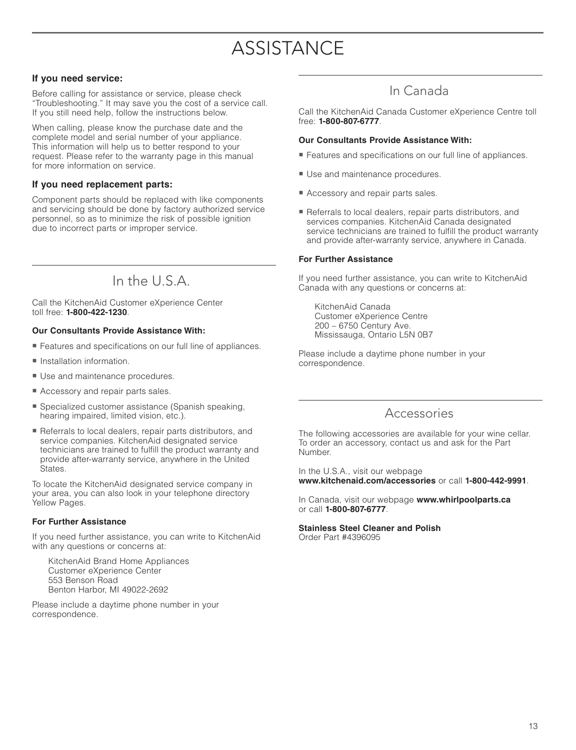# ASSISTANCE

### If you need service:

Before calling for assistance or service, please check "Troubleshooting." It may save you the cost of a service call. If you still need help, follow the instructions below.

When calling, please know the purchase date and the complete model and serial number of your appliance. This information will help us to better respond to your request. Please refer to the warranty page in this manual for more information on service.

### If you need replacement parts:

Component parts should be replaced with like components and servicing should be done by factory authorized service personnel, so as to minimize the risk of possible ignition due to incorrect parts or improper service.

## In the U.S.A.

Call the KitchenAid Customer eXperience Center toll free: **1-800-422-1230**.

**Our Consultants Provide Assistance With:**

- Features and specifications on our full line of appliances.
- Installation information.
- Use and maintenance procedures.
- Accessory and repair parts sales.
- Specialized customer assistance (Spanish speaking, hearing impaired, limited vision, etc.).
- Referrals to local dealers, repair parts distributors, and service companies. KitchenAid designated service technicians are trained to fulfill the product warranty and provide after-warranty service, anywhere in the United States.

To locate the KitchenAid designated service company in your area, you can also look in your telephone directory Yellow Pages.

**For Further Assistance**

If you need further assistance, you can write to KitchenAid with any questions or concerns at:

KitchenAid Brand Home Appliances
Customer eXperience Center
553 Benson Road
Benton Harbor, MI 49022-2692

Please include a daytime phone number in your correspondence.

## In Canada

Call the KitchenAid Canada Customer eXperience Centre toll free: **1-800-807-6777**.

**Our Consultants Provide Assistance With:**

- Features and specifications on our full line of appliances.
- Use and maintenance procedures.
- Accessory and repair parts sales.
- Referrals to local dealers, repair parts distributors, and services companies. KitchenAid Canada designated service technicians are trained to fulfill the product warranty and provide after-warranty service, anywhere in Canada.

**For Further Assistance**

If you need further assistance, you can write to KitchenAid Canada with any questions or concerns at:

KitchenAid Canada
Customer eXperience Centre
200 – 6750 Century Ave.
Mississauga, Ontario L5N 0B7

Please include a daytime phone number in your correspondence.

## Accessories

The following accessories are available for your wine cellar. To order an accessory, contact us and ask for the Part Number.

In the U.S.A., visit our webpage **www.kitchenaid.com/accessories** or call **1-800-442-9991**.

In Canada, visit our webpage **www.whirlpoolparts.ca** or call **1-800-807-6777**.

**Stainless Steel Cleaner and Polish**
Order Part #4396095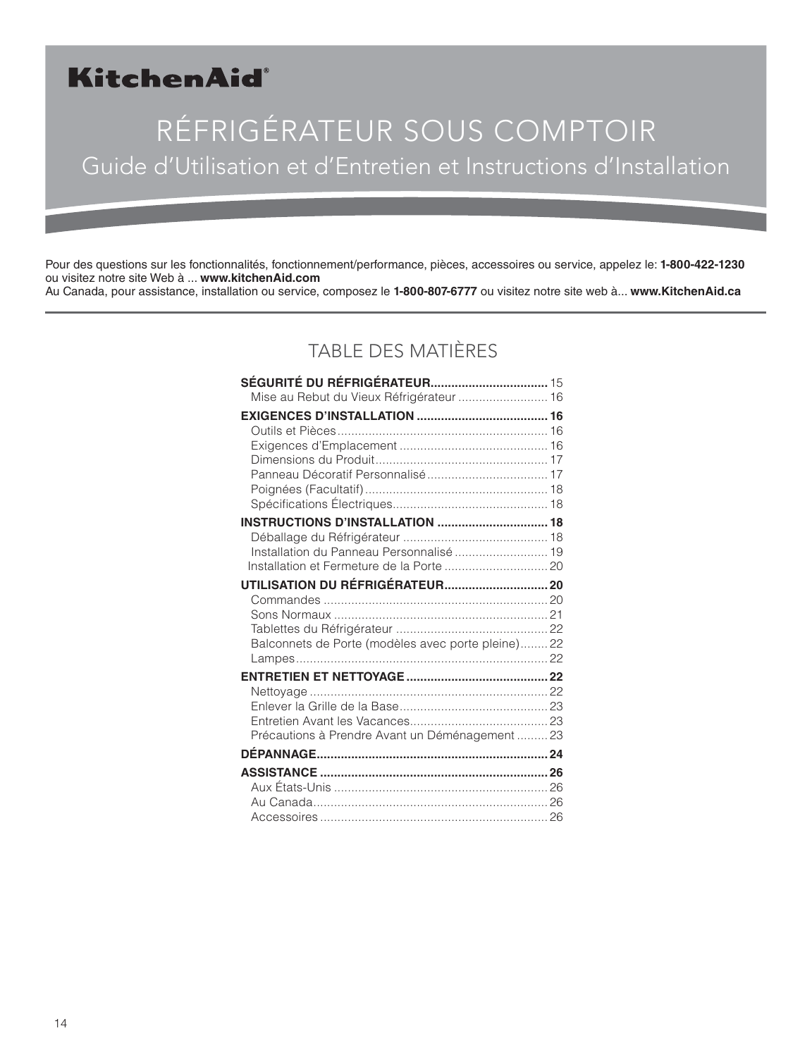KitchenAid®

# RÉFRIGÉRATEUR SOUS COMPTOIR

## Guide d'Utilisation et d'Entretien et Instructions d'Installation

Pour des questions sur les fonctionnalités, fonctionnement/performance, pièces, accessoires ou service, appelez le: **1-800-422-1230** ou visitez notre site Web à ... **www.kitchenAid.com**
Au Canada, pour assistance, installation ou service, composez le **1-800-807-6777** ou visitez notre site web à... **www.KitchenAid.ca**

## TABLE DES MATIÈRES

**SÉGURITÉ DU RÉFRIGÉRATEUR** .......... 15
- Mise au Rebut du Vieux Réfrigérateur .......... 16

**EXIGENCES D'INSTALLATION** .......... 16
- Outils et Pièces .......... 16
- Exigences d'Emplacement .......... 16
- Dimensions du Produit .......... 17
- Panneau Décoratif Personnalisé .......... 17
- Poignées (Facultatif) .......... 18
- Spécifications Électriques .......... 18

**INSTRUCTIONS D'INSTALLATION** .......... 18
- Déballage du Réfrigérateur .......... 18
- Installation du Panneau Personnalisé .......... 19
- Installation et Fermeture de la Porte .......... 20

**UTILISATION DU RÉFRIGÉRATEUR** .......... 20
- Commandes .......... 20
- Sons Normaux .......... 21
- Tablettes du Réfrigérateur .......... 22
- Balconnets de Porte (modèles avec porte pleine) .......... 22
- Lampes .......... 22

**ENTRETIEN ET NETTOYAGE** .......... 22
- Nettoyage .......... 22
- Enlever la Grille de la Base .......... 23
- Entretien Avant les Vacances .......... 23
- Précautions à Prendre Avant un Déménagement .......... 23

**DÉPANNAGE** .......... 24

**ASSISTANCE** .......... 26
- Aux États-Unis .......... 26
- Au Canada .......... 26
- Accessoires .......... 26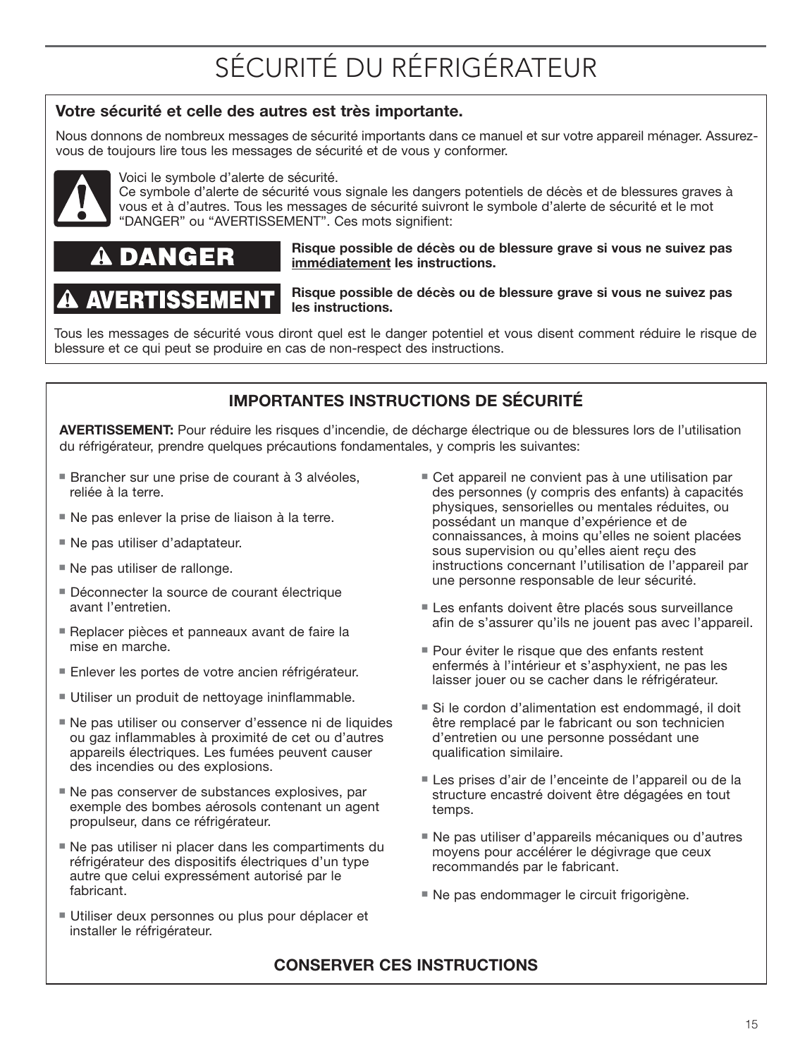# SÉCURITÉ DU RÉFRIGÉRATEUR

**Votre sécurité et celle des autres est très importante.**

Nous donnons de nombreux messages de sécurité importants dans ce manuel et sur votre appareil ménager. Assurez-vous de toujours lire tous les messages de sécurité et de vous y conformer.

Voici le symbole d'alerte de sécurité.
Ce symbole d'alerte de sécurité vous signale les dangers potentiels de décès et de blessures graves à vous et à d'autres. Tous les messages de sécurité suivront le symbole d'alerte de sécurité et le mot "DANGER" ou "AVERTISSEMENT". Ces mots signifient:

**⚠ DANGER** — **Risque possible de décès ou de blessure grave si vous ne suivez pas immédiatement les instructions.**

**⚠ AVERTISSEMENT** — **Risque possible de décès ou de blessure grave si vous ne suivez pas les instructions.**

Tous les messages de sécurité vous diront quel est le danger potentiel et vous disent comment réduire le risque de blessure et ce qui peut se produire en cas de non-respect des instructions.

## IMPORTANTES INSTRUCTIONS DE SÉCURITÉ

**AVERTISSEMENT:** Pour réduire les risques d'incendie, de décharge électrique ou de blessures lors de l'utilisation du réfrigérateur, prendre quelques précautions fondamentales, y compris les suivantes:

- Brancher sur une prise de courant à 3 alvéoles, reliée à la terre.
- Ne pas enlever la prise de liaison à la terre.
- Ne pas utiliser d'adaptateur.
- Ne pas utiliser de rallonge.
- Déconnecter la source de courant électrique avant l'entretien.
- Replacer pièces et panneaux avant de faire la mise en marche.
- Enlever les portes de votre ancien réfrigérateur.
- Utiliser un produit de nettoyage ininflammable.
- Ne pas utiliser ou conserver d'essence ni de liquides ou gaz inflammables à proximité de cet ou d'autres appareils électriques. Les fumées peuvent causer des incendies ou des explosions.
- Ne pas conserver de substances explosives, par exemple des bombes aérosols contenant un agent propulseur, dans ce réfrigérateur.
- Ne pas utiliser ni placer dans les compartiments du réfrigérateur des dispositifs électriques d'un type autre que celui expressément autorisé par le fabricant.
- Utiliser deux personnes ou plus pour déplacer et installer le réfrigérateur.
- Cet appareil ne convient pas à une utilisation par des personnes (y compris des enfants) à capacités physiques, sensorielles ou mentales réduites, ou possédant un manque d'expérience et de connaissances, à moins qu'elles ne soient placées sous supervision ou qu'elles aient reçu des instructions concernant l'utilisation de l'appareil par une personne responsable de leur sécurité.
- Les enfants doivent être placés sous surveillance afin de s'assurer qu'ils ne jouent pas avec l'appareil.
- Pour éviter le risque que des enfants restent enfermés à l'intérieur et s'asphyxient, ne pas les laisser jouer ou se cacher dans le réfrigérateur.
- Si le cordon d'alimentation est endommagé, il doit être remplacé par le fabricant ou son technicien d'entretien ou une personne possédant une qualification similaire.
- Les prises d'air de l'enceinte de l'appareil ou de la structure encastré doivent être dégagées en tout temps.
- Ne pas utiliser d'appareils mécaniques ou d'autres moyens pour accélérer le dégivrage que ceux recommandés par le fabricant.
- Ne pas endommager le circuit frigorigène.

**CONSERVER CES INSTRUCTIONS**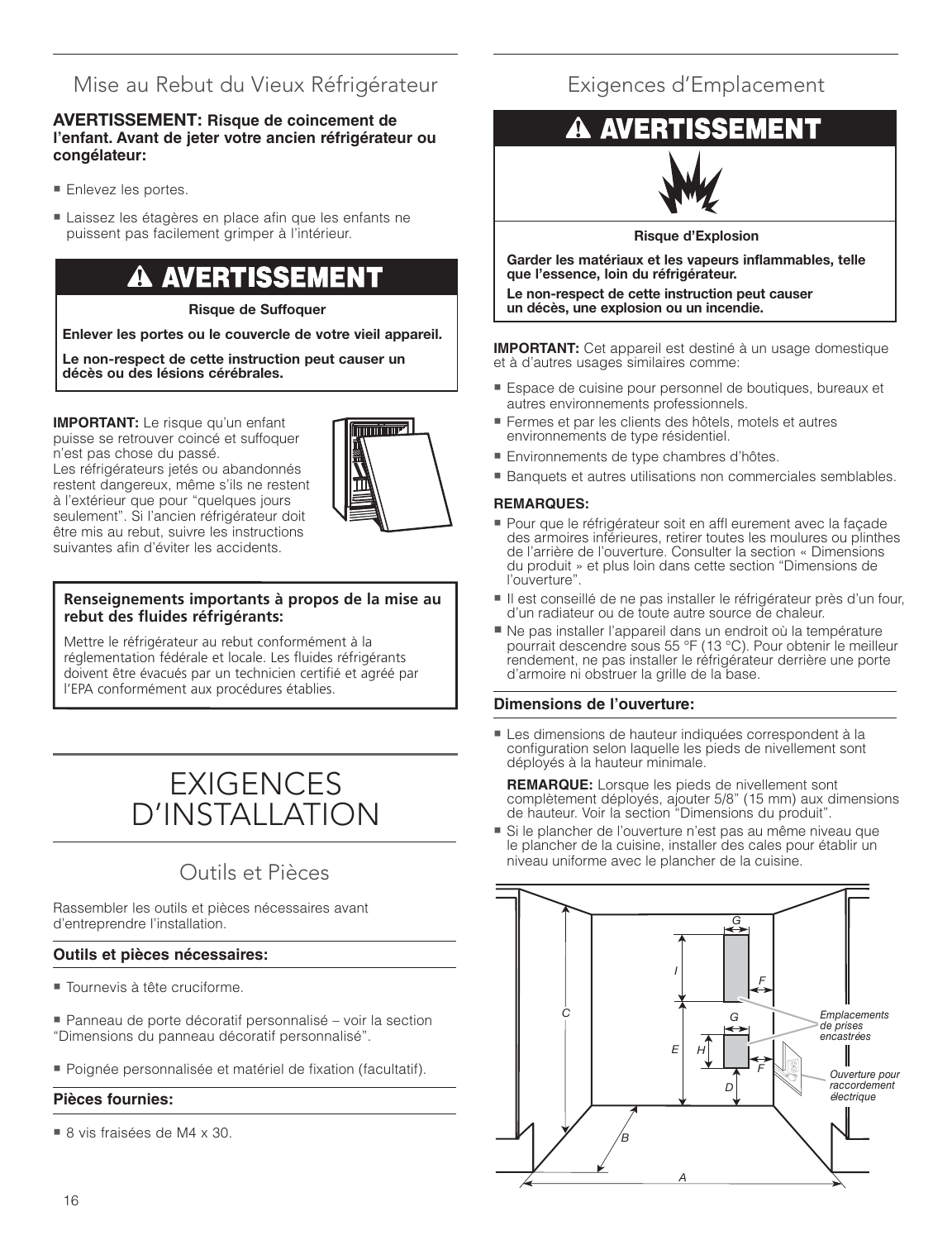## Mise au Rebut du Vieux Réfrigérateur

**AVERTISSEMENT: Risque de coincement de l'enfant. Avant de jeter votre ancien réfrigérateur ou congélateur:**

- Enlevez les portes.
- Laissez les étagères en place afin que les enfants ne puissent pas facilement grimper à l'intérieur.

**⚠ AVERTISSEMENT**

**Risque de Suffoquer**

**Enlever les portes ou le couvercle de votre vieil appareil.**

**Le non-respect de cette instruction peut causer un décès ou des lésions cérébrales.**

**IMPORTANT:** Le risque qu'un enfant puisse se retrouver coincé et suffoquer n'est pas chose du passé. Les réfrigérateurs jetés ou abandonnés restent dangereux, même s'ils ne restent à l'extérieur que pour "quelques jours seulement". Si l'ancien réfrigérateur doit être mis au rebut, suivre les instructions suivantes afin d'éviter les accidents.

**Renseignements importants à propos de la mise au rebut des fluides réfrigérants:**

Mettre le réfrigérateur au rebut conformément à la réglementation fédérale et locale. Les fluides réfrigérants doivent être évacués par un technicien certifié et agréé par l'EPA conformément aux procédures établies.

# EXIGENCES D'INSTALLATION

## Outils et Pièces

Rassembler les outils et pièces nécessaires avant d'entreprendre l'installation.

### Outils et pièces nécessaires:

- Tournevis à tête cruciforme.
- Panneau de porte décoratif personnalisé – voir la section "Dimensions du panneau décoratif personnalisé".
- Poignée personnalisée et matériel de fixation (facultatif).

### Pièces fournies:

- 8 vis fraisées de M4 x 30.

## Exigences d'Emplacement

**⚠ AVERTISSEMENT**

**Risque d'Explosion**

**Garder les matériaux et les vapeurs inflammables, telle que l'essence, loin du réfrigérateur.**

**Le non-respect de cette instruction peut causer un décès, une explosion ou un incendie.**

**IMPORTANT:** Cet appareil est destiné à un usage domestique et à d'autres usages similaires comme:

- Espace de cuisine pour personnel de boutiques, bureaux et autres environnements professionnels.
- Fermes et par les clients des hôtels, motels et autres environnements de type résidentiel.
- Environnements de type chambres d'hôtes.
- Banquets et autres utilisations non commerciales semblables.

**REMARQUES:**

- Pour que le réfrigérateur soit en affl eurement avec la façade des armoires inférieures, retirer toutes les moulures ou plinthes de l'arrière de l'ouverture. Consulter la section « Dimensions du produit » et plus loin dans cette section "Dimensions de l'ouverture".
- Il est conseillé de ne pas installer le réfrigérateur près d'un four, d'un radiateur ou de toute autre source de chaleur.
- Ne pas installer l'appareil dans un endroit où la température pourrait descendre sous 55 °F (13 °C). Pour obtenir le meilleur rendement, ne pas installer le réfrigérateur derrière une porte d'armoire ni obstruer la grille de la base.

### Dimensions de l'ouverture:

- Les dimensions de hauteur indiquées correspondent à la configuration selon laquelle les pieds de nivellement sont déployés à la hauteur minimale.

  **REMARQUE:** Lorsque les pieds de nivellement sont complètement déployés, ajouter 5/8" (15 mm) aux dimensions de hauteur. Voir la section "Dimensions du produit".
- Si le plancher de l'ouverture n'est pas au même niveau que le plancher de la cuisine, installer des cales pour établir un niveau uniforme avec le plancher de la cuisine.

Emplacements de prises encastrées

Ouverture pour raccordement électrique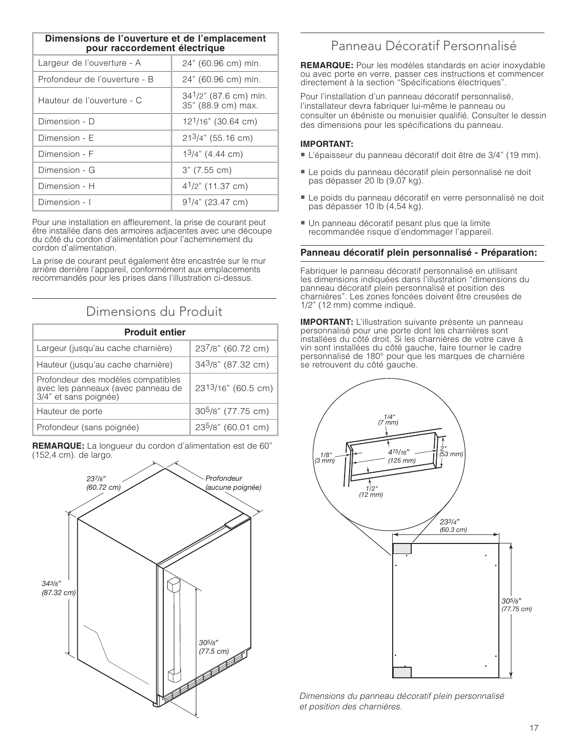| Dimensions de l'ouverture et de l'emplacement pour raccordement électrique | |
|---|---|
| Largeur de l'ouverture - A | 24" (60.96 cm) mín. |
| Profondeur de l'ouverture - B | 24" (60.96 cm) mín. |
| Hauteur de l'ouverture - C | 34 1/2" (87.6 cm) mín.<br>35" (88.9 cm) max. |
| Dimension - D | 12 1/16" (30.64 cm) |
| Dimension - E | 21 3/4" (55.16 cm) |
| Dimension - F | 1 3/4" (4.44 cm) |
| Dimension - G | 3" (7.55 cm) |
| Dimension - H | 4 1/2" (11.37 cm) |
| Dimension - I | 9 1/4" (23.47 cm) |

Pour une installation en affleurement, la prise de courant peut être installée dans des armoires adjacentes avec une découpe du côté du cordon d'alimentation pour l'acheminement du cordon d'alimentation.

La prise de courant peut également être encastrée sur le mur arrière derrière l'appareil, conformément aux emplacements recommandés pour les prises dans l'illustration ci-dessus.

## Dimensions du Produit

| Produit entier | |
|---|---|
| Largeur (jusqu'au cache charnière) | 23 7/8" (60.72 cm) |
| Hauteur (jusqu'au cache charnière) | 34 3/8" (87.32 cm) |
| Profondeur des modèles compatibles avec les panneaux (avec panneau de 3/4" et sans poignée) | 23 13/16" (60.5 cm) |
| Hauteur de porte | 30 5/8" (77.75 cm) |
| Profondeur (sans poignée) | 23 5/8" (60.01 cm) |

**REMARQUE:** La longueur du cordon d'alimentation est de 60" (152,4 cm). de largo.

## Panneau Décoratif Personnalisé

**REMARQUE:** Pour les modèles standards en acier inoxydable ou avec porte en verre, passer ces instructions et commencer directement à la section "Spécifications électriques".

Pour l'installation d'un panneau décoratif personnalisé, l'installateur devra fabriquer lui-même le panneau ou consulter un ébéniste ou menuisier qualifié. Consulter le dessin des dimensions pour les spécifications du panneau.

**IMPORTANT:**

- L'épaisseur du panneau décoratif doit être de 3/4" (19 mm).
- Le poids du panneau décoratif plein personnalisé ne doit pas dépasser 20 lb (9,07 kg).
- Le poids du panneau décoratif en verre personnalisé ne doit pas dépasser 10 lb (4,54 kg).
- Un panneau décoratif pesant plus que la limite recommandée risque d'endommager l'appareil.

### Panneau décoratif plein personnalisé - Préparation:

Fabriquer le panneau décoratif personnalisé en utilisant les dimensions indiquées dans l'illustration "dimensions du panneau décoratif plein personnalisé et position des charnières". Les zones foncées doivent être creusées de 1/2" (12 mm) comme indiqué.

**IMPORTANT:** L'illustration suivante présente un panneau personnalisé pour une porte dont les charnières sont installées du côté droit. Si les charnières de votre cave à vin sont installées du côté gauche, faire tourner le cadre personnalisé de 180° pour que les marques de charnière se retrouvent du côté gauche.

*Dimensions du panneau décoratif plein personnalisé et position des charnières.*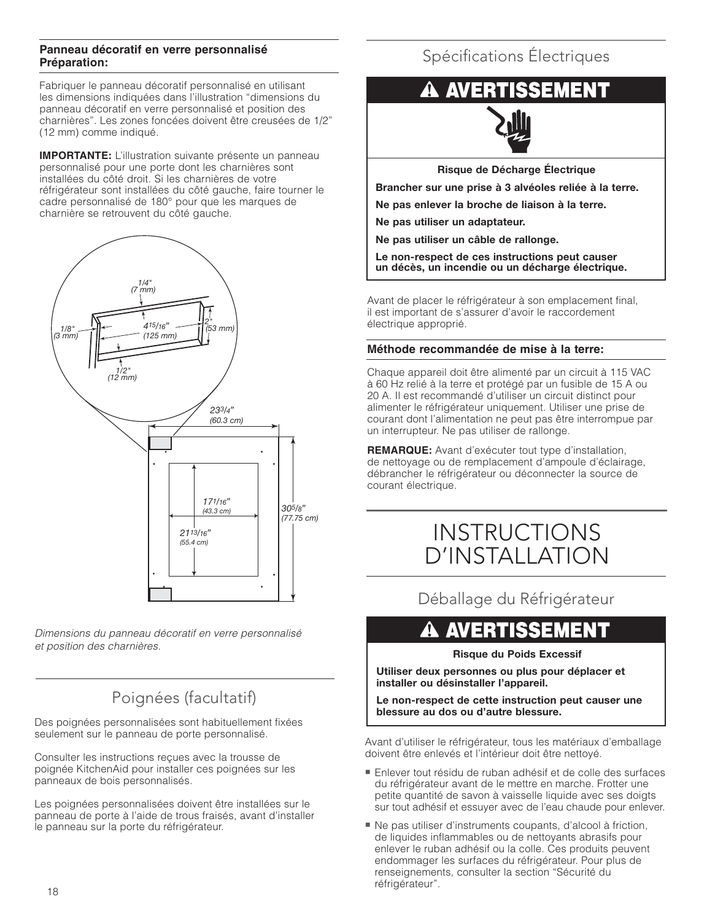**Panneau décoratif en verre personnalisé Préparation:**

Fabriquer le panneau décoratif personnalisé en utilisant les dimensions indiquées dans l'illustration "dimensions du panneau décoratif en verre personnalisé et position des charnières". Les zones foncées doivent être creusées de 1/2" (12 mm) comme indiqué.

**IMPORTANTE:** L'illustration suivante présente un panneau personnalisé pour une porte dont les charnières sont installées du côté droit. Si les charnières de votre réfrigérateur sont installées du côté gauche, faire tourner le cadre personnalisé de 180° pour que les marques de charnière se retrouvent du côté gauche.

1/4" (7 mm)
1/8" (3 mm)
4 15/16" (125 mm)
2" (53 mm)
1/2" (12 mm)
23 3/4" (60.3 cm)
17 1/16" (43.3 cm)
21 13/16" (55.4 cm)
30 5/8" (77.75 cm)

*Dimensions du panneau décoratif en verre personnalisé et position des charnières.*

## Poignées (facultatif)

Des poignées personnalisées sont habituellement fixées seulement sur le panneau de porte personnalisé.

Consulter les instructions reçues avec la trousse de poignée KitchenAid pour installer ces poignées sur les panneaux de bois personnalisés.

Les poignées personnalisées doivent être installées sur le panneau de porte à l'aide de trous fraisés, avant d'installer le panneau sur la porte du réfrigérateur.

## Spécifications Électriques

**⚠ AVERTISSEMENT**

**Risque de Décharge Électrique**

**Brancher sur une prise à 3 alvéoles reliée à la terre.**

**Ne pas enlever la broche de liaison à la terre.**

**Ne pas utiliser un adaptateur.**

**Ne pas utiliser un câble de rallonge.**

**Le non-respect de ces instructions peut causer un décès, un incendie ou un décharge électrique.**

Avant de placer le réfrigérateur à son emplacement final, il est important de s'assurer d'avoir le raccordement électrique approprié.

**Méthode recommandée de mise à la terre:**

Chaque appareil doit être alimenté par un circuit à 115 VAC à 60 Hz relié à la terre et protégé par un fusible de 15 A ou 20 A. Il est recommandé d'utiliser un circuit distinct pour alimenter le réfrigérateur uniquement. Utiliser une prise de courant dont l'alimentation ne peut pas être interrompue par un interrupteur. Ne pas utiliser de rallonge.

**REMARQUE:** Avant d'exécuter tout type d'installation, de nettoyage ou de remplacement d'ampoule d'éclairage, débrancher le réfrigérateur ou déconnecter la source de courant électrique.

# INSTRUCTIONS D'INSTALLATION

## Déballage du Réfrigérateur

**⚠ AVERTISSEMENT**

**Risque du Poids Excessif**

**Utiliser deux personnes ou plus pour déplacer et installer ou désinstaller l'appareil.**

**Le non-respect de cette instruction peut causer une blessure au dos ou d'autre blessure.**

Avant d'utiliser le réfrigérateur, tous les matériaux d'emballage doivent être enlevés et l'intérieur doit être nettoyé.

- Enlever tout résidu de ruban adhésif et de colle des surfaces du réfrigérateur avant de le mettre en marche. Frotter une petite quantité de savon à vaisselle liquide avec ses doigts sur tout adhésif et essuyer avec de l'eau chaude pour enlever.
- Ne pas utiliser d'instruments coupants, d'alcool à friction, de liquides inflammables ou de nettoyants abrasifs pour enlever le ruban adhésif ou la colle. Ces produits peuvent endommager les surfaces du réfrigérateur. Pour plus de renseignements, consulter la section "Sécurité du réfrigérateur".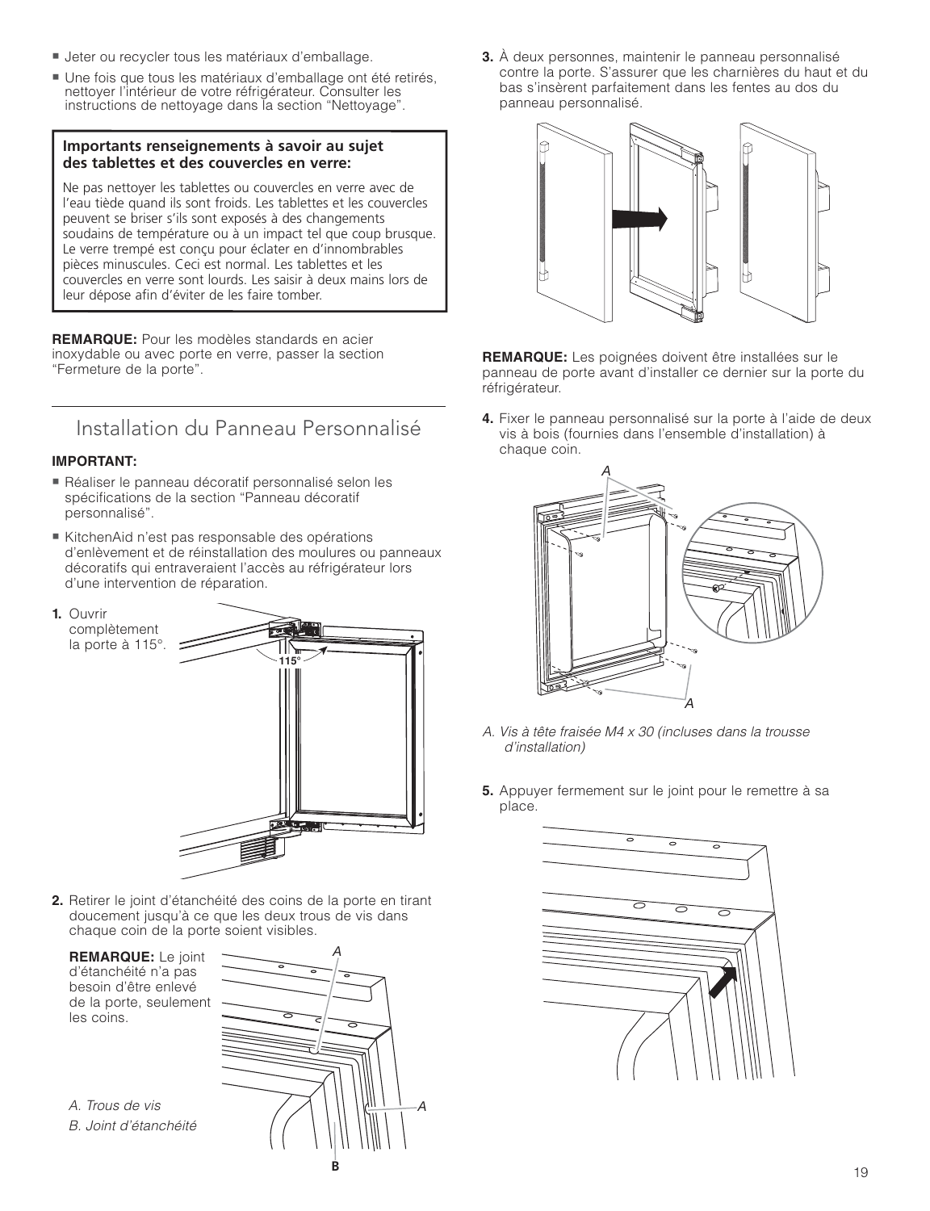- Jeter ou recycler tous les matériaux d'emballage.
- Une fois que tous les matériaux d'emballage ont été retirés, nettoyer l'intérieur de votre réfrigérateur. Consulter les instructions de nettoyage dans la section "Nettoyage".

**Importants renseignements à savoir au sujet des tablettes et des couvercles en verre:**

Ne pas nettoyer les tablettes ou couvercles en verre avec de l'eau tiède quand ils sont froids. Les tablettes et les couvercles peuvent se briser s'ils sont exposés à des changements soudains de température ou à un impact tel que coup brusque. Le verre trempé est conçu pour éclater en d'innombrables pièces minuscules. Ceci est normal. Les tablettes et les couvercles en verre sont lourds. Les saisir à deux mains lors de leur dépose afin d'éviter de les faire tomber.

**REMARQUE:** Pour les modèles standards en acier inoxydable ou avec porte en verre, passer la section "Fermeture de la porte".

## Installation du Panneau Personnalisé

**IMPORTANT:**

- Réaliser le panneau décoratif personnalisé selon les spécifications de la section "Panneau décoratif personnalisé".
- KitchenAid n'est pas responsable des opérations d'enlèvement et de réinstallation des moulures ou panneaux décoratifs qui entraveraient l'accès au réfrigérateur lors d'une intervention de réparation.

1. Ouvrir complètement la porte à 115°.

2. Retirer le joint d'étanchéité des coins de la porte en tirant doucement jusqu'à ce que les deux trous de vis dans chaque coin de la porte soient visibles.

   **REMARQUE:** Le joint d'étanchéité n'a pas besoin d'être enlevé de la porte, seulement les coins.

   *A. Trous de vis*
   *B. Joint d'étanchéité*

3. À deux personnes, maintenir le panneau personnalisé contre la porte. S'assurer que les charnières du haut et du bas s'insèrent parfaitement dans les fentes au dos du panneau personnalisé.

**REMARQUE:** Les poignées doivent être installées sur le panneau de porte avant d'installer ce dernier sur la porte du réfrigérateur.

4. Fixer le panneau personnalisé sur la porte à l'aide de deux vis à bois (fournies dans l'ensemble d'installation) à chaque coin.

   *A. Vis à tête fraisée M4 x 30 (incluses dans la trousse d'installation)*

5. Appuyer fermement sur le joint pour le remettre à sa place.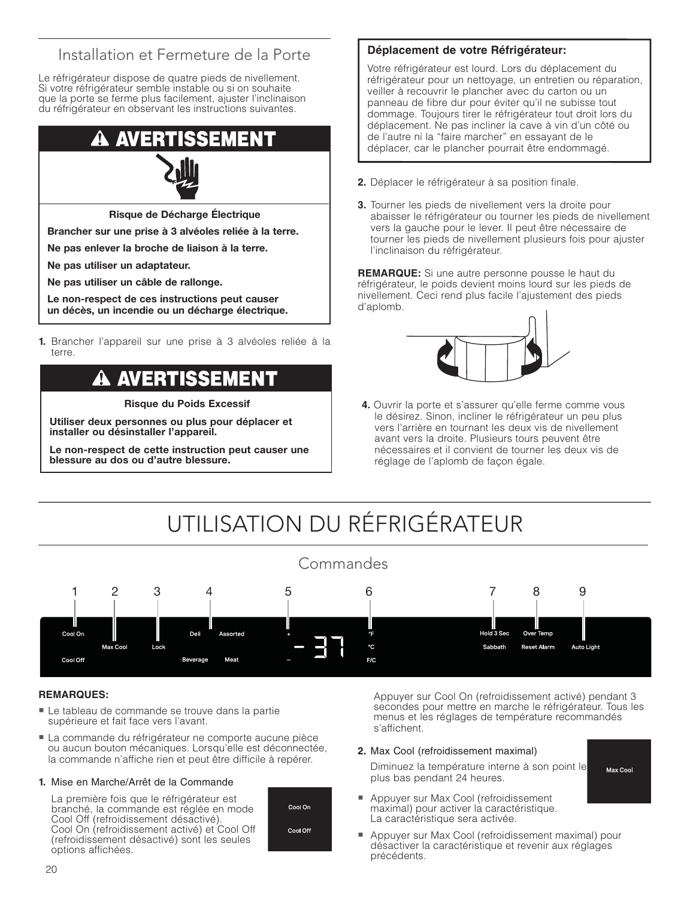## Installation et Fermeture de la Porte

Le réfrigérateur dispose de quatre pieds de nivellement. Si votre réfrigérateur semble instable ou si on souhaite que la porte se ferme plus facilement, ajuster l'inclinaison du réfrigérateur en observant les instructions suivantes.

**⚠ AVERTISSEMENT**

**Risque de Décharge Électrique**

**Brancher sur une prise à 3 alvéoles reliée à la terre.**

**Ne pas enlever la broche de liaison à la terre.**

**Ne pas utiliser un adaptateur.**

**Ne pas utiliser un câble de rallonge.**

**Le non-respect de ces instructions peut causer un décès, un incendie ou un décharge électrique.**

1. Brancher l'appareil sur une prise à 3 alvéoles reliée à la terre.

**⚠ AVERTISSEMENT**

**Risque du Poids Excessif**

**Utiliser deux personnes ou plus pour déplacer et installer ou désinstaller l'appareil.**

**Le non-respect de cette instruction peut causer une blessure au dos ou d'autre blessure.**

**Déplacement de votre Réfrigérateur:**

Votre réfrigérateur est lourd. Lors du déplacement du réfrigérateur pour un nettoyage, un entretien ou réparation, veiller à recouvrir le plancher avec du carton ou un panneau de fibre dur pour éviter qu'il ne subisse tout dommage. Toujours tirer le réfrigérateur tout droit lors du déplacement. Ne pas incliner la cave à vin d'un côté ou de l'autre ni la "faire marcher" en essayant de le déplacer, car le plancher pourrait être endommagé.

2. Déplacer le réfrigérateur à sa position finale.

3. Tourner les pieds de nivellement vers la droite pour abaisser le réfrigérateur ou tourner les pieds de nivellement vers la gauche pour le lever. Il peut être nécessaire de tourner les pieds de nivellement plusieurs fois pour ajuster l'inclinaison du réfrigérateur.

**REMARQUE:** Si une autre personne pousse le haut du réfrigérateur, le poids devient moins lourd sur les pieds de nivellement. Ceci rend plus facile l'ajustement des pieds d'aplomb.

4. Ouvrir la porte et s'assurer qu'elle ferme comme vous le désirez. Sinon, incliner le réfrigérateur un peu plus vers l'arrière en tournant les deux vis de nivellement avant vers la droite. Plusieurs tours peuvent être nécessaires et il convient de tourner les deux vis de réglage de l'aplomb de façon égale.

# UTILISATION DU RÉFRIGÉRATEUR

## Commandes

1 Cool On / Cool Off — 2 Max Cool — 3 Lock — 4 Deli / Assorted / Beverage / Meat — 5 + / – — 6 °F / °C / F/C — 7 Hold 3 Sec / Sabbath — 8 Over Temp / Reset Alarm — 9 Auto Light

**REMARQUES:**

- Le tableau de commande se trouve dans la partie supérieure et fait face vers l'avant.
- La commande du réfrigérateur ne comporte aucune pièce ou aucun bouton mécaniques. Lorsqu'elle est déconnectée, la commande n'affiche rien et peut être difficile à repérer.

1. Mise en Marche/Arrêt de la Commande

   La première fois que le réfrigérateur est branché, la commande est réglée en mode Cool Off (refroidissement désactivé). Cool On (refroidissement activé) et Cool Off (refroidissement désactivé) sont les seules options affichées.

   Appuyer sur Cool On (refroidissement activé) pendant 3 secondes pour mettre en marche le réfrigérateur. Tous les menus et les réglages de température recommandés s'affichent.

2. Max Cool (refroidissement maximal)

   Diminuez la température interne à son point le plus bas pendant 24 heures.

   - Appuyer sur Max Cool (refroidissement maximal) pour activer la caractéristique. La caractéristique sera activée.
   - Appuyer sur Max Cool (refroidissement maximal) pour désactiver la caractéristique et revenir aux réglages précédents.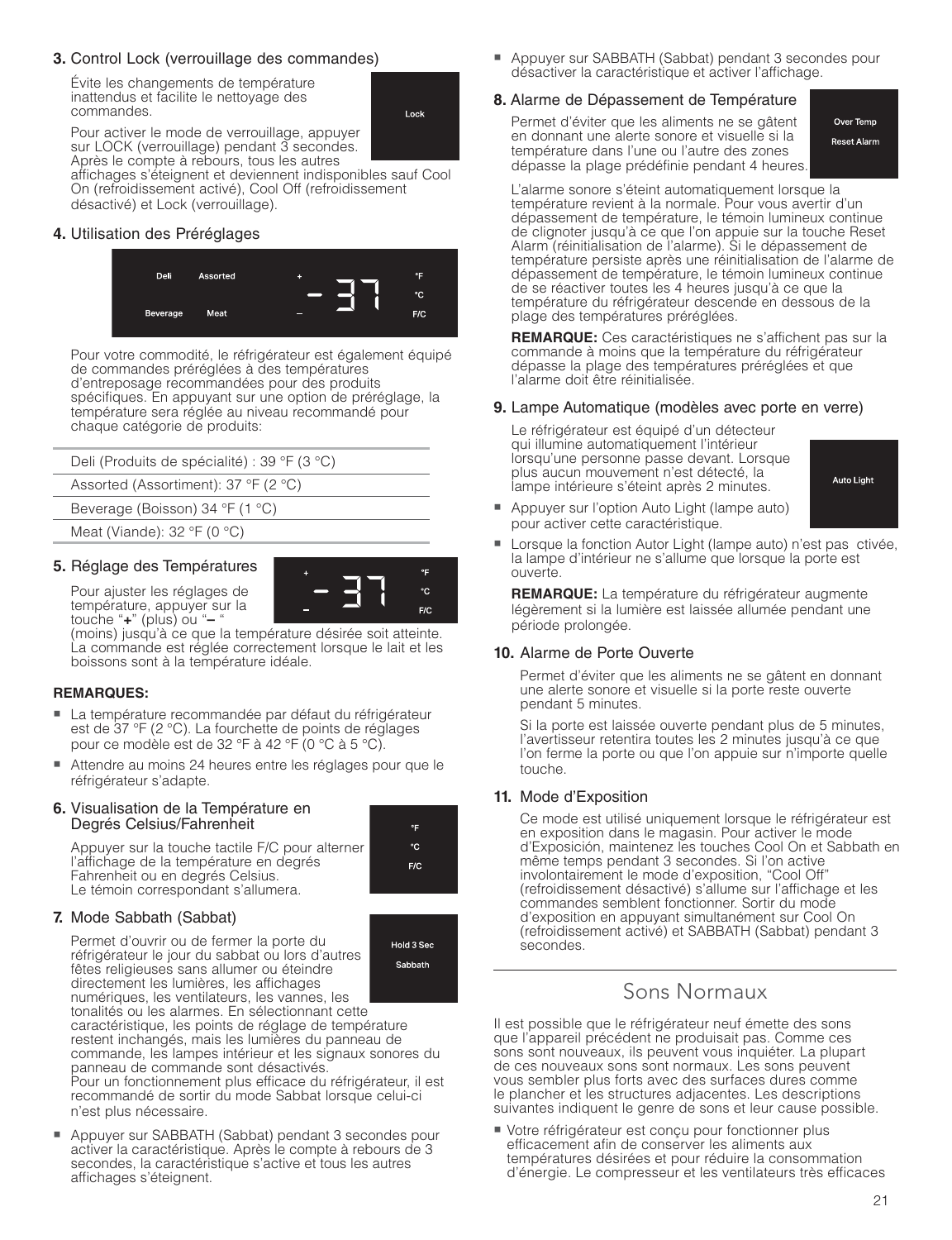**3.** Control Lock (verrouillage des commandes)

Évite les changements de température inattendus et facilite le nettoyage des commandes.

Lock

Pour activer le mode de verrouillage, appuyer sur LOCK (verrouillage) pendant 3 secondes. Après le compte à rebours, tous les autres affichages s'éteignent et deviennent indisponibles sauf Cool On (refroidissement activé), Cool Off (refroidissement désactivé) et Lock (verrouillage).

**4.** Utilisation des Préréglages

Deli | Assorted | Beverage | Meat | + | – | -37 | °F | °C | F/C

Pour votre commodité, le réfrigérateur est également équipé de commandes préréglées à des températures d'entreposage recommandées pour des produits spécifiques. En appuyant sur une option de préréglage, la température sera réglée au niveau recommandé pour chaque catégorie de produits:

| |
|---|
| Deli (Produits de spécialité) : 39 °F (3 °C) |
| Assorted (Assortiment): 37 °F (2 °C) |
| Beverage (Boisson) 34 °F (1 °C) |
| Meat (Viande): 32 °F (0 °C) |

**5.** Réglage des Températures

+ | – | -37 | °F | °C | F/C

Pour ajuster les réglages de température, appuyer sur la touche "**+**" (plus) ou "**–** " (moins) jusqu'à ce que la température désirée soit atteinte. La commande est réglée correctement lorsque le lait et les boissons sont à la température idéale.

**REMARQUES:**

- La température recommandée par défaut du réfrigérateur est de 37 °F (2 °C). La fourchette de points de réglages pour ce modèle est de 32 °F à 42 °F (0 °C à 5 °C).
- Attendre au moins 24 heures entre les réglages pour que le réfrigérateur s'adapte.

**6.** Visualisation de la Température en Degrés Celsius/Fahrenheit

°F | °C | F/C

Appuyer sur la touche tactile F/C pour alterner l'affichage de la température en degrés Fahrenheit ou en degrés Celsius. Le témoin correspondant s'allumera.

**7.** Mode Sabbath (Sabbat)

Hold 3 Sec | Sabbath

Permet d'ouvrir ou de fermer la porte du réfrigérateur le jour du sabbat ou lors d'autres fêtes religieuses sans allumer ou éteindre directement les lumières, les affichages numériques, les ventilateurs, les vannes, les tonalités ou les alarmes. En sélectionnant cette caractéristique, les points de réglage de température restent inchangés, mais les lumières du panneau de commande, les lampes intérieur et les signaux sonores du panneau de commande sont désactivés.
Pour un fonctionnement plus efficace du réfrigérateur, il est recommandé de sortir du mode Sabbat lorsque celui-ci n'est plus nécessaire.

- Appuyer sur SABBATH (Sabbat) pendant 3 secondes pour activer la caractéristique. Après le compte à rebours de 3 secondes, la caractéristique s'active et tous les autres affichages s'éteignent.
- Appuyer sur SABBATH (Sabbat) pendant 3 secondes pour désactiver la caractéristique et activer l'affichage.

**8.** Alarme de Dépassement de Température

Over Temp | Reset Alarm

Permet d'éviter que les aliments ne se gâtent en donnant une alerte sonore et visuelle si la température dans l'une ou l'autre des zones dépasse la plage prédéfinie pendant 4 heures.

L'alarme sonore s'éteint automatiquement lorsque la température revient à la normale. Pour vous avertir d'un dépassement de température, le témoin lumineux continue de clignoter jusqu'à ce que l'on appuie sur la touche Reset Alarm (réinitialisation de l'alarme). Si le dépassement de température persiste après une réinitialisation de l'alarme de dépassement de température, le témoin lumineux continue de se réactiver toutes les 4 heures jusqu'à ce que la température du réfrigérateur descende en dessous de la plage des températures préréglées.

**REMARQUE:** Ces caractéristiques ne s'affichent pas sur la commande à moins que la température du réfrigérateur dépasse la plage des températures préréglées et que l'alarme doit être réinitialisée.

**9.** Lampe Automatique (modèles avec porte en verre)

Auto Light

Le réfrigérateur est équipé d'un détecteur qui illumine automatiquement l'intérieur lorsqu'une personne passe devant. Lorsque plus aucun mouvement n'est détecté, la lampe intérieure s'éteint après 2 minutes.

- Appuyer sur l'option Auto Light (lampe auto) pour activer cette caractéristique.
- Lorsque la fonction Autor Light (lampe auto) n'est pas ctivée, la lampe d'intérieur ne s'allume que lorsque la porte est ouverte.

**REMARQUE:** La température du réfrigérateur augmente légèrement si la lumière est laissée allumée pendant une période prolongée.

**10.** Alarme de Porte Ouverte

Permet d'éviter que les aliments ne se gâtent en donnant une alerte sonore et visuelle si la porte reste ouverte pendant 5 minutes.

Si la porte est laissée ouverte pendant plus de 5 minutes, l'avertisseur retentira toutes les 2 minutes jusqu'à ce que l'on ferme la porte ou que l'on appuie sur n'importe quelle touche.

**11.** Mode d'Exposition

Ce mode est utilisé uniquement lorsque le réfrigérateur est en exposition dans le magasin. Pour activer le mode d'Exposición, maintenez les touches Cool On et Sabbath en même temps pendant 3 secondes. Si l'on active involontairement le mode d'exposition, "Cool Off" (refroidissement désactivé) s'allume sur l'affichage et les commandes semblent fonctionner. Sortir du mode d'exposition en appuyant simultanément sur Cool On (refroidissement activé) et SABBATH (Sabbat) pendant 3 secondes.

## Sons Normaux

Il est possible que le réfrigérateur neuf émette des sons que l'appareil précédent ne produisait pas. Comme ces sons sont nouveaux, ils peuvent vous inquiéter. La plupart de ces nouveaux sons sont normaux. Les sons peuvent vous sembler plus forts avec des surfaces dures comme le plancher et les structures adjacentes. Les descriptions suivantes indiquent le genre de sons et leur cause possible.

- Votre réfrigérateur est conçu pour fonctionner plus efficacement afin de conserver les aliments aux températures désirées et pour réduire la consommation d'énergie. Le compresseur et les ventilateurs très efficaces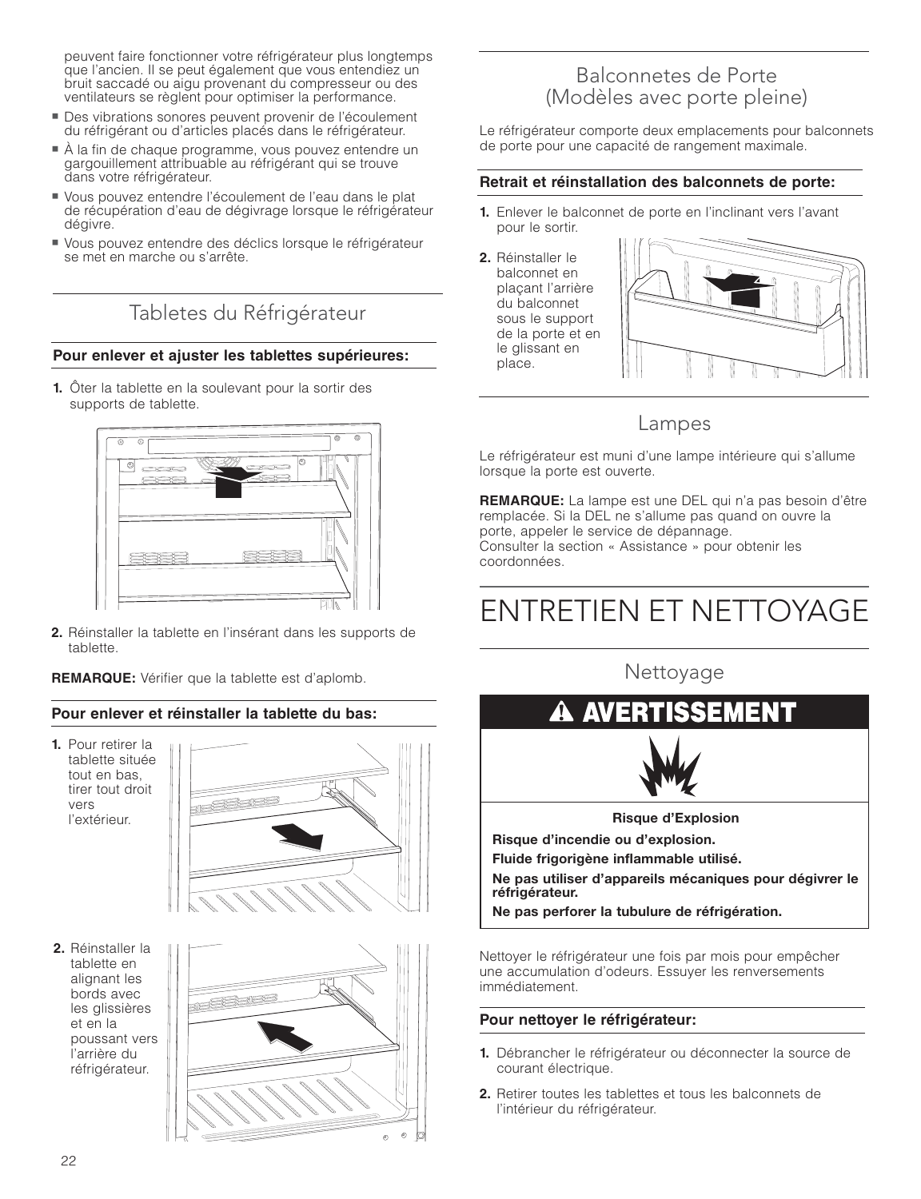peuvent faire fonctionner votre réfrigérateur plus longtemps que l'ancien. Il se peut également que vous entendiez un bruit saccadé ou aigu provenant du compresseur ou des ventilateurs se règlent pour optimiser la performance.

- Des vibrations sonores peuvent provenir de l'écoulement du réfrigérant ou d'articles placés dans le réfrigérateur.
- À la fin de chaque programme, vous pouvez entendre un gargouillement attribuable au réfrigérant qui se trouve dans votre réfrigérateur.
- Vous pouvez entendre l'écoulement de l'eau dans le plat de récupération d'eau de dégivrage lorsque le réfrigérateur dégivre.
- Vous pouvez entendre des déclics lorsque le réfrigérateur se met en marche ou s'arrête.

## Tabletes du Réfrigérateur

**Pour enlever et ajuster les tablettes supérieures:**

1. Ôter la tablette en la soulevant pour la sortir des supports de tablette.
2. Réinstaller la tablette en l'insérant dans les supports de tablette.

**REMARQUE:** Vérifier que la tablette est d'aplomb.

**Pour enlever et réinstaller la tablette du bas:**

1. Pour retirer la tablette située tout en bas, tirer tout droit vers l'extérieur.
2. Réinstaller la tablette en alignant les bords avec les glissières et en la poussant vers l'arrière du réfrigérateur.

## Balconnetes de Porte (Modèles avec porte pleine)

Le réfrigérateur comporte deux emplacements pour balconnets de porte pour une capacité de rangement maximale.

**Retrait et réinstallation des balconnets de porte:**

1. Enlever le balconnet de porte en l'inclinant vers l'avant pour le sortir.
2. Réinstaller le balconnet en plaçant l'arrière du balconnet sous le support de la porte et en le glissant en place.

## Lampes

Le réfrigérateur est muni d'une lampe intérieure qui s'allume lorsque la porte est ouverte.

**REMARQUE:** La lampe est une DEL qui n'a pas besoin d'être remplacée. Si la DEL ne s'allume pas quand on ouvre la porte, appeler le service de dépannage.
Consulter la section « Assistance » pour obtenir les coordonnées.

# ENTRETIEN ET NETTOYAGE

## Nettoyage

**⚠ AVERTISSEMENT**

**Risque d'Explosion**

**Risque d'incendie ou d'explosion.**

**Fluide frigorigène inflammable utilisé.**

**Ne pas utiliser d'appareils mécaniques pour dégivrer le réfrigérateur.**

**Ne pas perforer la tubulure de réfrigération.**

Nettoyer le réfrigérateur une fois par mois pour empêcher une accumulation d'odeurs. Essuyer les renversements immédiatement.

**Pour nettoyer le réfrigérateur:**

1. Débrancher le réfrigérateur ou déconnecter la source de courant électrique.
2. Retirer toutes les tablettes et tous les balconnets de l'intérieur du réfrigérateur.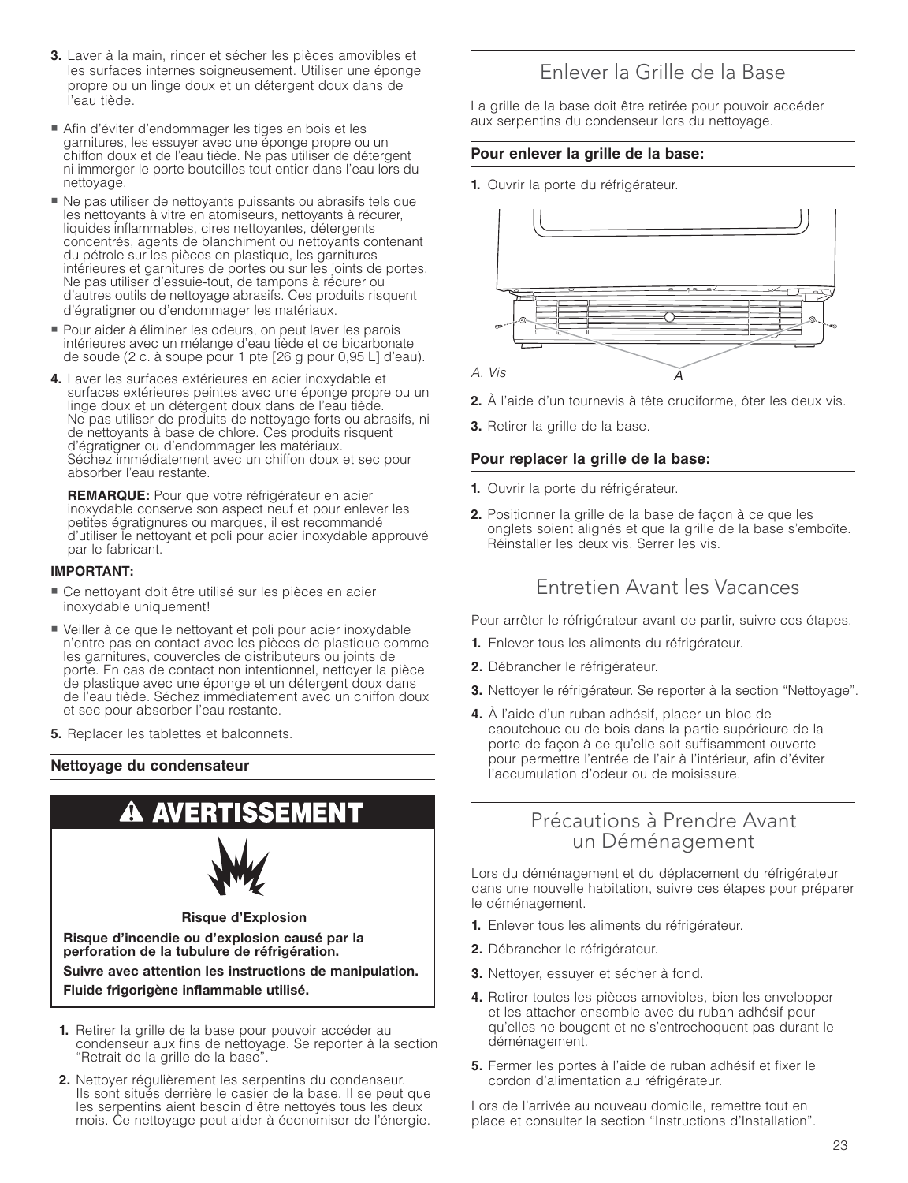3. Laver à la main, rincer et sécher les pièces amovibles et les surfaces internes soigneusement. Utiliser une éponge propre ou un linge doux et un détergent doux dans de l'eau tiède.

- Afin d'éviter d'endommager les tiges en bois et les garnitures, les essuyer avec une éponge propre ou un chiffon doux et de l'eau tiède. Ne pas utiliser de détergent ni immerger le porte bouteilles tout entier dans l'eau lors du nettoyage.
- Ne pas utiliser de nettoyants puissants ou abrasifs tels que les nettoyants à vitre en atomiseurs, nettoyants à récurer, liquides inflammables, cires nettoyantes, détergents concentrés, agents de blanchiment ou nettoyants contenant du pétrole sur les pièces en plastique, les garnitures intérieures et garnitures de portes ou sur les joints de portes. Ne pas utiliser d'essuie-tout, de tampons à récurer ou d'autres outils de nettoyage abrasifs. Ces produits risquent d'égratigner ou d'endommager les matériaux.
- Pour aider à éliminer les odeurs, on peut laver les parois intérieures avec un mélange d'eau tiède et de bicarbonate de soude (2 c. à soupe pour 1 pte [26 g pour 0,95 L] d'eau).

4. Laver les surfaces extérieures en acier inoxydable et surfaces extérieures peintes avec une éponge propre ou un linge doux et un détergent doux dans de l'eau tiède. Ne pas utiliser de produits de nettoyage forts ou abrasifs, ni de nettoyants à base de chlore. Ces produits risquent d'égratigner ou d'endommager les matériaux. Séchez immédiatement avec un chiffon doux et sec pour absorber l'eau restante.

   **REMARQUE:** Pour que votre réfrigérateur en acier inoxydable conserve son aspect neuf et pour enlever les petites égratignures ou marques, il est recommandé d'utiliser le nettoyant et poli pour acier inoxydable approuvé par le fabricant.

**IMPORTANT:**

- Ce nettoyant doit être utilisé sur les pièces en acier inoxydable uniquement!
- Veiller à ce que le nettoyant et poli pour acier inoxydable n'entre pas en contact avec les pièces de plastique comme les garnitures, couvercles de distributeurs ou joints de porte. En cas de contact non intentionnel, nettoyer la pièce de plastique avec une éponge et un détergent doux dans de l'eau tiède. Séchez immédiatement avec un chiffon doux et sec pour absorber l'eau restante.

5. Replacer les tablettes et balconnets.

### Nettoyage du condensateur

**⚠ AVERTISSEMENT**

**Risque d'Explosion**

**Risque d'incendie ou d'explosion causé par la perforation de la tubulure de réfrigération.**

**Suivre avec attention les instructions de manipulation.**

**Fluide frigorigène inflammable utilisé.**

1. Retirer la grille de la base pour pouvoir accéder au condenseur aux fins de nettoyage. Se reporter à la section "Retrait de la grille de la base".
2. Nettoyer régulièrement les serpentins du condenseur. Ils sont situés derrière le casier de la base. Il se peut que les serpentins aient besoin d'être nettoyés tous les deux mois. Ce nettoyage peut aider à économiser de l'énergie.

## Enlever la Grille de la Base

La grille de la base doit être retirée pour pouvoir accéder aux serpentins du condenseur lors du nettoyage.

### Pour enlever la grille de la base:

1. Ouvrir la porte du réfrigérateur.

*A. Vis*

2. À l'aide d'un tournevis à tête cruciforme, ôter les deux vis.
3. Retirer la grille de la base.

### Pour replacer la grille de la base:

1. Ouvrir la porte du réfrigérateur.
2. Positionner la grille de la base de façon à ce que les onglets soient alignés et que la grille de la base s'emboîte. Réinstaller les deux vis. Serrer les vis.

## Entretien Avant les Vacances

Pour arrêter le réfrigérateur avant de partir, suivre ces étapes.

1. Enlever tous les aliments du réfrigérateur.
2. Débrancher le réfrigérateur.
3. Nettoyer le réfrigérateur. Se reporter à la section "Nettoyage".
4. À l'aide d'un ruban adhésif, placer un bloc de caoutchouc ou de bois dans la partie supérieure de la porte de façon à ce qu'elle soit suffisamment ouverte pour permettre l'entrée de l'air à l'intérieur, afin d'éviter l'accumulation d'odeur ou de moisissure.

## Précautions à Prendre Avant un Déménagement

Lors du déménagement et du déplacement du réfrigérateur dans une nouvelle habitation, suivre ces étapes pour préparer le déménagement.

1. Enlever tous les aliments du réfrigérateur.
2. Débrancher le réfrigérateur.
3. Nettoyer, essuyer et sécher à fond.
4. Retirer toutes les pièces amovibles, bien les envelopper et les attacher ensemble avec du ruban adhésif pour qu'elles ne bougent et ne s'entrechoquent pas durant le déménagement.
5. Fermer les portes à l'aide de ruban adhésif et fixer le cordon d'alimentation au réfrigérateur.

Lors de l'arrivée au nouveau domicile, remettre tout en place et consulter la section "Instructions d'Installation".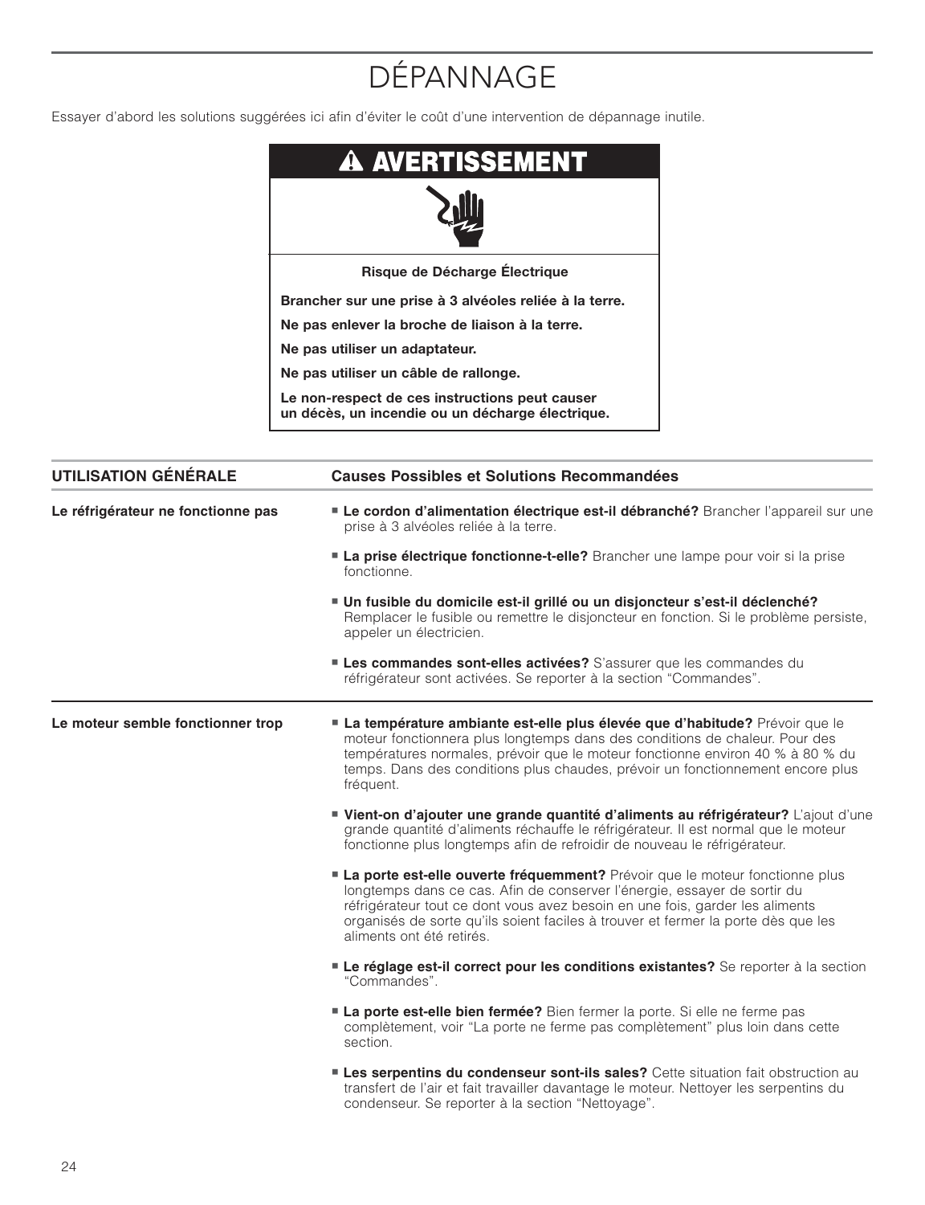#  DÉPANNAGE

Essayer d'abord les solutions suggérées ici afin d'éviter le coût d'une intervention de dépannage inutile.

**⚠ AVERTISSEMENT**

**Risque de Décharge Électrique**

**Brancher sur une prise à 3 alvéoles reliée à la terre.**

**Ne pas enlever la broche de liaison à la terre.**

**Ne pas utiliser un adaptateur.**

**Ne pas utiliser un câble de rallonge.**

**Le non-respect de ces instructions peut causer un décès, un incendie ou un décharge électrique.**

| UTILISATION GÉNÉRALE | Causes Possibles et Solutions Recommandées |
|---|---|
| **Le réfrigérateur ne fonctionne pas** | ■ **Le cordon d'alimentation électrique est-il débranché?** Brancher l'appareil sur une prise à 3 alvéoles reliée à la terre.<br>■ **La prise électrique fonctionne-t-elle?** Brancher une lampe pour voir si la prise fonctionne.<br>■ **Un fusible du domicile est-il grillé ou un disjoncteur s'est-il déclenché?** Remplacer le fusible ou remettre le disjoncteur en fonction. Si le problème persiste, appeler un électricien.<br>■ **Les commandes sont-elles activées?** S'assurer que les commandes du réfrigérateur sont activées. Se reporter à la section "Commandes". |
| **Le moteur semble fonctionner trop** | ■ **La température ambiante est-elle plus élevée que d'habitude?** Prévoir que le moteur fonctionnera plus longtemps dans des conditions de chaleur. Pour des températures normales, prévoir que le moteur fonctionne environ 40 % à 80 % du temps. Dans des conditions plus chaudes, prévoir un fonctionnement encore plus fréquent.<br>■ **Vient-on d'ajouter une grande quantité d'aliments au réfrigérateur?** L'ajout d'une grande quantité d'aliments réchauffe le réfrigérateur. Il est normal que le moteur fonctionne plus longtemps afin de refroidir de nouveau le réfrigérateur.<br>■ **La porte est-elle ouverte fréquemment?** Prévoir que le moteur fonctionne plus longtemps dans ce cas. Afin de conserver l'énergie, essayer de sortir du réfrigérateur tout ce dont vous avez besoin en une fois, garder les aliments organisés de sorte qu'ils soient faciles à trouver et fermer la porte dès que les aliments ont été retirés.<br>■ **Le réglage est-il correct pour les conditions existantes?** Se reporter à la section "Commandes".<br>■ **La porte est-elle bien fermée?** Bien fermer la porte. Si elle ne ferme pas complètement, voir "La porte ne ferme pas complètement" plus loin dans cette section.<br>■ **Les serpentins du condenseur sont-ils sales?** Cette situation fait obstruction au transfert de l'air et fait travailler davantage le moteur. Nettoyer les serpentins du condenseur. Se reporter à la section "Nettoyage". |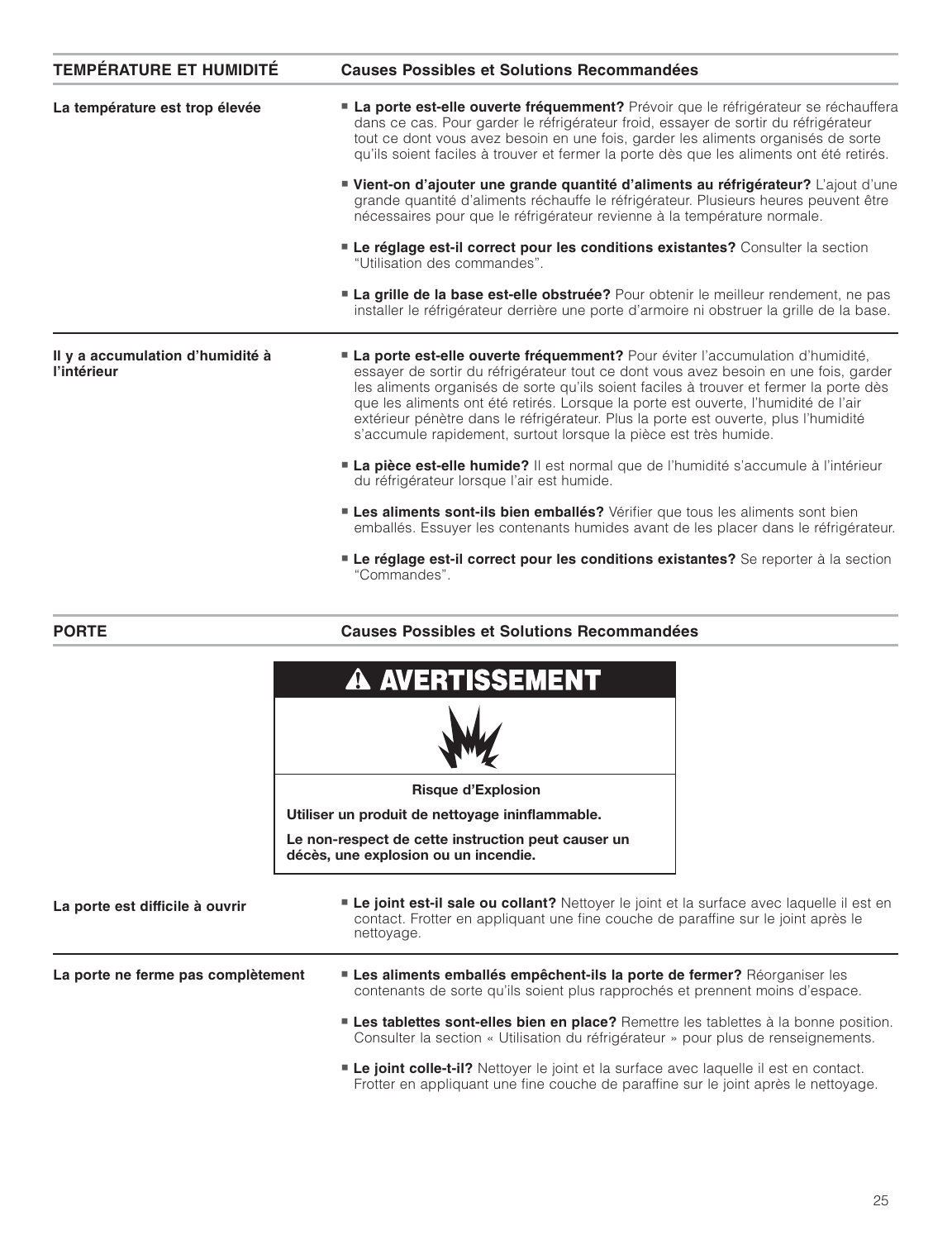| TEMPÉRATURE ET HUMIDITÉ | Causes Possibles et Solutions Recommandées |
| --- | --- |
| **La température est trop élevée** | ■ **La porte est-elle ouverte fréquemment?** Prévoir que le réfrigérateur se réchauffera dans ce cas. Pour garder le réfrigérateur froid, essayer de sortir du réfrigérateur tout ce dont vous avez besoin en une fois, garder les aliments organisés de sorte qu'ils soient faciles à trouver et fermer la porte dès que les aliments ont été retirés.<br>■ **Vient-on d'ajouter une grande quantité d'aliments au réfrigérateur?** L'ajout d'une grande quantité d'aliments réchauffe le réfrigérateur. Plusieurs heures peuvent être nécessaires pour que le réfrigérateur revienne à la température normale.<br>■ **Le réglage est-il correct pour les conditions existantes?** Consulter la section "Utilisation des commandes".<br>■ **La grille de la base est-elle obstruée?** Pour obtenir le meilleur rendement, ne pas installer le réfrigérateur derrière une porte d'armoire ni obstruer la grille de la base. |
| **Il y a accumulation d'humidité à l'intérieur** | ■ **La porte est-elle ouverte fréquemment?** Pour éviter l'accumulation d'humidité, essayer de sortir du réfrigérateur tout ce dont vous avez besoin en une fois, garder les aliments organisés de sorte qu'ils soient faciles à trouver et fermer la porte dès que les aliments ont été retirés. Lorsque la porte est ouverte, l'humidité de l'air extérieur pénètre dans le réfrigérateur. Plus la porte est ouverte, plus l'humidité s'accumule rapidement, surtout lorsque la pièce est très humide.<br>■ **La pièce est-elle humide?** Il est normal que de l'humidité s'accumule à l'intérieur du réfrigérateur lorsque l'air est humide.<br>■ **Les aliments sont-ils bien emballés?** Vérifier que tous les aliments sont bien emballés. Essuyer les contenants humides avant de les placer dans le réfrigérateur.<br>■ **Le réglage est-il correct pour les conditions existantes?** Se reporter à la section "Commandes". |

| PORTE | Causes Possibles et Solutions Recommandées |
| --- | --- |

**⚠ AVERTISSEMENT**

**Risque d'Explosion**

**Utiliser un produit de nettoyage ininflammable.**

**Le non-respect de cette instruction peut causer un décès, une explosion ou un incendie.**

| | |
| --- | --- |
| **La porte est difficile à ouvrir** | ■ **Le joint est-il sale ou collant?** Nettoyer le joint et la surface avec laquelle il est en contact. Frotter en appliquant une fine couche de paraffine sur le joint après le nettoyage. |
| **La porte ne ferme pas complètement** | ■ **Les aliments emballés empêchent-ils la porte de fermer?** Réorganiser les contenants de sorte qu'ils soient plus rapprochés et prennent moins d'espace.<br>■ **Les tablettes sont-elles bien en place?** Remettre les tablettes à la bonne position. Consulter la section « Utilisation du réfrigérateur » pour plus de renseignements.<br>■ **Le joint colle-t-il?** Nettoyer le joint et la surface avec laquelle il est en contact. Frotter en appliquant une fine couche de paraffine sur le joint après le nettoyage. |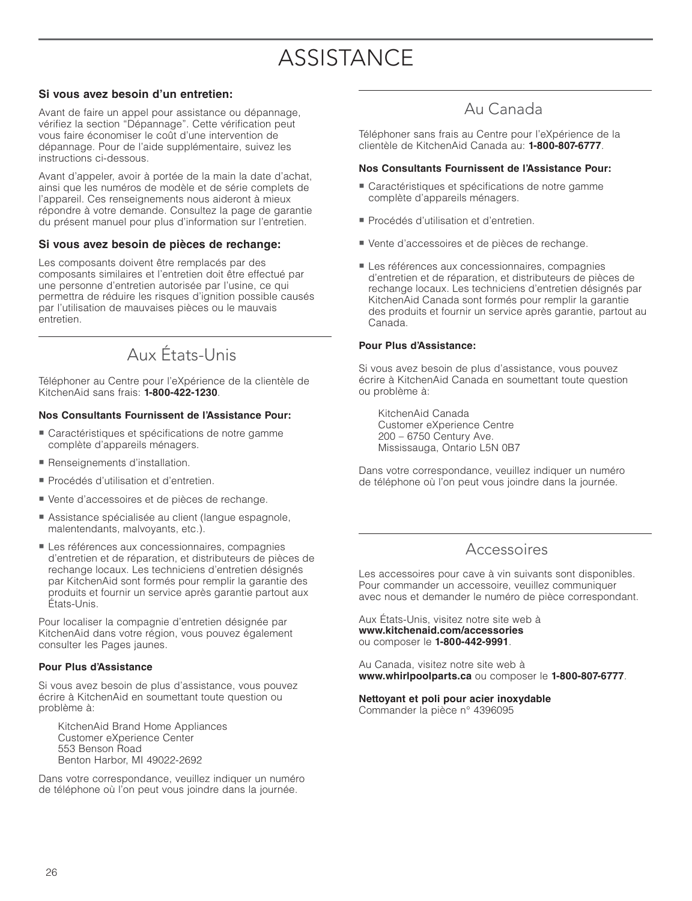# ASSISTANCE

### Si vous avez besoin d'un entretien:

Avant de faire un appel pour assistance ou dépannage, vérifiez la section "Dépannage". Cette vérification peut vous faire économiser le coût d'une intervention de dépannage. Pour de l'aide supplémentaire, suivez les instructions ci-dessous.

Avant d'appeler, avoir à portée de la main la date d'achat, ainsi que les numéros de modèle et de série complets de l'appareil. Ces renseignements nous aideront à mieux répondre à votre demande. Consultez la page de garantie du présent manuel pour plus d'information sur l'entretien.

### Si vous avez besoin de pièces de rechange:

Les composants doivent être remplacés par des composants similaires et l'entretien doit être effectué par une personne d'entretien autorisée par l'usine, ce qui permettra de réduire les risques d'ignition possible causés par l'utilisation de mauvaises pièces ou le mauvais entretien.

## Aux États-Unis

Téléphoner au Centre pour l'eXpérience de la clientèle de KitchenAid sans frais: **1-800-422-1230**.

#### Nos Consultants Fournissent de l'Assistance Pour:

- Caractéristiques et spécifications de notre gamme complète d'appareils ménagers.
- Renseignements d'installation.
- Procédés d'utilisation et d'entretien.
- Vente d'accessoires et de pièces de rechange.
- Assistance spécialisée au client (langue espagnole, malentendants, malvoyants, etc.).
- Les références aux concessionnaires, compagnies d'entretien et de réparation, et distributeurs de pièces de rechange locaux. Les techniciens d'entretien désignés par KitchenAid sont formés pour remplir la garantie des produits et fournir un service après garantie partout aux États-Unis.

Pour localiser la compagnie d'entretien désignée par KitchenAid dans votre région, vous pouvez également consulter les Pages jaunes.

#### Pour Plus d'Assistance

Si vous avez besoin de plus d'assistance, vous pouvez écrire à KitchenAid en soumettant toute question ou problème à:

KitchenAid Brand Home Appliances
Customer eXperience Center
553 Benson Road
Benton Harbor, MI 49022-2692

Dans votre correspondance, veuillez indiquer un numéro de téléphone où l'on peut vous joindre dans la journée.

## Au Canada

Téléphoner sans frais au Centre pour l'eXpérience de la clientèle de KitchenAid Canada au: **1-800-807-6777**.

#### Nos Consultants Fournissent de l'Assistance Pour:

- Caractéristiques et spécifications de notre gamme complète d'appareils ménagers.
- Procédés d'utilisation et d'entretien.
- Vente d'accessoires et de pièces de rechange.
- Les références aux concessionnaires, compagnies d'entretien et de réparation, et distributeurs de pièces de rechange locaux. Les techniciens d'entretien désignés par KitchenAid Canada sont formés pour remplir la garantie des produits et fournir un service après garantie, partout au Canada.

#### Pour Plus d'Assistance:

Si vous avez besoin de plus d'assistance, vous pouvez écrire à KitchenAid Canada en soumettant toute question ou problème à:

KitchenAid Canada
Customer eXperience Centre
200 – 6750 Century Ave.
Mississauga, Ontario L5N 0B7

Dans votre correspondance, veuillez indiquer un numéro de téléphone où l'on peut vous joindre dans la journée.

## Accessoires

Les accessoires pour cave à vin suivants sont disponibles. Pour commander un accessoire, veuillez communiquer avec nous et demander le numéro de pièce correspondant.

Aux États-Unis, visitez notre site web à **www.kitchenaid.com/accessories** ou composer le **1-800-442-9991**.

Au Canada, visitez notre site web à **www.whirlpoolparts.ca** ou composer le **1-800-807-6777**.

**Nettoyant et poli pour acier inoxydable**
Commander la pièce n° 4396095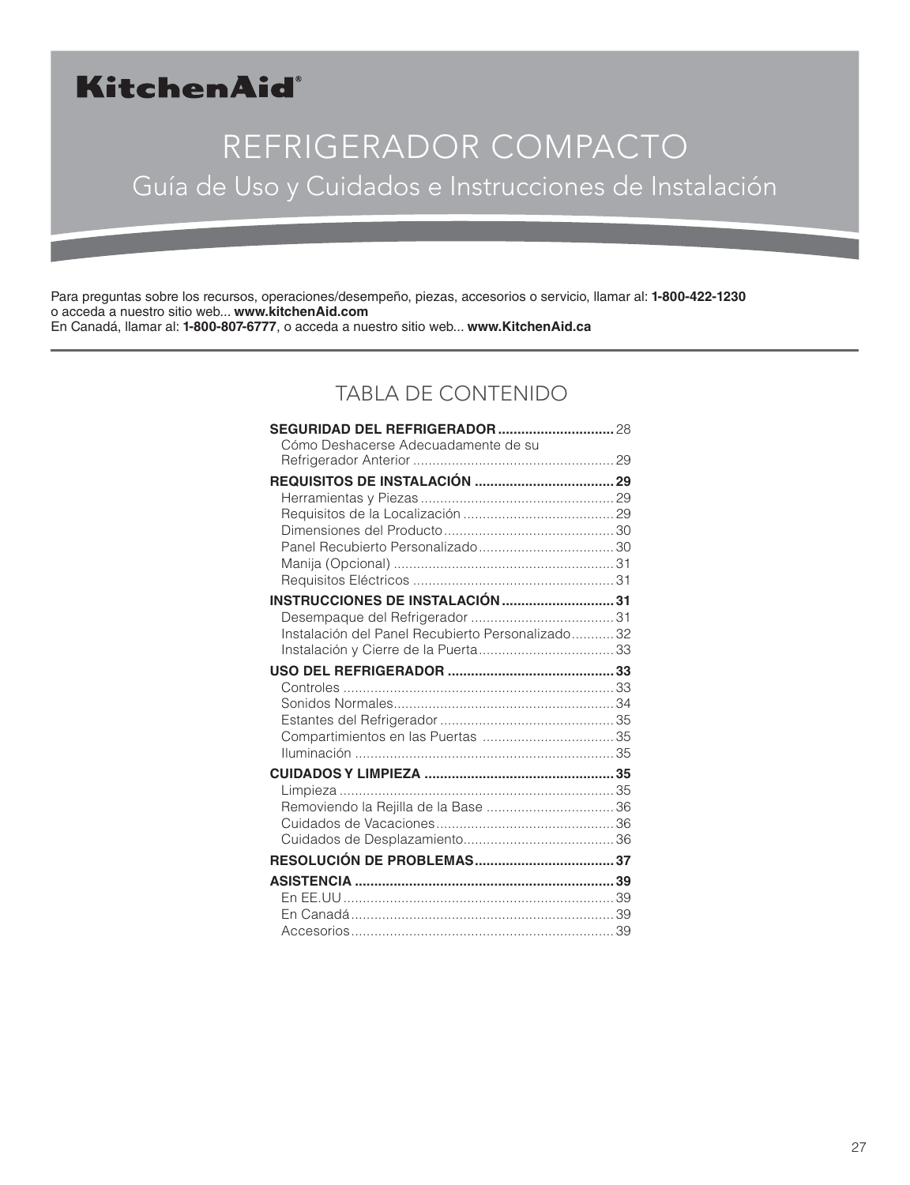**KitchenAid®**

# REFRIGERADOR COMPACTO

## Guía de Uso y Cuidados e Instrucciones de Instalación

Para preguntas sobre los recursos, operaciones/desempeño, piezas, accesorios o servicio, llamar al: **1-800-422-1230**
o acceda a nuestro sitio web... **www.kitchenAid.com**
En Canadá, llamar al: **1-800-807-6777**, o acceda a nuestro sitio web... **www.KitchenAid.ca**

## TABLA DE CONTENIDO

**SEGURIDAD DEL REFRIGERADOR** .............................. 28
- Cómo Deshacerse Adecuadamente de su Refrigerador Anterior .................................................... 29

**REQUISITOS DE INSTALACIÓN** .................................... **29**
- Herramientas y Piezas .................................................. 29
- Requisitos de la Localización ....................................... 29
- Dimensiones del Producto ............................................ 30
- Panel Recubierto Personalizado ................................... 30
- Manija (Opcional) ......................................................... 31
- Requisitos Eléctricos .................................................... 31

**INSTRUCCIONES DE INSTALACIÓN** ............................. **31**
- Desempaque del Refrigerador ..................................... 31
- Instalación del Panel Recubierto Personalizado ........... 32
- Instalación y Cierre de la Puerta ................................... 33

**USO DEL REFRIGERADOR** ........................................... **33**
- Controles ...................................................................... 33
- Sonidos Normales ......................................................... 34
- Estantes del Refrigerador ............................................. 35
- Compartimientos en las Puertas .................................. 35
- Iluminación ................................................................... 35

**CUIDADOS Y LIMPIEZA** ................................................. **35**
- Limpieza ....................................................................... 35
- Removiendo la Rejilla de la Base ................................. 36
- Cuidados de Vacaciones .............................................. 36
- Cuidados de Desplazamiento ....................................... 36

**RESOLUCIÓN DE PROBLEMAS** .................................... **37**

**ASISTENCIA** ................................................................... **39**
- En EE.UU ...................................................................... 39
- En Canadá .................................................................... 39
- Accesorios .................................................................... 39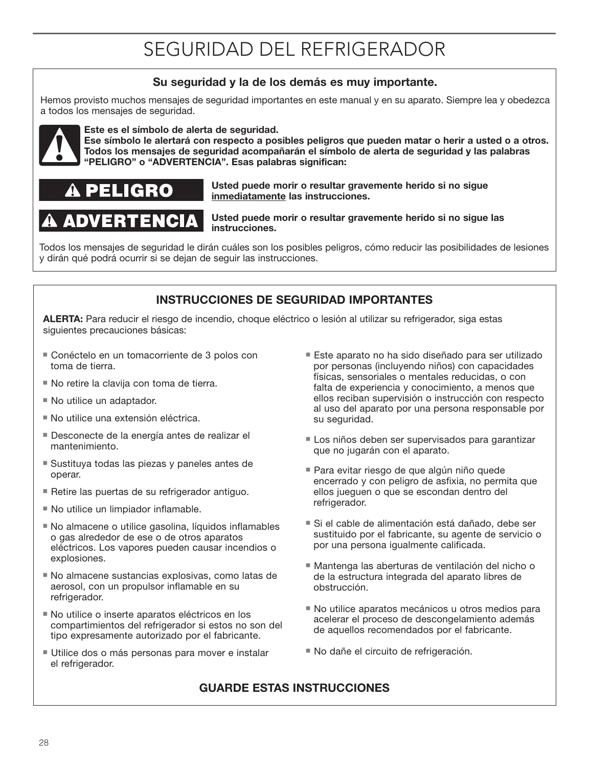# SEGURIDAD DEL REFRIGERADOR

**Su seguridad y la de los demás es muy importante.**

Hemos provisto muchos mensajes de seguridad importantes en este manual y en su aparato. Siempre lea y obedezca a todos los mensajes de seguridad.

**Este es el símbolo de alerta de seguridad.**
**Ese símbolo le alertará con respecto a posibles peligros que pueden matar o herir a usted o a otros.**
**Todos los mensajes de seguridad acompañarán el símbolo de alerta de seguridad y las palabras "PELIGRO" o "ADVERTENCIA". Esas palabras significan:**

**⚠ PELIGRO** — **Usted puede morir o resultar gravemente herido si no sigue inmediatamente las instrucciones.**

**⚠ ADVERTENCIA** — **Usted puede morir o resultar gravemente herido si no sigue las instrucciones.**

Todos los mensajes de seguridad le dirán cuáles son los posibles peligros, cómo reducir las posibilidades de lesiones y dirán qué podrá ocurrir si se dejan de seguir las instrucciones.

## INSTRUCCIONES DE SEGURIDAD IMPORTANTES

**ALERTA:** Para reducir el riesgo de incendio, choque eléctrico o lesión al utilizar su refrigerador, siga estas siguientes precauciones básicas:

- Conéctelo en un tomacorriente de 3 polos con toma de tierra.
- No retire la clavija con toma de tierra.
- No utilice un adaptador.
- No utilice una extensión eléctrica.
- Desconecte de la energía antes de realizar el mantenimiento.
- Sustituya todas las piezas y paneles antes de operar.
- Retire las puertas de su refrigerador antiguo.
- No utilice un limpiador inflamable.
- No almacene o utilice gasolina, líquidos inflamables o gas alrededor de ese o de otros aparatos eléctricos. Los vapores pueden causar incendios o explosiones.
- No almacene sustancias explosivas, como latas de aerosol, con un propulsor inflamable en su refrigerador.
- No utilice o inserte aparatos eléctricos en los compartimientos del refrigerador si estos no son del tipo expresamente autorizado por el fabricante.
- Utilice dos o más personas para mover e instalar el refrigerador.
- Este aparato no ha sido diseñado para ser utilizado por personas (incluyendo niños) con capacidades físicas, sensoriales o mentales reducidas, o con falta de experiencia y conocimiento, a menos que ellos reciban supervisión o instrucción con respecto al uso del aparato por una persona responsable por su seguridad.
- Los niños deben ser supervisados para garantizar que no jugarán con el aparato.
- Para evitar riesgo de que algún niño quede encerrado y con peligro de asfixia, no permita que ellos jueguen o que se escondan dentro del refrigerador.
- Si el cable de alimentación está dañado, debe ser sustituido por el fabricante, su agente de servicio o por una persona igualmente calificada.
- Mantenga las aberturas de ventilación del nicho o de la estructura integrada del aparato libres de obstrucción.
- No utilice aparatos mecánicos u otros medios para acelerar el proceso de descongelamiento además de aquellos recomendados por el fabricante.
- No dañe el circuito de refrigeración.

**GUARDE ESTAS INSTRUCCIONES**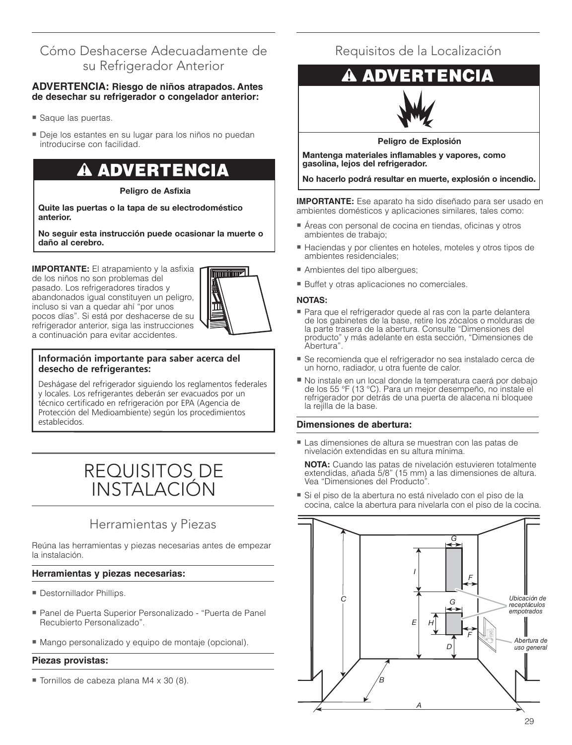## Cómo Deshacerse Adecuadamente de su Refrigerador Anterior

**ADVERTENCIA: Riesgo de niños atrapados. Antes de desechar su refrigerador o congelador anterior:**

- Saque las puertas.
- Deje los estantes en su lugar para los niños no puedan introducirse con facilidad.

**⚠ ADVERTENCIA**

**Peligro de Asfixia**

**Quite las puertas o la tapa de su electrodoméstico anterior.**

**No seguir esta instrucción puede ocasionar la muerte o daño al cerebro.**

**IMPORTANTE:** El atrapamiento y la asfixia de los niños no son problemas del pasado. Los refrigeradores tirados y abandonados igual constituyen un peligro, incluso si van a quedar ahí "por unos pocos días". Si está por deshacerse de su refrigerador anterior, siga las instrucciones a continuación para evitar accidentes.

**Información importante para saber acerca del desecho de refrigerantes:**

Deshágase del refrigerador siguiendo los reglamentos federales y locales. Los refrigerantes deberán ser evacuados por un técnico certificado en refrigeración por EPA (Agencia de Protección del Medioambiente) según los procedimientos establecidos.

# REQUISITOS DE INSTALACIÓN

## Herramientas y Piezas

Reúna las herramientas y piezas necesarias antes de empezar la instalación.

### Herramientas y piezas necesarias:

- Destornillador Phillips.
- Panel de Puerta Superior Personalizado - "Puerta de Panel Recubierto Personalizado".
- Mango personalizado y equipo de montaje (opcional).

### Piezas provistas:

- Tornillos de cabeza plana M4 x 30 (8).

## Requisitos de la Localización

**⚠ ADVERTENCIA**

**Peligro de Explosión**

**Mantenga materiales inflamables y vapores, como gasolina, lejos del refrigerador.**

**No hacerlo podrá resultar en muerte, explosión o incendio.**

**IMPORTANTE:** Ese aparato ha sido diseñado para ser usado en ambientes domésticos y aplicaciones similares, tales como:

- Áreas con personal de cocina en tiendas, oficinas y otros ambientes de trabajo;
- Haciendas y por clientes en hoteles, moteles y otros tipos de ambientes residenciales;
- Ambientes del tipo albergues;
- Buffet y otras aplicaciones no comerciales.

**NOTAS:**

- Para que el refrigerador quede al ras con la parte delantera de los gabinetes de la base, retire los zócalos o molduras de la parte trasera de la abertura. Consulte "Dimensiones del producto" y más adelante en esta sección, "Dimensiones de Abertura".
- Se recomienda que el refrigerador no sea instalado cerca de un horno, radiador, u otra fuente de calor.
- No instale en un local donde la temperatura caerá por debajo de los 55 °F (13 °C). Para un mejor desempeño, no instale el refrigerador por detrás de una puerta de alacena ni bloquee la rejilla de la base.

### Dimensiones de abertura:

- Las dimensiones de altura se muestran con las patas de nivelación extendidas en su altura mínima.

  **NOTA:** Cuando las patas de nivelación estuvieren totalmente extendidas, añada 5/8" (15 mm) a las dimensiones de altura. Vea "Dimensiones del Producto".

- Si el piso de la abertura no está nivelado con el piso de la cocina, calce la abertura para nivelarla con el piso de la cocina.

*Ubicación de receptáculos empotrados*

*Abertura de uso general*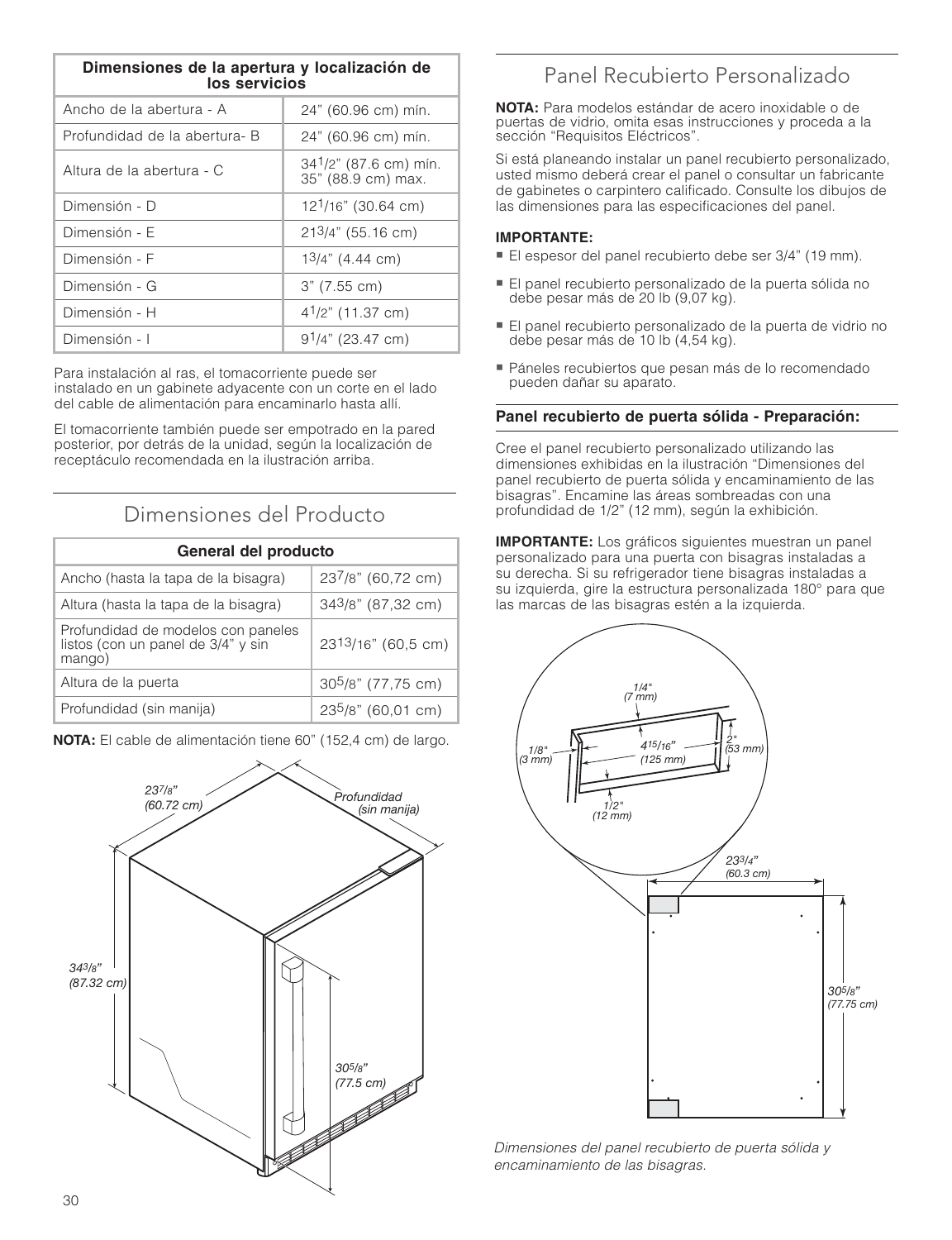| Dimensiones de la apertura y localización de los servicios | |
|---|---|
| Ancho de la abertura - A | 24" (60.96 cm) mín. |
| Profundidad de la abertura- B | 24" (60.96 cm) mín. |
| Altura de la abertura - C | 34 1/2" (87.6 cm) mín. 35" (88.9 cm) max. |
| Dimensión - D | 12 1/16" (30.64 cm) |
| Dimensión - E | 21 3/4" (55.16 cm) |
| Dimensión - F | 1 3/4" (4.44 cm) |
| Dimensión - G | 3" (7.55 cm) |
| Dimensión - H | 4 1/2" (11.37 cm) |
| Dimensión - I | 9 1/4" (23.47 cm) |

Para instalación al ras, el tomacorriente puede ser instalado en un gabinete adyacente con un corte en el lado del cable de alimentación para encaminarlo hasta allí.

El tomacorriente también puede ser empotrado en la pared posterior, por detrás de la unidad, según la localización de receptáculo recomendada en la ilustración arriba.

## Dimensiones del Producto

| General del producto | |
|---|---|
| Ancho (hasta la tapa de la bisagra) | 23 7/8" (60,72 cm) |
| Altura (hasta la tapa de la bisagra) | 34 3/8" (87,32 cm) |
| Profundidad de modelos con paneles listos (con un panel de 3/4" y sin mango) | 23 13/16" (60,5 cm) |
| Altura de la puerta | 30 5/8" (77,75 cm) |
| Profundidad (sin manija) | 23 5/8" (60,01 cm) |

**NOTA:** El cable de alimentación tiene 60" (152,4 cm) de largo.

23 7/8" (60.72 cm)

Profundidad (sin manija)

34 3/8" (87.32 cm)

30 5/8" (77.5 cm)

## Panel Recubierto Personalizado

**NOTA:** Para modelos estándar de acero inoxidable o de puertas de vidrio, omita esas instrucciones y proceda a la sección "Requisitos Eléctricos".

Si está planeando instalar un panel recubierto personalizado, usted mismo deberá crear el panel o consultar un fabricante de gabinetes o carpintero calificado. Consulte los dibujos de las dimensiones para las especificaciones del panel.

**IMPORTANTE:**

- El espesor del panel recubierto debe ser 3/4" (19 mm).
- El panel recubierto personalizado de la puerta sólida no debe pesar más de 20 lb (9,07 kg).
- El panel recubierto personalizado de la puerta de vidrio no debe pesar más de 10 lb (4,54 kg).
- Páneles recubiertos que pesan más de lo recomendado pueden dañar su aparato.

### Panel recubierto de puerta sólida - Preparación:

Cree el panel recubierto personalizado utilizando las dimensiones exhibidas en la ilustración "Dimensiones del panel recubierto de puerta sólida y encaminamiento de las bisagras". Encamine las áreas sombreadas con una profundidad de 1/2" (12 mm), según la exhibición.

**IMPORTANTE:** Los gráficos siguientes muestran un panel personalizado para una puerta con bisagras instaladas a su derecha. Si su refrigerador tiene bisagras instaladas a su izquierda, gire la estructura personalizada 180° para que las marcas de las bisagras estén a la izquierda.

1/4" (7 mm)

4 15/16" (125 mm)

2" (53 mm)

1/8" (3 mm)

1/2" (12 mm)

23 3/4" (60.3 cm)

30 5/8" (77.75 cm)

*Dimensiones del panel recubierto de puerta sólida y encaminamiento de las bisagras.*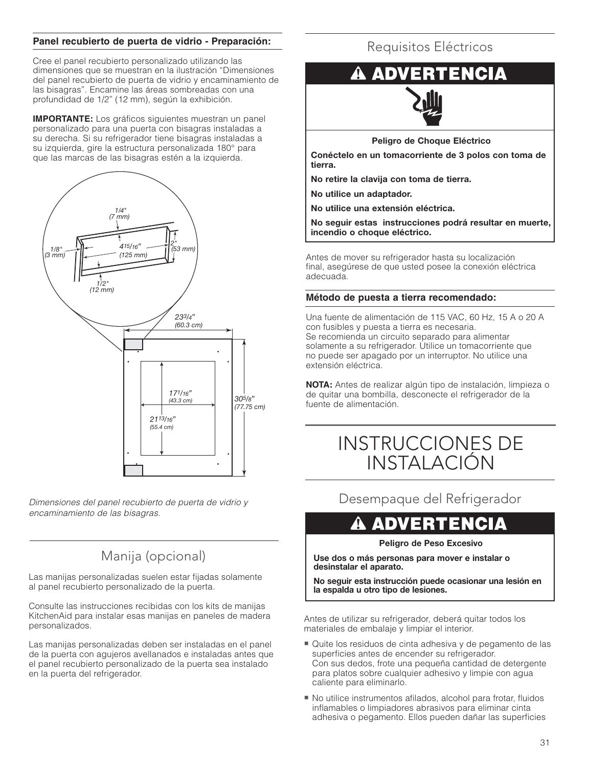**Panel recubierto de puerta de vidrio - Preparación:**

Cree el panel recubierto personalizado utilizando las dimensiones que se muestran en la ilustración "Dimensiones del panel recubierto de puerta de vidrio y encaminamiento de las bisagras". Encamine las áreas sombreadas con una profundidad de 1/2" (12 mm), según la exhibición.

**IMPORTANTE:** Los gráficos siguientes muestran un panel personalizado para una puerta con bisagras instaladas a su derecha. Si su refrigerador tiene bisagras instaladas a su izquierda, gire la estructura personalizada 180° para que las marcas de las bisagras estén a la izquierda.

*Dimensiones del panel recubierto de puerta de vidrio y encaminamiento de las bisagras.*

## Manija (opcional)

Las manijas personalizadas suelen estar fijadas solamente al panel recubierto personalizado de la puerta.

Consulte las instrucciones recibidas con los kits de manijas KitchenAid para instalar esas manijas en paneles de madera personalizados.

Las manijas personalizadas deben ser instaladas en el panel de la puerta con agujeros avellanados e instaladas antes que el panel recubierto personalizado de la puerta sea instalado en la puerta del refrigerador.

## Requisitos Eléctricos

**⚠ ADVERTENCIA**

**Peligro de Choque Eléctrico**

**Conéctelo en un tomacorriente de 3 polos con toma de tierra.**

**No retire la clavija con toma de tierra.**

**No utilice un adaptador.**

**No utilice una extensión eléctrica.**

**No seguir estas instrucciones podrá resultar en muerte, incendio o choque eléctrico.**

Antes de mover su refrigerador hasta su localización final, asegúrese de que usted posee la conexión eléctrica adecuada.

**Método de puesta a tierra recomendado:**

Una fuente de alimentación de 115 VAC, 60 Hz, 15 A o 20 A con fusibles y puesta a tierra es necesaria.
Se recomienda un circuito separado para alimentar solamente a su refrigerador. Utilice un tomacorriente que no puede ser apagado por un interruptor. No utilice una extensión eléctrica.

**NOTA:** Antes de realizar algún tipo de instalación, limpieza o de quitar una bombilla, desconecte el refrigerador de la fuente de alimentación.

# INSTRUCCIONES DE INSTALACIÓN

## Desempaque del Refrigerador

**⚠ ADVERTENCIA**

**Peligro de Peso Excesivo**

**Use dos o más personas para mover e instalar o desinstalar el aparato.**

**No seguir esta instrucción puede ocasionar una lesión en la espalda u otro tipo de lesiones.**

Antes de utilizar su refrigerador, deberá quitar todos los materiales de embalaje y limpiar el interior.

- Quite los residuos de cinta adhesiva y de pegamento de las superficies antes de encender su refrigerador.
  Con sus dedos, frote una pequeña cantidad de detergente para platos sobre cualquier adhesivo y limpie con agua caliente para eliminarlo.
- No utilice instrumentos afilados, alcohol para frotar, fluidos inflamables o limpiadores abrasivos para eliminar cinta adhesiva o pegamento. Ellos pueden dañar las superficies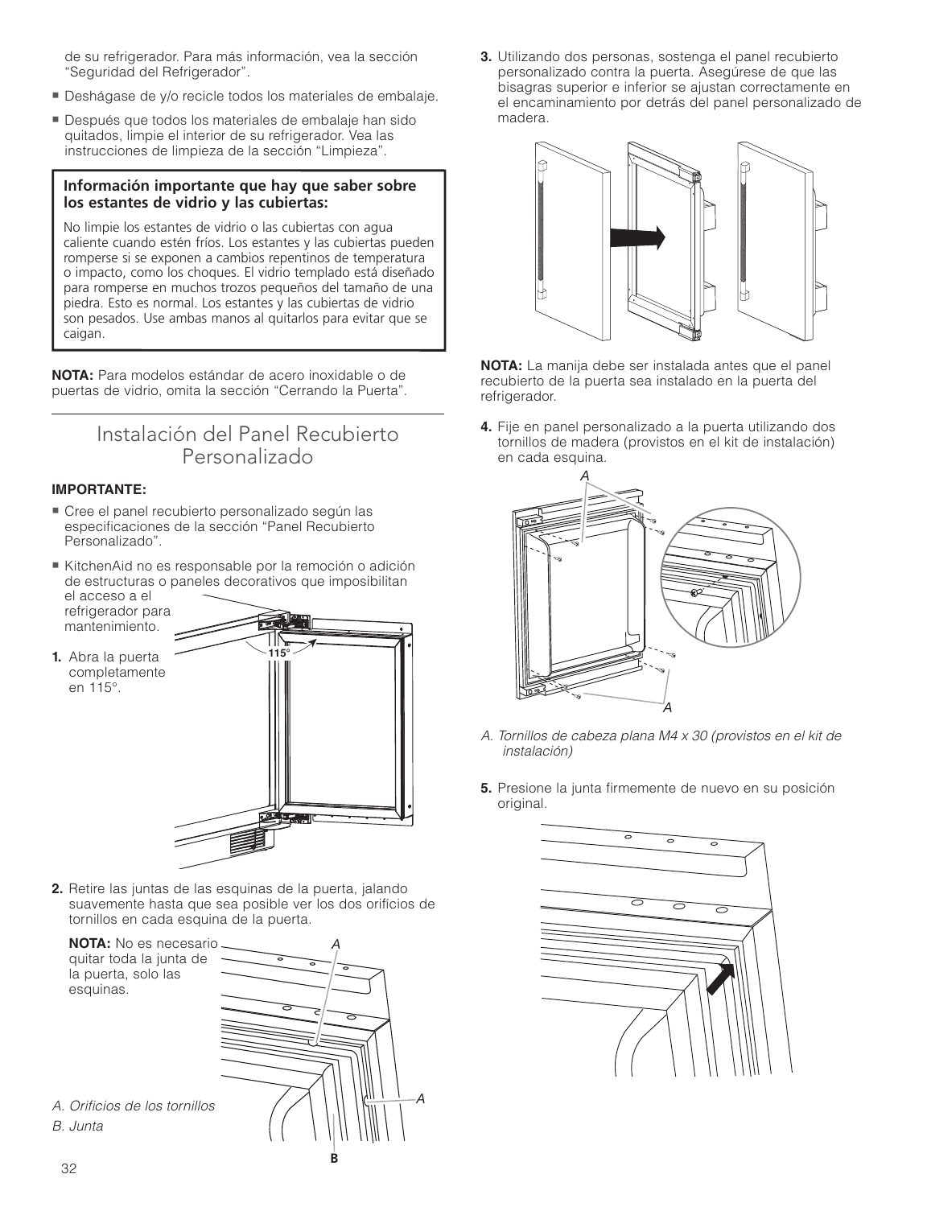de su refrigerador. Para más información, vea la sección "Seguridad del Refrigerador".

- Deshágase de y/o recicle todos los materiales de embalaje.
- Después que todos los materiales de embalaje han sido quitados, limpie el interior de su refrigerador. Vea las instrucciones de limpieza de la sección "Limpieza".

**Información importante que hay que saber sobre los estantes de vidrio y las cubiertas:**

No limpie los estantes de vidrio o las cubiertas con agua caliente cuando estén fríos. Los estantes y las cubiertas pueden romperse si se exponen a cambios repentinos de temperatura o impacto, como los choques. El vidrio templado está diseñado para romperse en muchos trozos pequeños del tamaño de una piedra. Esto es normal. Los estantes y las cubiertas de vidrio son pesados. Use ambas manos al quitarlos para evitar que se caigan.

**NOTA:** Para modelos estándar de acero inoxidable o de puertas de vidrio, omita la sección "Cerrando la Puerta".

## Instalación del Panel Recubierto Personalizado

**IMPORTANTE:**

- Cree el panel recubierto personalizado según las especificaciones de la sección "Panel Recubierto Personalizado".
- KitchenAid no es responsable por la remoción o adición de estructuras o paneles decorativos que imposibilitan el acceso a el refrigerador para mantenimiento.

1. Abra la puerta completamente en 115°.

2. Retire las juntas de las esquinas de la puerta, jalando suavemente hasta que sea posible ver los dos orificios de tornillos en cada esquina de la puerta.

   **NOTA:** No es necesario quitar toda la junta de la puerta, solo las esquinas.

*A. Orificios de los tornillos*
*B. Junta*

3. Utilizando dos personas, sostenga el panel recubierto personalizado contra la puerta. Asegúrese de que las bisagras superior e inferior se ajustan correctamente en el encaminamiento por detrás del panel personalizado de madera.

**NOTA:** La manija debe ser instalada antes que el panel recubierto de la puerta sea instalado en la puerta del refrigerador.

4. Fije en panel personalizado a la puerta utilizando dos tornillos de madera (provistos en el kit de instalación) en cada esquina.

*A. Tornillos de cabeza plana M4 x 30 (provistos en el kit de instalación)*

5. Presione la junta firmemente de nuevo en su posición original.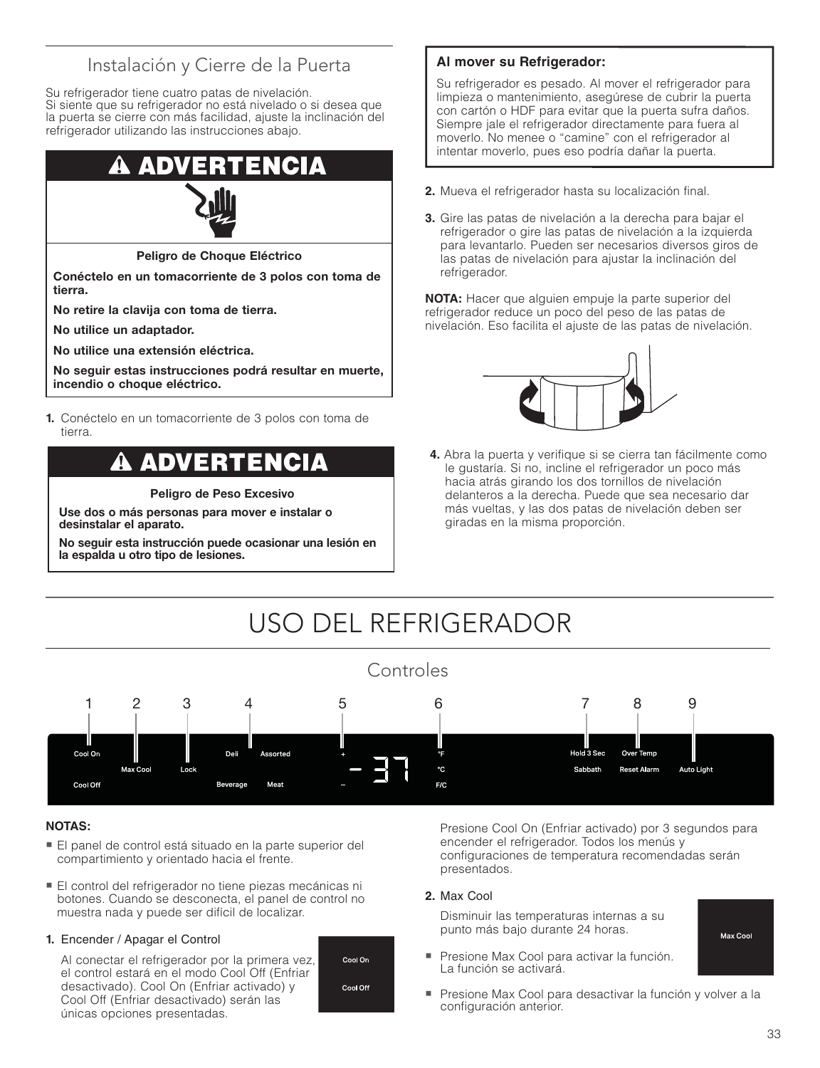## Instalación y Cierre de la Puerta

Su refrigerador tiene cuatro patas de nivelación.
Si siente que su refrigerador no está nivelado o si desea que la puerta se cierre con más facilidad, ajuste la inclinación del refrigerador utilizando las instrucciones abajo.

**⚠ ADVERTENCIA**

**Peligro de Choque Eléctrico**

**Conéctelo en un tomacorriente de 3 polos con toma de tierra.**

**No retire la clavija con toma de tierra.**

**No utilice un adaptador.**

**No utilice una extensión eléctrica.**

**No seguir estas instrucciones podrá resultar en muerte, incendio o choque eléctrico.**

1. Conéctelo en un tomacorriente de 3 polos con toma de tierra.

**⚠ ADVERTENCIA**

**Peligro de Peso Excesivo**

**Use dos o más personas para mover e instalar o desinstalar el aparato.**

**No seguir esta instrucción puede ocasionar una lesión en la espalda u otro tipo de lesiones.**

**Al mover su Refrigerador:**

Su refrigerador es pesado. Al mover el refrigerador para limpieza o mantenimiento, asegúrese de cubrir la puerta con cartón o HDF para evitar que la puerta sufra daños. Siempre jale el refrigerador directamente para fuera al moverlo. No menee o "camine" con el refrigerador al intentar moverlo, pues eso podría dañar la puerta.

2. Mueva el refrigerador hasta su localización final.
3. Gire las patas de nivelación a la derecha para bajar el refrigerador o gire las patas de nivelación a la izquierda para levantarlo. Pueden ser necesarios diversos giros de las patas de nivelación para ajustar la inclinación del refrigerador.

**NOTA:** Hacer que alguien empuje la parte superior del refrigerador reduce un poco del peso de las patas de nivelación. Eso facilita el ajuste de las patas de nivelación.

4. Abra la puerta y verifique si se cierra tan fácilmente como le gustaría. Si no, incline el refrigerador un poco más hacia atrás girando los dos tornillos de nivelación delanteros a la derecha. Puede que sea necesario dar más vueltas, y las dos patas de nivelación deben ser giradas en la misma proporción.

# USO DEL REFRIGERADOR

## Controles

1 Cool On / Cool Off — 2 Max Cool — 3 Lock — 4 Deli / Assorted / Beverage / Meat — 5 + / – — 6 °F / °C / F/C — 7 Hold 3 Sec / Sabbath — 8 Over Temp / Reset Alarm — 9 Auto Light

**NOTAS:**

- El panel de control está situado en la parte superior del compartimiento y orientado hacia el frente.
- El control del refrigerador no tiene piezas mecánicas ni botones. Cuando se desconecta, el panel de control no muestra nada y puede ser difícil de localizar.

1. Encender / Apagar el Control

   Al conectar el refrigerador por la primera vez, el control estará en el modo Cool Off (Enfriar desactivado). Cool On (Enfriar activado) y Cool Off (Enfriar desactivado) serán las únicas opciones presentadas.

   Presione Cool On (Enfriar activado) por 3 segundos para encender el refrigerador. Todos los menús y configuraciones de temperatura recomendadas serán presentados.

2. Max Cool

   Disminuir las temperaturas internas a su punto más bajo durante 24 horas.

   - Presione Max Cool para activar la función. La función se activará.
   - Presione Max Cool para desactivar la función y volver a la configuración anterior.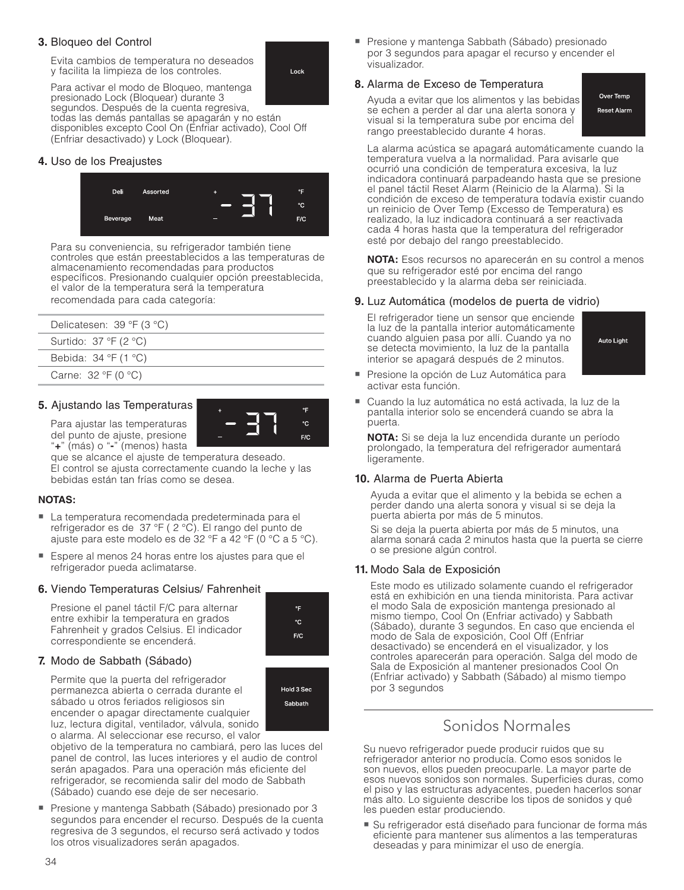### 3. Bloqueo del Control

Evita cambios de temperatura no deseados y facilita la limpieza de los controles.

Lock

Para activar el modo de Bloqueo, mantenga presionado Lock (Bloquear) durante 3 segundos. Después de la cuenta regresiva, todas las demás pantallas se apagarán y no están disponibles excepto Cool On (Enfriar activado), Cool Off (Enfriar desactivado) y Lock (Bloquear).

### 4. Uso de los Preajustes

Deli | Assorted | Beverage | Meat | + | – | - 37 | °F | °C | F/C

Para su conveniencia, su refrigerador también tiene controles que están preestablecidos a las temperaturas de almacenamiento recomendadas para productos específicos. Presionando cualquier opción preestablecida, el valor de la temperatura será la temperatura recomendada para cada categoría:

| |
|---|
| Delicatesen: 39 °F (3 °C) |
| Surtido: 37 °F (2 °C) |
| Bebida: 34 °F (1 °C) |
| Carne: 32 °F (0 °C) |

### 5. Ajustando las Temperaturas

+ | – | - 37 | °F | °C | F/C

Para ajustar las temperaturas del punto de ajuste, presione "**+**" (más) o "**-**" (menos) hasta que se alcance el ajuste de temperatura deseado. El control se ajusta correctamente cuando la leche y las bebidas están tan frías como se desea.

**NOTAS:**

- La temperatura recomendada predeterminada para el refrigerador es de 37 °F ( 2 °C). El rango del punto de ajuste para este modelo es de 32 °F a 42 °F (0 °C a 5 °C).
- Espere al menos 24 horas entre los ajustes para que el refrigerador pueda aclimatarse.

### 6. Viendo Temperaturas Celsius/ Fahrenheit

Presione el panel táctil F/C para alternar entre exhibir la temperatura en grados Fahrenheit y grados Celsius. El indicador correspondiente se encenderá.

°F | °C | F/C

### 7. Modo de Sabbath (Sábado)

Hold 3 Sec | Sabbath

Permite que la puerta del refrigerador permanezca abierta o cerrada durante el sábado u otros feriados religiosos sin encender o apagar directamente cualquier luz, lectura digital, ventilador, válvula, sonido o alarma. Al seleccionar ese recurso, el valor objetivo de la temperatura no cambiará, pero las luces del panel de control, las luces interiores y el audio de control serán apagados. Para una operación más eficiente del refrigerador, se recomienda salir del modo de Sabbath (Sábado) cuando ese deje de ser necesario.

- Presione y mantenga Sabbath (Sábado) presionado por 3 segundos para encender el recurso. Después de la cuenta regresiva de 3 segundos, el recurso será activado y todos los otros visualizadores serán apagados.
- Presione y mantenga Sabbath (Sábado) presionado por 3 segundos para apagar el recurso y encender el visualizador.

### 8. Alarma de Exceso de Temperatura

Over Temp | Reset Alarm

Ayuda a evitar que los alimentos y las bebidas se echen a perder al dar una alerta sonora y visual si la temperatura sube por encima del rango preestablecido durante 4 horas.

La alarma acústica se apagará automáticamente cuando la temperatura vuelva a la normalidad. Para avisarle que ocurrió una condición de temperatura excesiva, la luz indicadora continuará parpadeando hasta que se presione el panel táctil Reset Alarm (Reinicio de la Alarma). Si la condición de exceso de temperatura todavía existir cuando un reinicio de Over Temp (Excesso de Temperatura) es realizado, la luz indicadora continuará a ser reactivada cada 4 horas hasta que la temperatura del refrigerador esté por debajo del rango preestablecido.

**NOTA:** Esos recursos no aparecerán en su control a menos que su refrigerador esté por encima del rango preestablecido y la alarma deba ser reiniciada.

### 9. Luz Automática (modelos de puerta de vidrio)

Auto Light

El refrigerador tiene un sensor que enciende la luz de la pantalla interior automáticamente cuando alguien pasa por allí. Cuando ya no se detecta movimiento, la luz de la pantalla interior se apagará después de 2 minutos.

- Presione la opción de Luz Automática para activar esta función.
- Cuando la luz automática no está activada, la luz de la pantalla interior solo se encenderá cuando se abra la puerta.

**NOTA:** Si se deja la luz encendida durante un período prolongado, la temperatura del refrigerador aumentará ligeramente.

### 10. Alarma de Puerta Abierta

Ayuda a evitar que el alimento y la bebida se echen a perder dando una alerta sonora y visual si se deja la puerta abierta por más de 5 minutos.

Si se deja la puerta abierta por más de 5 minutos, una alarma sonará cada 2 minutos hasta que la puerta se cierre o se presione algún control.

### 11. Modo Sala de Exposición

Este modo es utilizado solamente cuando el refrigerador está en exhibición en una tienda minitorista. Para activar el modo Sala de exposición mantenga presionado al mismo tiempo, Cool On (Enfriar activado) y Sabbath (Sábado), durante 3 segundos. En caso que encienda el modo de Sala de exposición, Cool Off (Enfriar desactivado) se encenderá en el visualizador, y los controles aparecerán para operación. Salga del modo de Sala de Exposición al mantener presionados Cool On (Enfriar activado) y Sabbath (Sábado) al mismo tiempo por 3 segundos

## Sonidos Normales

Su nuevo refrigerador puede producir ruidos que su refrigerador anterior no producía. Como esos sonidos le son nuevos, ellos pueden preocuparle. La mayor parte de esos nuevos sonidos son normales. Superficies duras, como el piso y las estructuras adyacentes, pueden hacerlos sonar más alto. Lo siguiente describe los tipos de sonidos y qué les pueden estar produciendo.

- Su refrigerador está diseñado para funcionar de forma más eficiente para mantener sus alimentos a las temperaturas deseadas y para minimizar el uso de energía.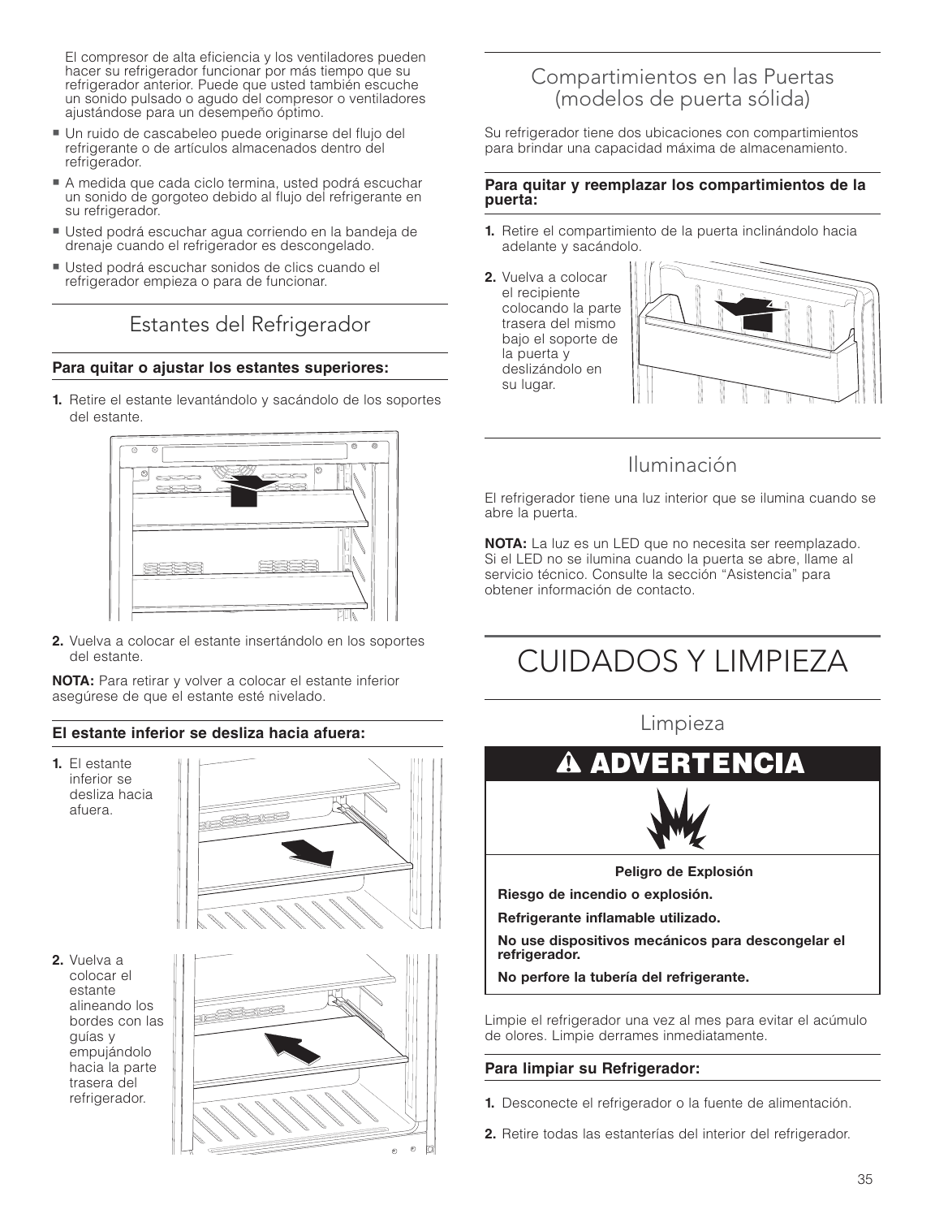El compresor de alta eficiencia y los ventiladores pueden hacer su refrigerador funcionar por más tiempo que su refrigerador anterior. Puede que usted también escuche un sonido pulsado o agudo del compresor o ventiladores ajustándose para un desempeño óptimo.

- Un ruido de cascabeleo puede originarse del flujo del refrigerante o de artículos almacenados dentro del refrigerador.
- A medida que cada ciclo termina, usted podrá escuchar un sonido de gorgoteo debido al flujo del refrigerante en su refrigerador.
- Usted podrá escuchar agua corriendo en la bandeja de drenaje cuando el refrigerador es descongelado.
- Usted podrá escuchar sonidos de clics cuando el refrigerador empieza o para de funcionar.

## Estantes del Refrigerador

**Para quitar o ajustar los estantes superiores:**

1. Retire el estante levantándolo y sacándolo de los soportes del estante.
2. Vuelva a colocar el estante insertándolo en los soportes del estante.

**NOTA:** Para retirar y volver a colocar el estante inferior asegúrese de que el estante esté nivelado.

**El estante inferior se desliza hacia afuera:**

1. El estante inferior se desliza hacia afuera.
2. Vuelva a colocar el estante alineando los bordes con las guías y empujándolo hacia la parte trasera del refrigerador.

## Compartimientos en las Puertas (modelos de puerta sólida)

Su refrigerador tiene dos ubicaciones con compartimientos para brindar una capacidad máxima de almacenamiento.

**Para quitar y reemplazar los compartimientos de la puerta:**

1. Retire el compartimiento de la puerta inclinándolo hacia adelante y sacándolo.
2. Vuelva a colocar el recipiente colocando la parte trasera del mismo bajo el soporte de la puerta y deslizándolo en su lugar.

## Iluminación

El refrigerador tiene una luz interior que se ilumina cuando se abre la puerta.

**NOTA:** La luz es un LED que no necesita ser reemplazado. Si el LED no se ilumina cuando la puerta se abre, llame al servicio técnico. Consulte la sección "Asistencia" para obtener información de contacto.

# CUIDADOS Y LIMPIEZA

## Limpieza

**⚠ ADVERTENCIA**

**Peligro de Explosión**

**Riesgo de incendio o explosión.**

**Refrigerante inflamable utilizado.**

**No use dispositivos mecánicos para descongelar el refrigerador.**

**No perfore la tubería del refrigerante.**

Limpie el refrigerador una vez al mes para evitar el acúmulo de olores. Limpie derrames inmediatamente.

**Para limpiar su Refrigerador:**

1. Desconecte el refrigerador o la fuente de alimentación.
2. Retire todas las estanterías del interior del refrigerador.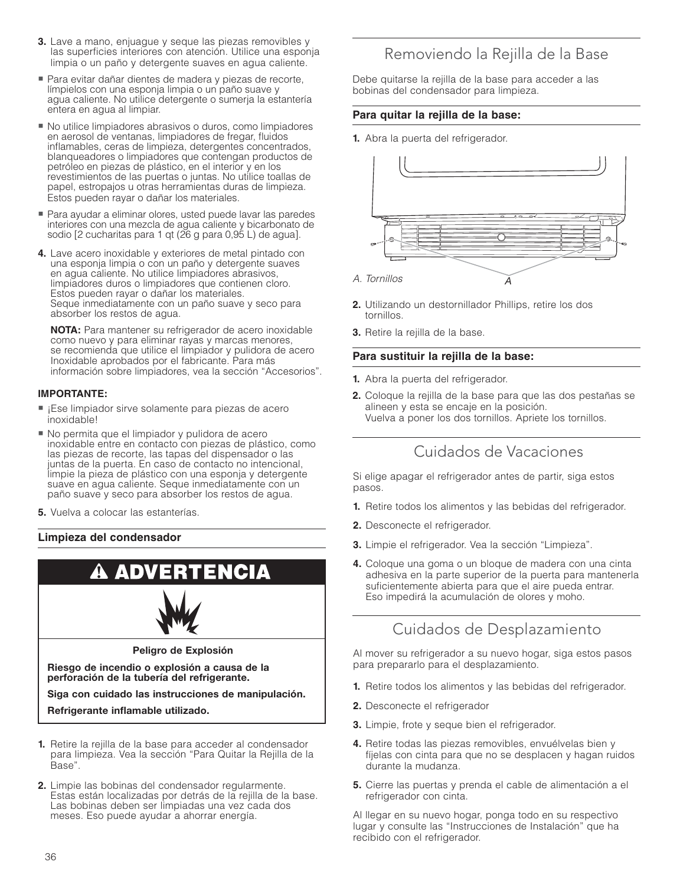3. Lave a mano, enjuague y seque las piezas removibles y las superficies interiores con atención. Utilice una esponja limpia o un paño y detergente suaves en agua caliente.

- Para evitar dañar dientes de madera y piezas de recorte, límpielos con una esponja limpia o un paño suave y agua caliente. No utilice detergente o sumerja la estantería entera en agua al limpiar.
- No utilice limpiadores abrasivos o duros, como limpiadores en aerosol de ventanas, limpiadores de fregar, fluidos inflamables, ceras de limpieza, detergentes concentrados, blanqueadores o limpiadores que contengan productos de petróleo en piezas de plástico, en el interior y en los revestimientos de las puertas o juntas. No utilice toallas de papel, estropajos u otras herramientas duras de limpieza. Estos pueden rayar o dañar los materiales.
- Para ayudar a eliminar olores, usted puede lavar las paredes interiores con una mezcla de agua caliente y bicarbonato de sodio [2 cucharitas para 1 qt (26 g para 0,95 L) de agua].

4. Lave acero inoxidable y exteriores de metal pintado con una esponja limpia o con un paño y detergente suaves en agua caliente. No utilice limpiadores abrasivos, limpiadores duros o limpiadores que contienen cloro. Estos pueden rayar o dañar los materiales. Seque inmediatamente con un paño suave y seco para absorber los restos de agua.

   **NOTA:** Para mantener su refrigerador de acero inoxidable como nuevo y para eliminar rayas y marcas menores, se recomienda que utilice el limpiador y pulidora de acero Inoxidable aprobados por el fabricante. Para más información sobre limpiadores, vea la sección "Accesorios".

**IMPORTANTE:**

- ¡Ese limpiador sirve solamente para piezas de acero inoxidable!
- No permita que el limpiador y pulidora de acero inoxidable entre en contacto con piezas de plástico, como las piezas de recorte, las tapas del dispensador o las juntas de la puerta. En caso de contacto no intencional, limpie la pieza de plástico con una esponja y detergente suave en agua caliente. Seque inmediatamente con un paño suave y seco para absorber los restos de agua.

5. Vuelva a colocar las estanterías.

### Limpieza del condensador

**⚠ ADVERTENCIA**

**Peligro de Explosión**

**Riesgo de incendio o explosión a causa de la perforación de la tubería del refrigerante.**

**Siga con cuidado las instrucciones de manipulación.**

**Refrigerante inflamable utilizado.**

1. Retire la rejilla de la base para acceder al condensador para limpieza. Vea la sección "Para Quitar la Rejilla de la Base".
2. Limpie las bobinas del condensador regularmente. Estas están localizadas por detrás de la rejilla de la base. Las bobinas deben ser limpiadas una vez cada dos meses. Eso puede ayudar a ahorrar energía.

## Removiendo la Rejilla de la Base

Debe quitarse la rejilla de la base para acceder a las bobinas del condensador para limpieza.

### Para quitar la rejilla de la base:

1. Abra la puerta del refrigerador.

*A. Tornillos*

2. Utilizando un destornillador Phillips, retire los dos tornillos.
3. Retire la rejilla de la base.

### Para sustituir la rejilla de la base:

1. Abra la puerta del refrigerador.
2. Coloque la rejilla de la base para que las dos pestañas se alineen y esta se encaje en la posición. Vuelva a poner los dos tornillos. Apriete los tornillos.

## Cuidados de Vacaciones

Si elige apagar el refrigerador antes de partir, siga estos pasos.

1. Retire todos los alimentos y las bebidas del refrigerador.
2. Desconecte el refrigerador.
3. Limpie el refrigerador. Vea la sección "Limpieza".
4. Coloque una goma o un bloque de madera con una cinta adhesiva en la parte superior de la puerta para mantenerla suficientemente abierta para que el aire pueda entrar. Eso impedirá la acumulación de olores y moho.

## Cuidados de Desplazamiento

Al mover su refrigerador a su nuevo hogar, siga estos pasos para prepararlo para el desplazamiento.

1. Retire todos los alimentos y las bebidas del refrigerador.
2. Desconecte el refrigerador
3. Limpie, frote y seque bien el refrigerador.
4. Retire todas las piezas removibles, envuélvelas bien y fíjelas con cinta para que no se desplacen y hagan ruidos durante la mudanza.
5. Cierre las puertas y prenda el cable de alimentación a el refrigerador con cinta.

Al llegar en su nuevo hogar, ponga todo en su respectivo lugar y consulte las "Instrucciones de Instalación" que ha recibido con el refrigerador.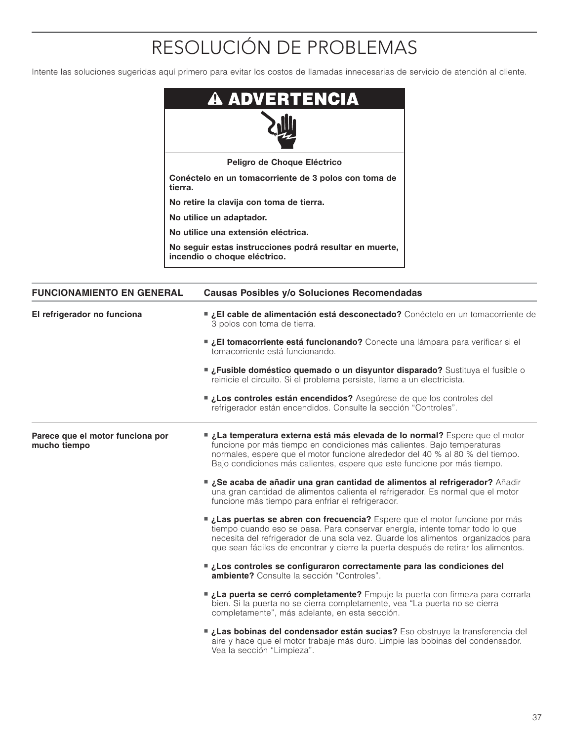# RESOLUCIÓN DE PROBLEMAS

Intente las soluciones sugeridas aquí primero para evitar los costos de llamadas innecesarias de servicio de atención al cliente.

**⚠ ADVERTENCIA**

**Peligro de Choque Eléctrico**

**Conéctelo en un tomacorriente de 3 polos con toma de tierra.**

**No retire la clavija con toma de tierra.**

**No utilice un adaptador.**

**No utilice una extensión eléctrica.**

**No seguir estas instrucciones podrá resultar en muerte, incendio o choque eléctrico.**

| FUNCIONAMIENTO EN GENERAL | Causas Posibles y/o Soluciones Recomendadas |
| --- | --- |
| **El refrigerador no funciona** | ■ **¿El cable de alimentación está desconectado?** Conéctelo en un tomacorriente de 3 polos con toma de tierra.<br>■ **¿El tomacorriente está funcionando?** Conecte una lámpara para verificar si el tomacorriente está funcionando.<br>■ **¿Fusible doméstico quemado o un disyuntor disparado?** Sustituya el fusible o reinicie el circuito. Si el problema persiste, llame a un electricista.<br>■ **¿Los controles están encendidos?** Asegúrese de que los controles del refrigerador están encendidos. Consulte la sección “Controles”. |
| **Parece que el motor funciona por mucho tiempo** | ■ **¿La temperatura externa está más elevada de lo normal?** Espere que el motor funcione por más tiempo en condiciones más calientes. Bajo temperaturas normales, espere que el motor funcione alrededor del 40 % al 80 % del tiempo. Bajo condiciones más calientes, espere que este funcione por más tiempo.<br>■ **¿Se acaba de añadir una gran cantidad de alimentos al refrigerador?** Añadir una gran cantidad de alimentos calienta el refrigerador. Es normal que el motor funcione más tiempo para enfriar el refrigerador.<br>■ **¿Las puertas se abren con frecuencia?** Espere que el motor funcione por más tiempo cuando eso se pasa. Para conservar energía, intente tomar todo lo que necesita del refrigerador de una sola vez. Guarde los alimentos organizados para que sean fáciles de encontrar y cierre la puerta después de retirar los alimentos.<br>■ **¿Los controles se configuraron correctamente para las condiciones del ambiente?** Consulte la sección “Controles”.<br>■ **¿La puerta se cerró completamente?** Empuje la puerta con firmeza para cerrarla bien. Si la puerta no se cierra completamente, vea “La puerta no se cierra completamente”, más adelante, en esta sección.<br>■ **¿Las bobinas del condensador están sucias?** Eso obstruye la transferencia del aire y hace que el motor trabaje más duro. Limpie las bobinas del condensador. Vea la sección “Limpieza”. |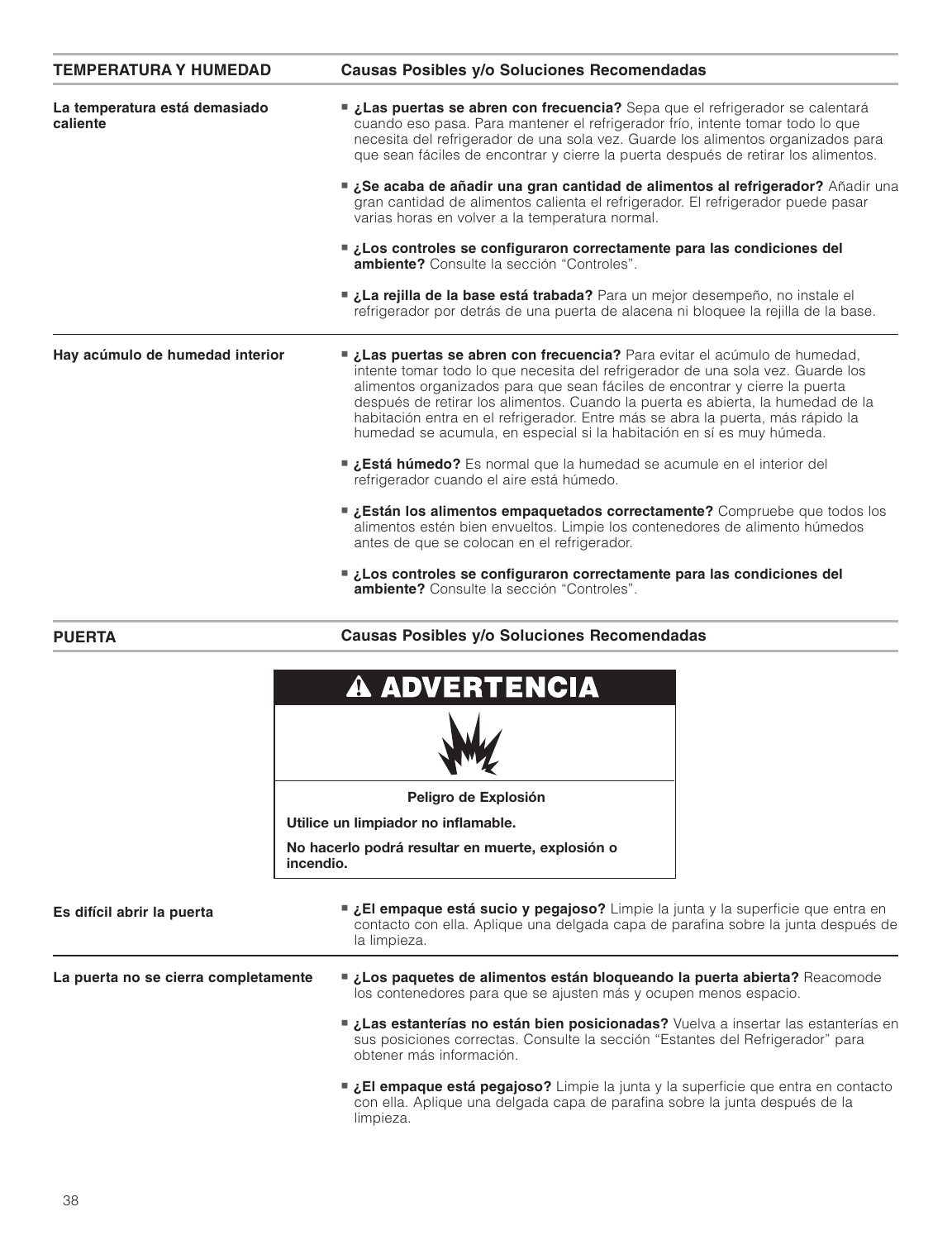| TEMPERATURA Y HUMEDAD | Causas Posibles y/o Soluciones Recomendadas |
|---|---|
| **La temperatura está demasiado caliente** | ■ **¿Las puertas se abren con frecuencia?** Sepa que el refrigerador se calentará cuando eso pasa. Para mantener el refrigerador frío, intente tomar todo lo que necesita del refrigerador de una sola vez. Guarde los alimentos organizados para que sean fáciles de encontrar y cierre la puerta después de retirar los alimentos.<br>■ **¿Se acaba de añadir una gran cantidad de alimentos al refrigerador?** Añadir una gran cantidad de alimentos calienta el refrigerador. El refrigerador puede pasar varias horas en volver a la temperatura normal.<br>■ **¿Los controles se configuraron correctamente para las condiciones del ambiente?** Consulte la sección "Controles".<br>■ **¿La rejilla de la base está trabada?** Para un mejor desempeño, no instale el refrigerador por detrás de una puerta de alacena ni bloquee la rejilla de la base. |
| **Hay acúmulo de humedad interior** | ■ **¿Las puertas se abren con frecuencia?** Para evitar el acúmulo de humedad, intente tomar todo lo que necesita del refrigerador de una sola vez. Guarde los alimentos organizados para que sean fáciles de encontrar y cierre la puerta después de retirar los alimentos. Cuando la puerta es abierta, la humedad de la habitación entra en el refrigerador. Entre más se abra la puerta, más rápido la humedad se acumula, en especial si la habitación en sí es muy húmeda.<br>■ **¿Está húmedo?** Es normal que la humedad se acumule en el interior del refrigerador cuando el aire está húmedo.<br>■ **¿Están los alimentos empaquetados correctamente?** Compruebe que todos los alimentos estén bien envueltos. Limpie los contenedores de alimento húmedos antes de que se colocan en el refrigerador.<br>■ **¿Los controles se configuraron correctamente para las condiciones del ambiente?** Consulte la sección "Controles". |

| PUERTA | Causas Posibles y/o Soluciones Recomendadas |
|---|---|

**⚠ ADVERTENCIA**

**Peligro de Explosión**

**Utilice un limpiador no inflamable.**

**No hacerlo podrá resultar en muerte, explosión o incendio.**

| | |
|---|---|
| **Es difícil abrir la puerta** | ■ **¿El empaque está sucio y pegajoso?** Limpie la junta y la superficie que entra en contacto con ella. Aplique una delgada capa de parafina sobre la junta después de la limpieza. |
| **La puerta no se cierra completamente** | ■ **¿Los paquetes de alimentos están bloqueando la puerta abierta?** Reacomode los contenedores para que se ajusten más y ocupen menos espacio.<br>■ **¿Las estanterías no están bien posicionadas?** Vuelva a insertar las estanterías en sus posiciones correctas. Consulte la sección "Estantes del Refrigerador" para obtener más información.<br>■ **¿El empaque está pegajoso?** Limpie la junta y la superficie que entra en contacto con ella. Aplique una delgada capa de parafina sobre la junta después de la limpieza. |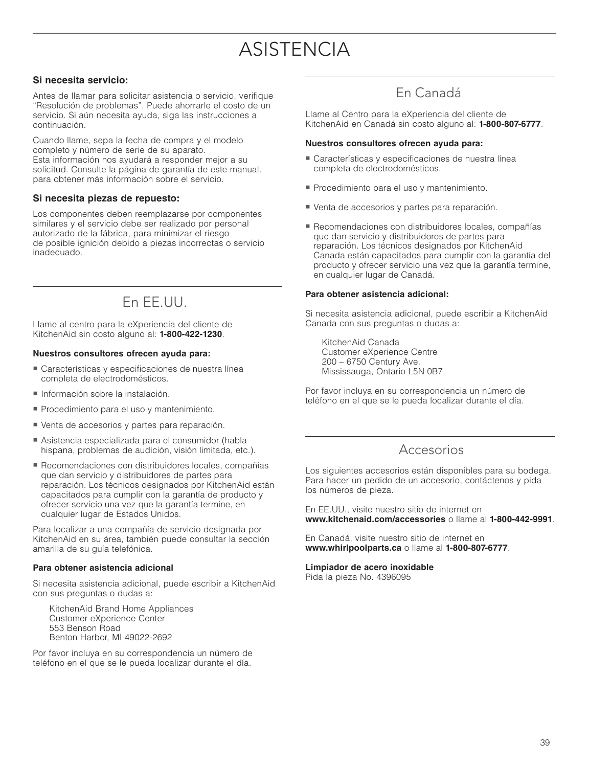# ASISTENCIA

### Si necesita servicio:

Antes de llamar para solicitar asistencia o servicio, verifique "Resolución de problemas". Puede ahorrarle el costo de un servicio. Si aún necesita ayuda, siga las instrucciones a continuación.

Cuando llame, sepa la fecha de compra y el modelo completo y número de serie de su aparato. Esta información nos ayudará a responder mejor a su solicitud. Consulte la página de garantía de este manual. para obtener más información sobre el servicio.

### Si necesita piezas de repuesto:

Los componentes deben reemplazarse por componentes similares y el servicio debe ser realizado por personal autorizado de la fábrica, para minimizar el riesgo de posible ignición debido a piezas incorrectas o servicio inadecuado.

## En EE.UU.

Llame al centro para la eXperiencia del cliente de KitchenAid sin costo alguno al: **1-800-422-1230**.

**Nuestros consultores ofrecen ayuda para:**

- Características y especificaciones de nuestra línea completa de electrodomésticos.
- Información sobre la instalación.
- Procedimiento para el uso y mantenimiento.
- Venta de accesorios y partes para reparación.
- Asistencia especializada para el consumidor (habla hispana, problemas de audición, visión limitada, etc.).
- Recomendaciones con distribuidores locales, compañías que dan servicio y distribuidores de partes para reparación. Los técnicos designados por KitchenAid están capacitados para cumplir con la garantía de producto y ofrecer servicio una vez que la garantía termine, en cualquier lugar de Estados Unidos.

Para localizar a una compañía de servicio designada por KitchenAid en su área, también puede consultar la sección amarilla de su guía telefónica.

**Para obtener asistencia adicional**

Si necesita asistencia adicional, puede escribir a KitchenAid con sus preguntas o dudas a:

KitchenAid Brand Home Appliances  
Customer eXperience Center  
553 Benson Road  
Benton Harbor, MI 49022-2692

Por favor incluya en su correspondencia un número de teléfono en el que se le pueda localizar durante el día.

## En Canadá

Llame al Centro para la eXperiencia del cliente de KitchenAid en Canadá sin costo alguno al: **1-800-807-6777**.

**Nuestros consultores ofrecen ayuda para:**

- Características y especificaciones de nuestra línea completa de electrodomésticos.
- Procedimiento para el uso y mantenimiento.
- Venta de accesorios y partes para reparación.
- Recomendaciones con distribuidores locales, compañías que dan servicio y distribuidores de partes para reparación. Los técnicos designados por KitchenAid Canada están capacitados para cumplir con la garantía del producto y ofrecer servicio una vez que la garantía termine, en cualquier lugar de Canadá.

**Para obtener asistencia adicional:**

Si necesita asistencia adicional, puede escribir a KitchenAid Canada con sus preguntas o dudas a:

KitchenAid Canada  
Customer eXperience Centre  
200 – 6750 Century Ave.  
Mississauga, Ontario L5N 0B7

Por favor incluya en su correspondencia un número de teléfono en el que se le pueda localizar durante el día.

## Accesorios

Los siguientes accesorios están disponibles para su bodega. Para hacer un pedido de un accesorio, contáctenos y pida los números de pieza.

En EE.UU., visite nuestro sitio de internet en **www.kitchenaid.com/accessories** o llame al **1-800-442-9991**.

En Canadá, visite nuestro sitio de internet en **www.whirlpoolparts.ca** o llame al **1-800-807-6777**.

**Limpiador de acero inoxidable**  
Pida la pieza No. 4396095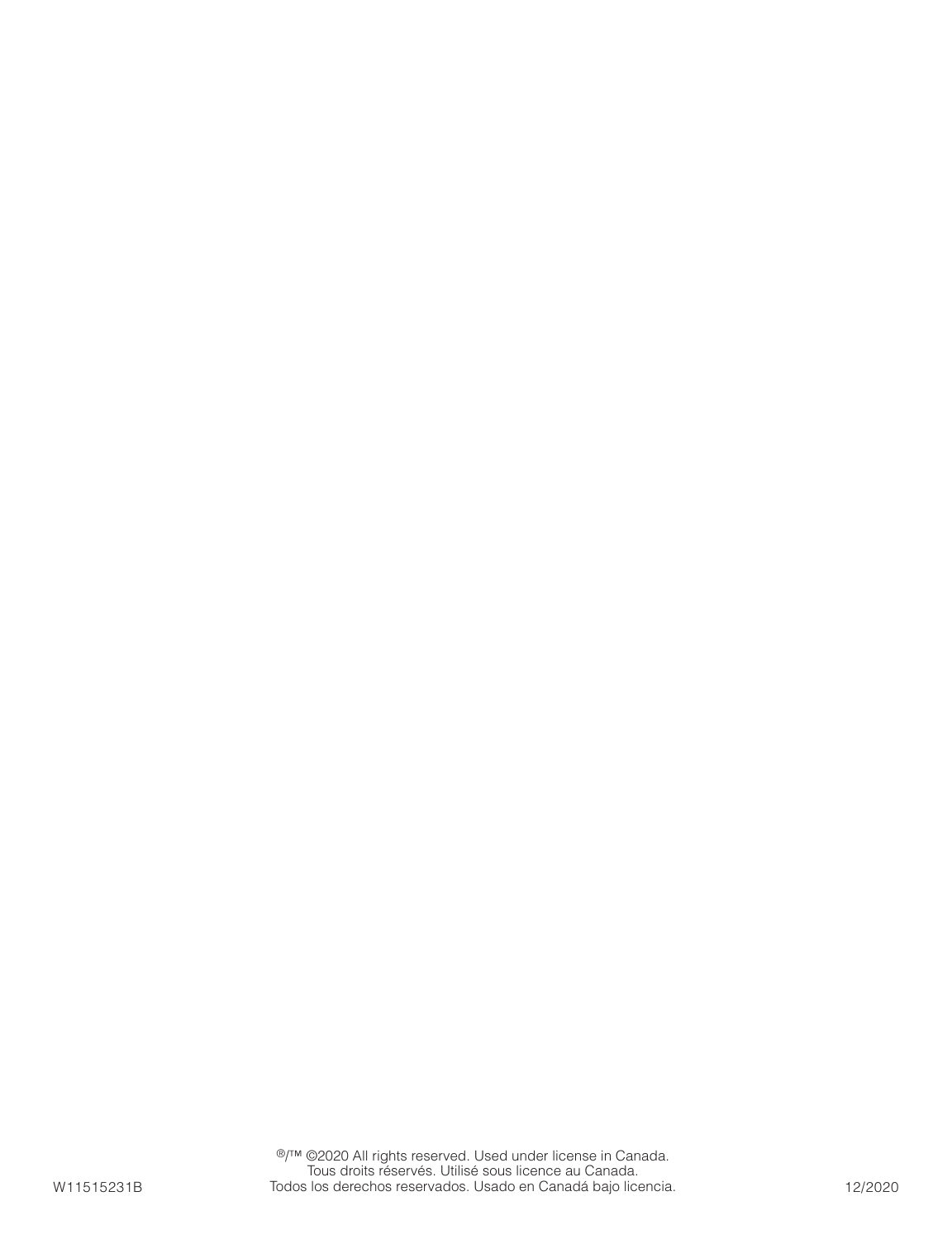®/™ ©2020 All rights reserved. Used under license in Canada.
Tous droits réservés. Utilisé sous licence au Canada.
Todos los derechos reservados. Usado en Canadá bajo licencia.

W11515231B

12/2020